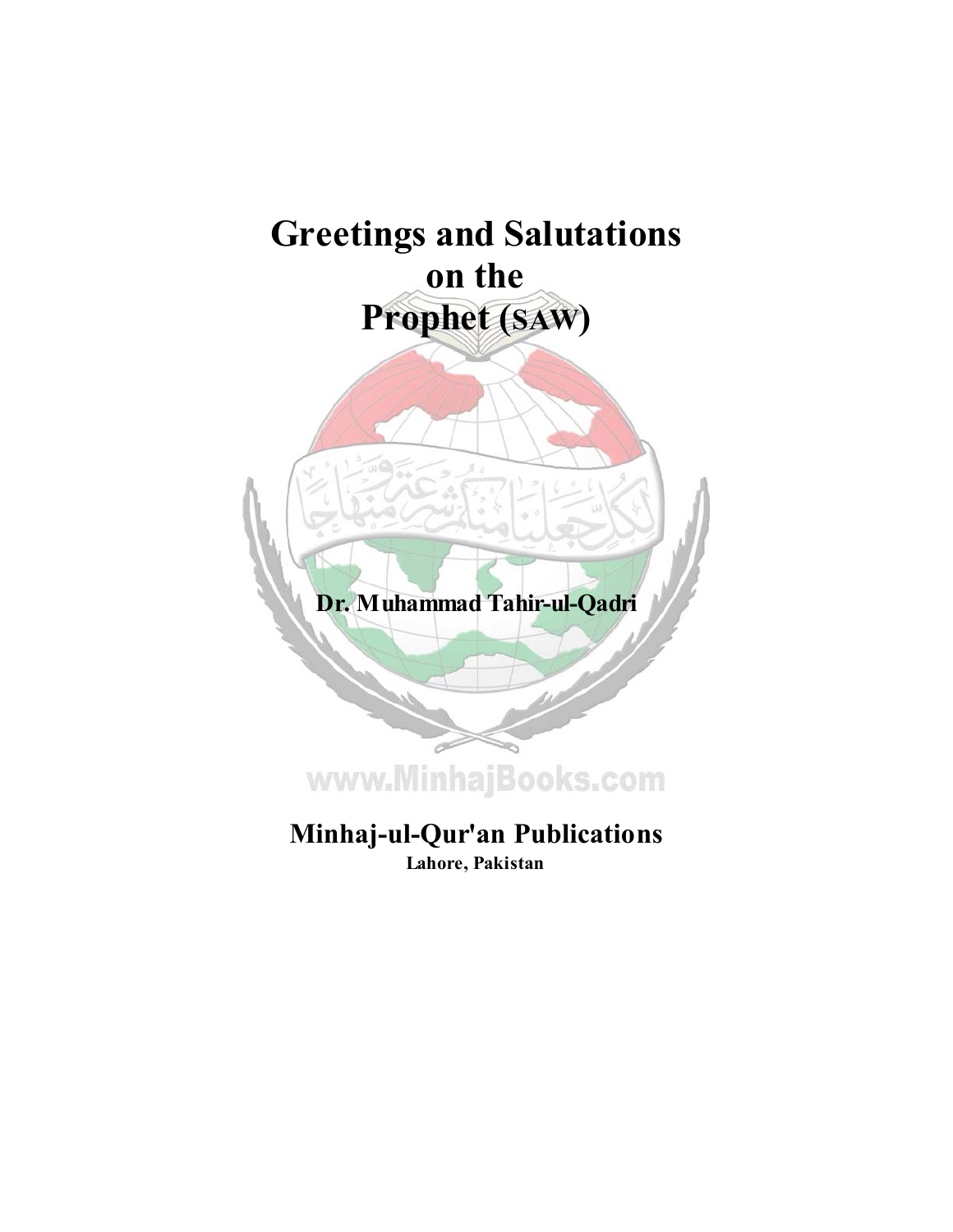# Greetings and Salutations on the Prophet (SAW)

**Dr. Muhammad Tahir-ul-Qadri**

www.MinhajBooks.com

**Minhaj-ul-Qur'an Publications**

**Lahore, Pakistan**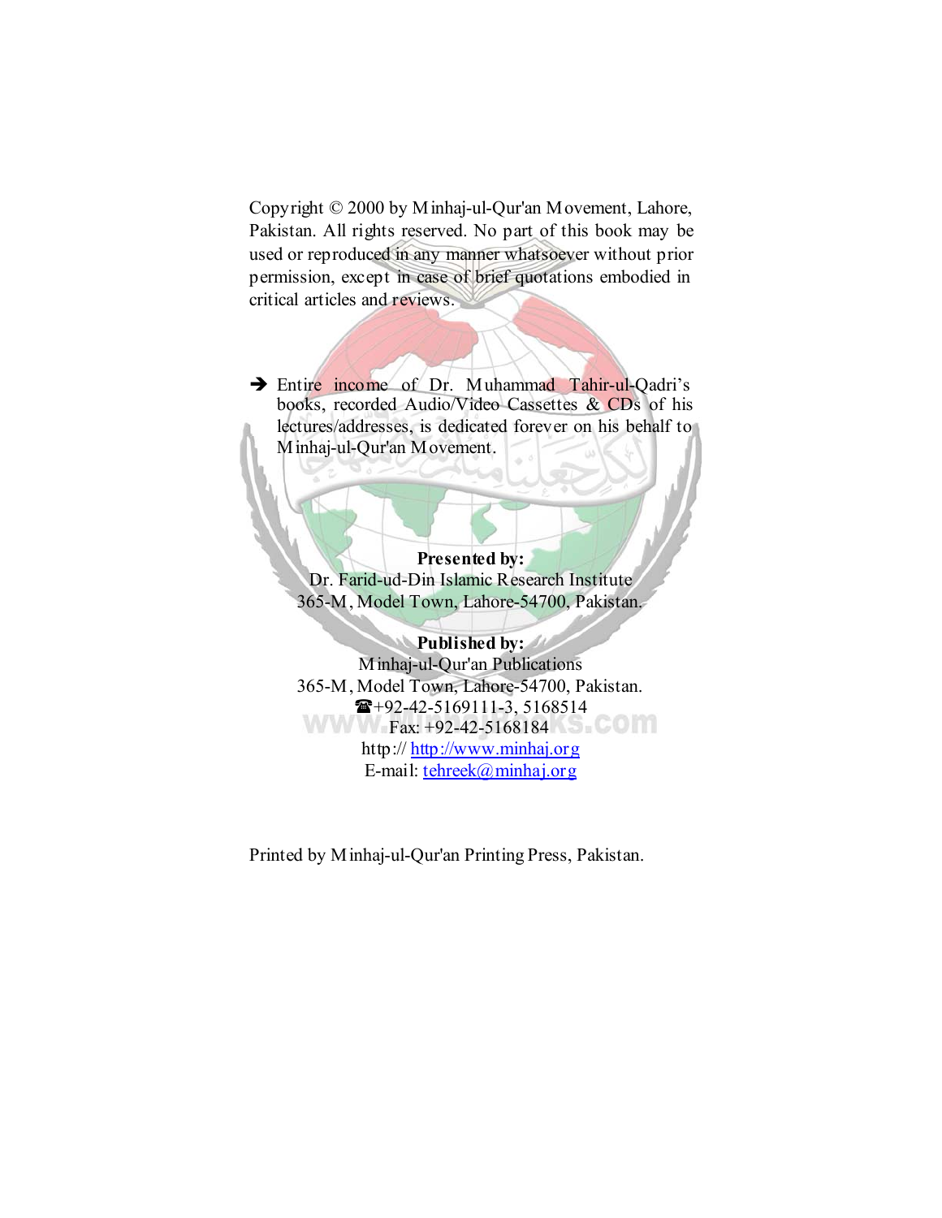Copyright © 2000 by Minhaj-ul-Qur'an Movement, Lahore, Pakistan. All rights reserved. No part of this book may be used or reproduced in any manner whatsoever without prior permission, except in case of brief quotations embodied in critical articles and reviews.

➔ Entire income of Dr. Muhammad Tahir-ul-Qadri's books, recorded Audio/Video Cassettes & CDs of his lectures/addresses, is dedicated forever on his behalf to Minhaj-ul-Qur'an Movement.

**Presented by:**
Dr. Farid-ud-Din Islamic Research Institute
365-M, Model Town, Lahore-54700, Pakistan.

**Published by:**
Minhaj-ul-Qur'an Publications
365-M, Model Town, Lahore-54700, Pakistan.
☎+92-42-5169111-3, 5168514
Fax: +92-42-5168184
http:// http://www.minhaj.org
E-mail: tehreek@minhaj.org

Printed by Minhaj-ul-Qur'an Printing Press, Pakistan.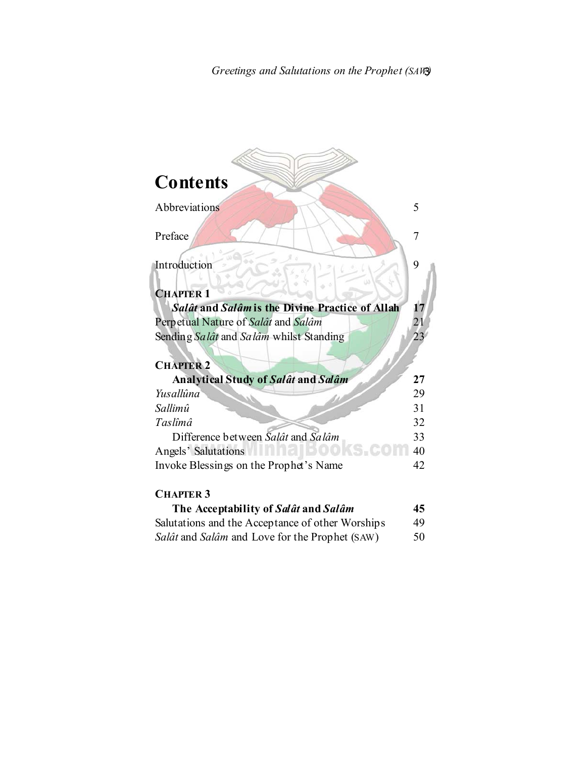# Contents

| | |
|---|---|
| Abbreviations | 5 |
| Preface | 7 |
| Introduction | 9 |
| **CHAPTER 1** | |
| ***Salât* and *Salâm* is the Divine Practice of Allah** | **17** |
| Perpetual Nature of *Salât* and *Salâm* | 21 |
| Sending *Salât* and *Salâm* whilst Standing | 23 |
| **CHAPTER 2** | |
| **Analytical Study of *Salât* and *Salâm*** | **27** |
| *Yusallûna* | 29 |
| *Sallimû* | 31 |
| *Taslîmâ* | 32 |
| Difference between *Salât* and *Salâm* | 33 |
| Angels' Salutations | 40 |
| Invoke Blessings on the Prophet's Name | 42 |
| **CHAPTER 3** | |
| **The Acceptability of *Salât* and *Salâm*** | **45** |
| Salutations and the Acceptance of other Worships | 49 |
| *Salât* and *Salâm* and Love for the Prophet (SAW) | 50 |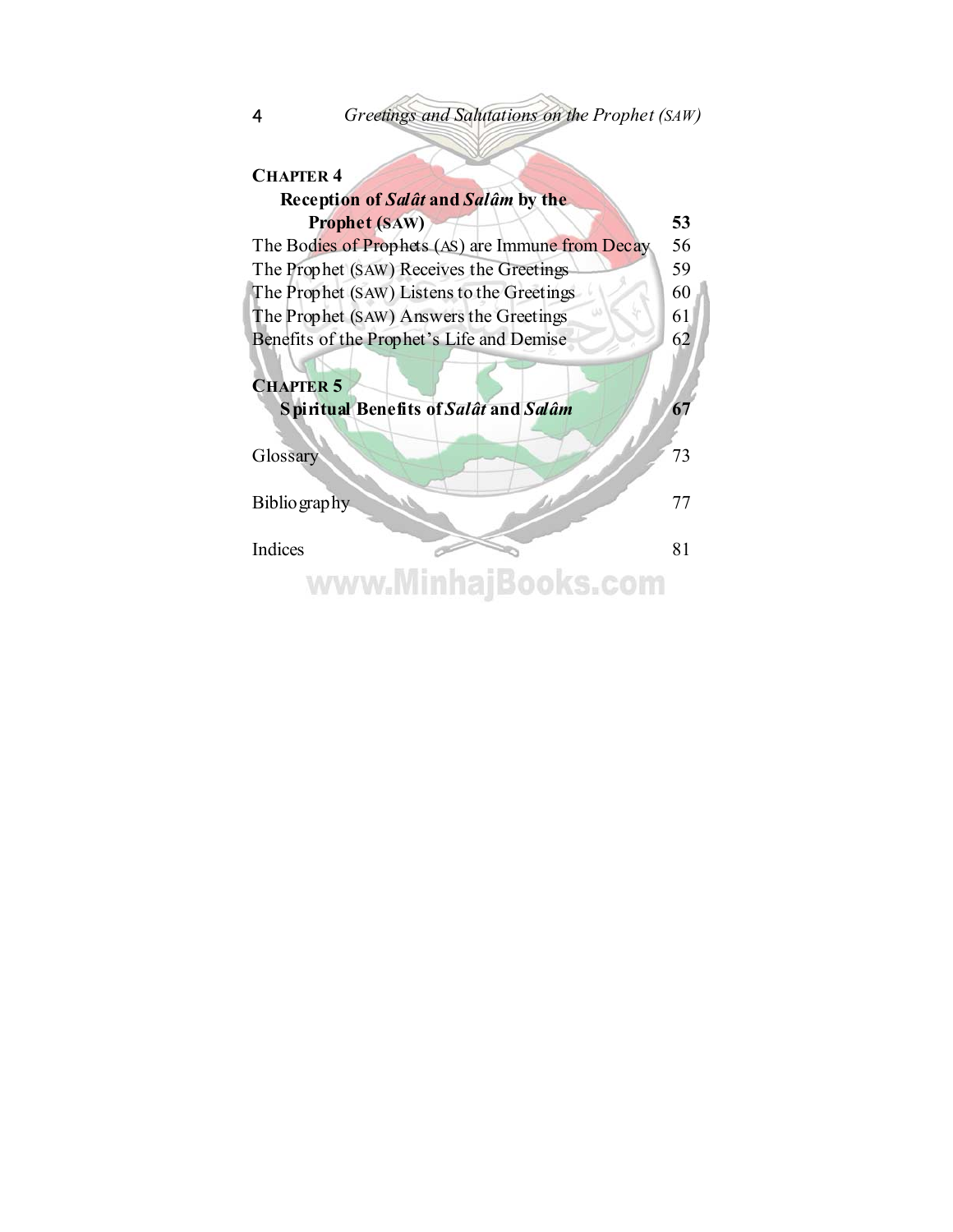**CHAPTER 4**

**Reception of *Salât* and *Salâm* by the Prophet (SAW)** **53**

The Bodies of Prophets (AS) are Immune from Decay 56

The Prophet (SAW) Receives the Greetings 59

The Prophet (SAW) Listens to the Greetings 60

The Prophet (SAW) Answers the Greetings 61

Benefits of the Prophet's Life and Demise 62

**CHAPTER 5**

**Spiritual Benefits of *Salât* and *Salâm*** **67**

Glossary 73

Bibliography 77

Indices 81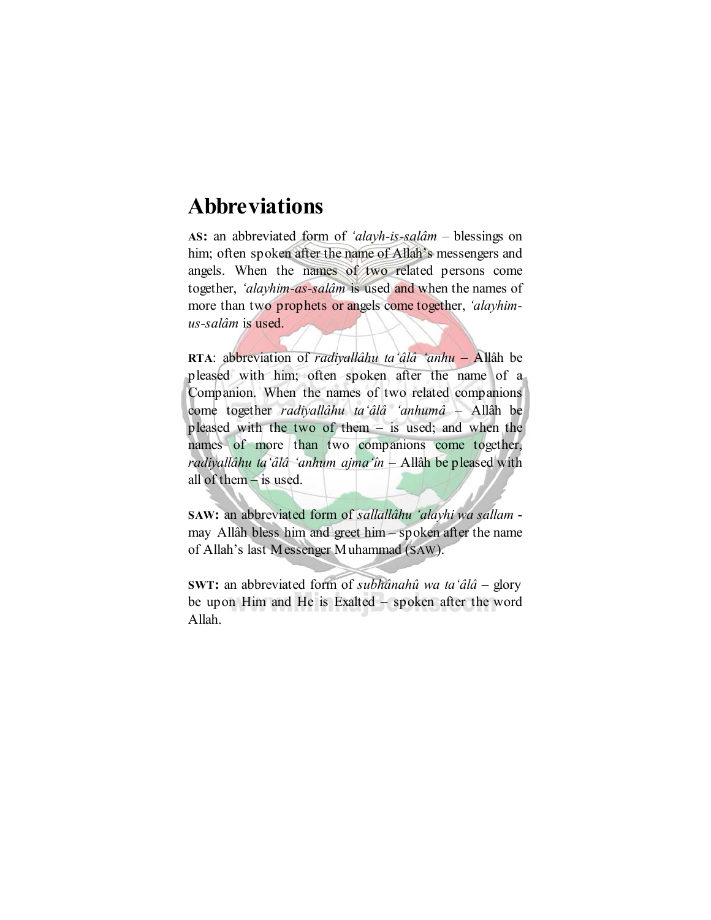# Abbreviations

**AS:** an abbreviated form of *'alayh-is-salâm* – blessings on him; often spoken after the name of Allah's messengers and angels. When the names of two related persons come together, *'alayhim-as-salâm* is used and when the names of more than two prophets or angels come together, *'alayhim-us-salâm* is used.

**RTA**: abbreviation of *radiyallâhu ta'âlâ 'anhu* – Allâh be pleased with him; often spoken after the name of a Companion. When the names of two related companions come together *radiyallâhu ta'âlâ 'anhumâ* – Allâh be pleased with the two of them – is used; and when the names of more than two companions come together, *radiyallâhu ta'âlâ 'anhum ajma'în* – Allâh be pleased with all of them – is used.

**SAW:** an abbreviated form of *sallallâhu 'alayhi wa sallam* - may Allâh bless him and greet him – spoken after the name of Allah's last Messenger Muhammad (SAW).

**SWT:** an abbreviated form of *subhânahû wa ta'âlâ* – glory be upon Him and He is Exalted – spoken after the word Allah.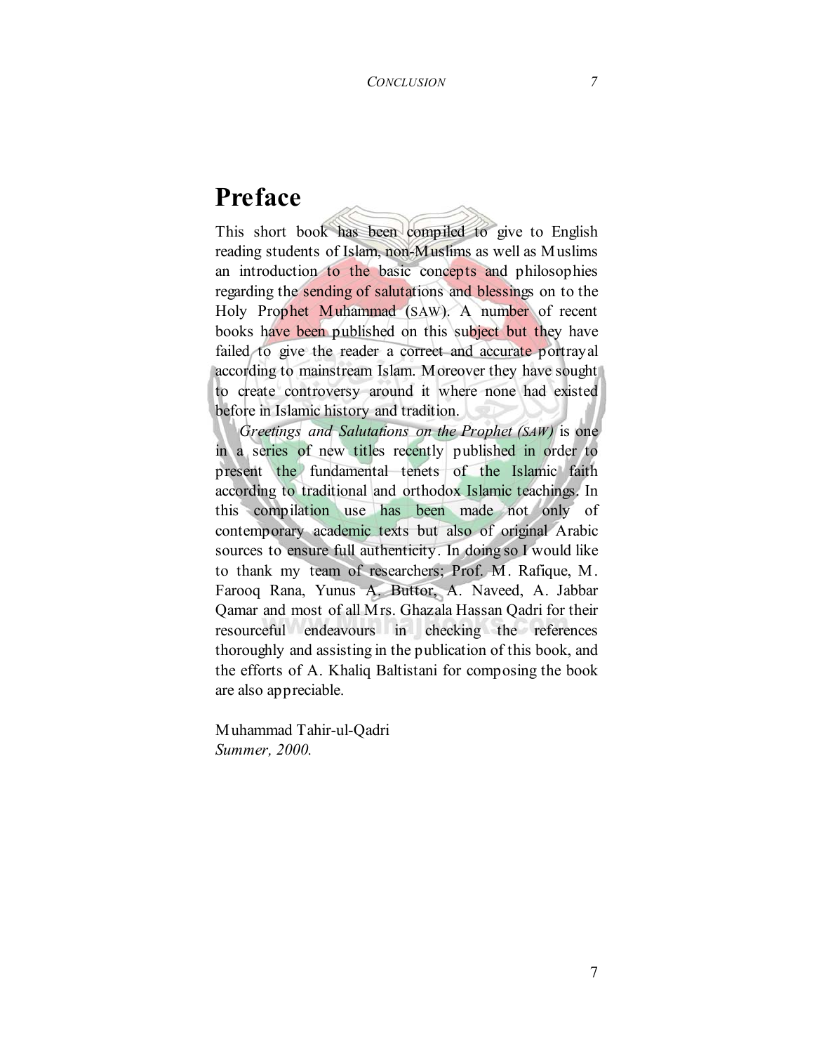# Preface

This short book has been compiled to give to English reading students of Islam, non-Muslims as well as Muslims an introduction to the basic concepts and philosophies regarding the sending of salutations and blessings on to the Holy Prophet Muhammad (SAW). A number of recent books have been published on this subject but they have failed to give the reader a correct and accurate portrayal according to mainstream Islam. Moreover they have sought to create controversy around it where none had existed before in Islamic history and tradition.

*Greetings and Salutations on the Prophet (SAW)* is one in a series of new titles recently published in order to present the fundamental tenets of the Islamic faith according to traditional and orthodox Islamic teachings. In this compilation use has been made not only of contemporary academic texts but also of original Arabic sources to ensure full authenticity. In doing so I would like to thank my team of researchers; Prof. M. Rafique, M. Farooq Rana, Yunus A. Buttor, A. Naveed, A. Jabbar Qamar and most of all Mrs. Ghazala Hassan Qadri for their resourceful endeavours in checking the references thoroughly and assisting in the publication of this book, and the efforts of A. Khaliq Baltistani for composing the book are also appreciable.

Muhammad Tahir-ul-Qadri
*Summer, 2000.*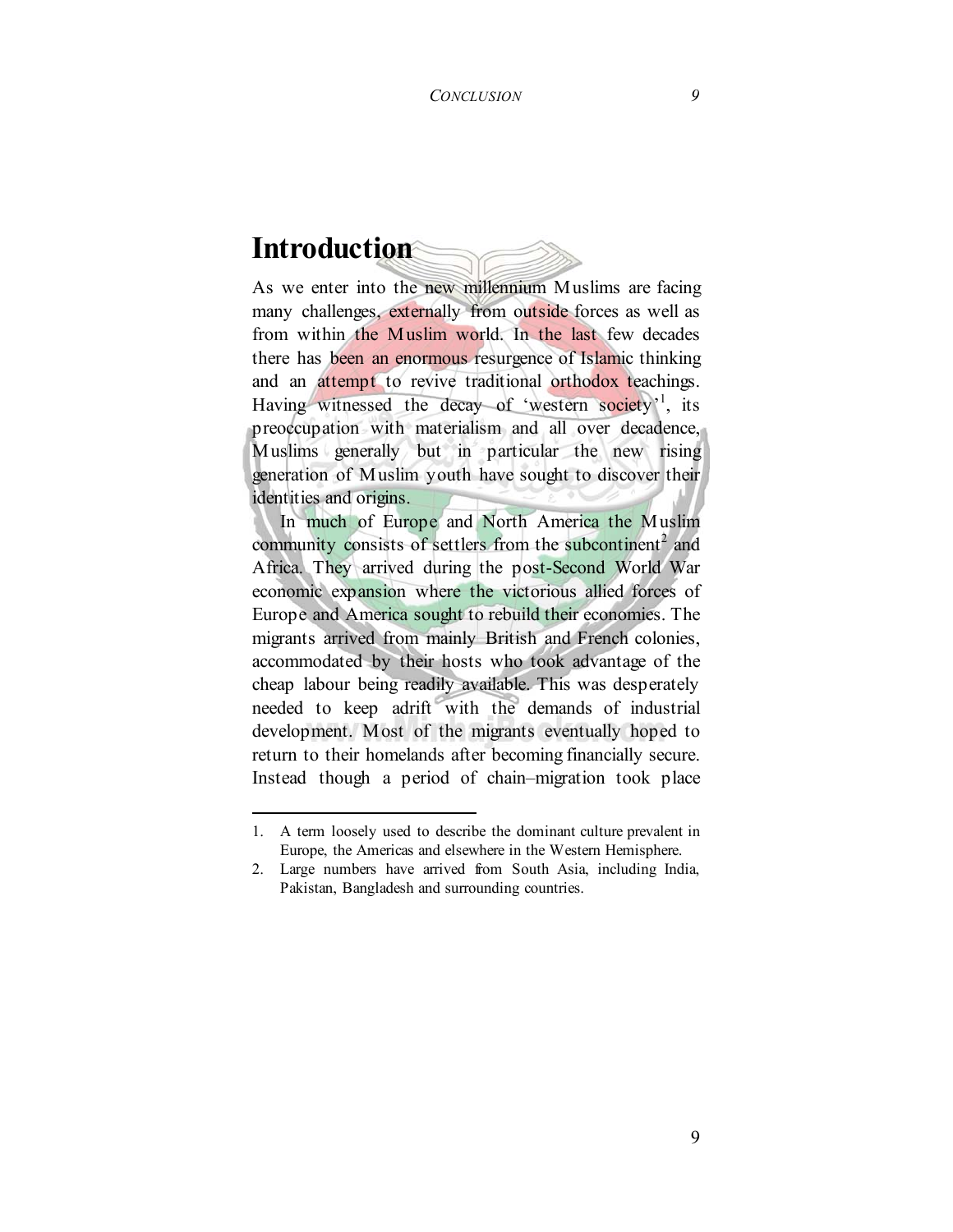# Introduction

As we enter into the new millennium Muslims are facing many challenges, externally from outside forces as well as from within the Muslim world. In the last few decades there has been an enormous resurgence of Islamic thinking and an attempt to revive traditional orthodox teachings. Having witnessed the decay of 'western society'[1], its preoccupation with materialism and all over decadence, Muslims generally but in particular the new rising generation of Muslim youth have sought to discover their identities and origins.

In much of Europe and North America the Muslim community consists of settlers from the subcontinent[2] and Africa. They arrived during the post-Second World War economic expansion where the victorious allied forces of Europe and America sought to rebuild their economies. The migrants arrived from mainly British and French colonies, accommodated by their hosts who took advantage of the cheap labour being readily available. This was desperately needed to keep adrift with the demands of industrial development. Most of the migrants eventually hoped to return to their homelands after becoming financially secure. Instead though a period of chain–migration took place

---

1. A term loosely used to describe the dominant culture prevalent in Europe, the Americas and elsewhere in the Western Hemisphere.
2. Large numbers have arrived from South Asia, including India, Pakistan, Bangladesh and surrounding countries.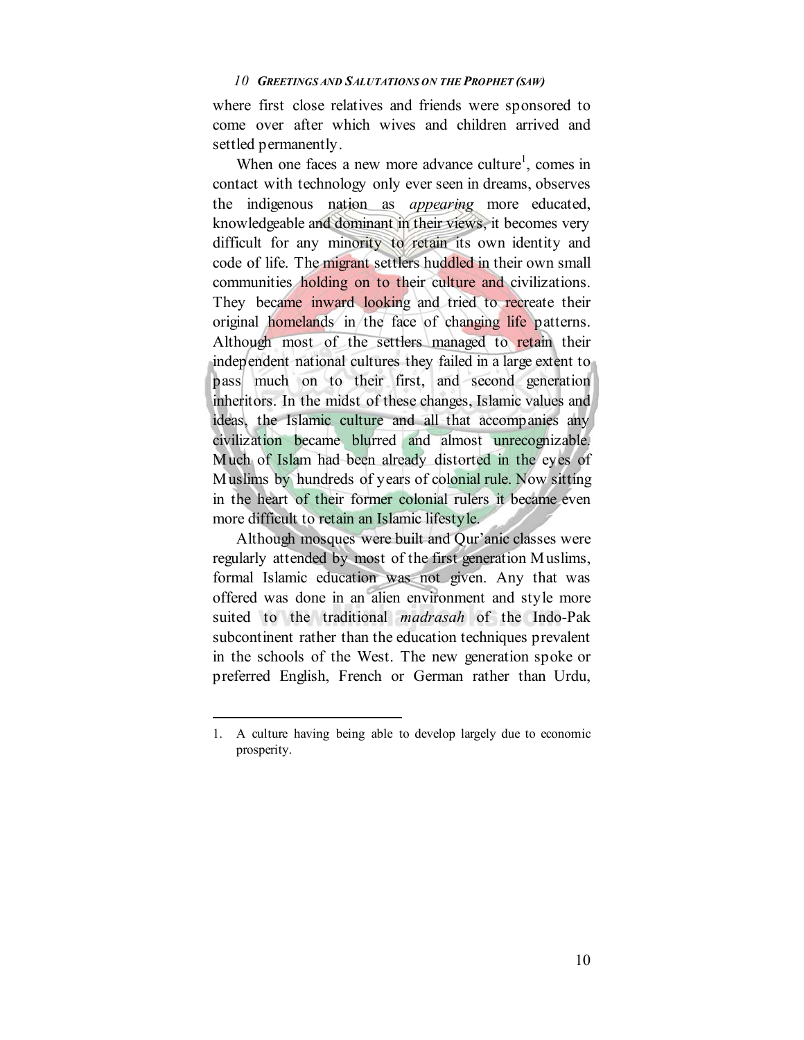where first close relatives and friends were sponsored to come over after which wives and children arrived and settled permanently.

When one faces a new more advance culture[1], comes in contact with technology only ever seen in dreams, observes the indigenous nation as *appearing* more educated, knowledgeable and dominant in their views, it becomes very difficult for any minority to retain its own identity and code of life. The migrant settlers huddled in their own small communities holding on to their culture and civilizations. They became inward looking and tried to recreate their original homelands in the face of changing life patterns. Although most of the settlers managed to retain their independent national cultures they failed in a large extent to pass much on to their first, and second generation inheritors. In the midst of these changes, Islamic values and ideas, the Islamic culture and all that accompanies any civilization became blurred and almost unrecognizable. Much of Islam had been already distorted in the eyes of Muslims by hundreds of years of colonial rule. Now sitting in the heart of their former colonial rulers it became even more difficult to retain an Islamic lifestyle.

Although mosques were built and Qur'anic classes were regularly attended by most of the first generation Muslims, formal Islamic education was not given. Any that was offered was done in an alien environment and style more suited to the traditional *madrasah* of the Indo-Pak subcontinent rather than the education techniques prevalent in the schools of the West. The new generation spoke or preferred English, French or German rather than Urdu,

---

1. A culture having being able to develop largely due to economic prosperity.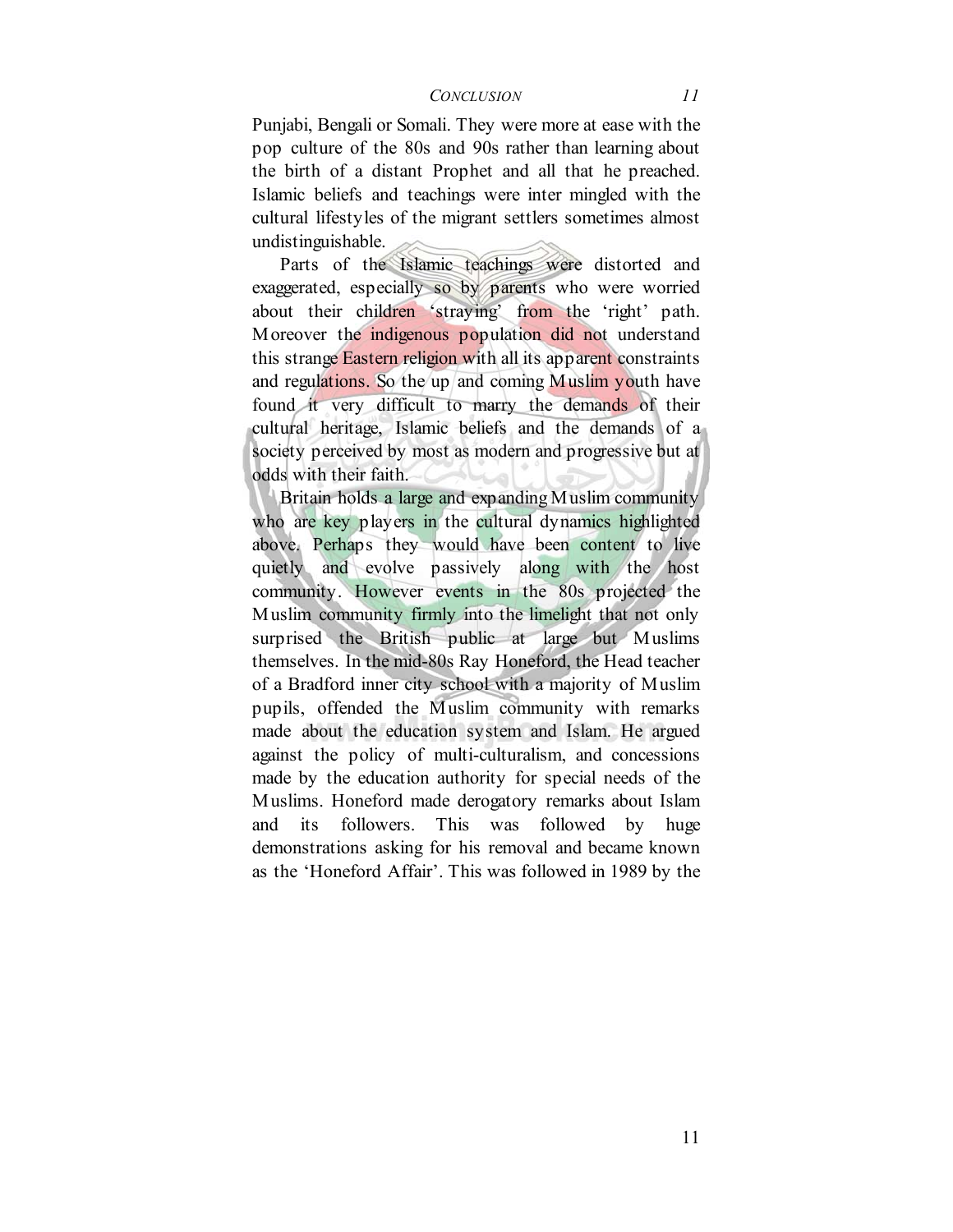Punjabi, Bengali or Somali. They were more at ease with the pop culture of the 80s and 90s rather than learning about the birth of a distant Prophet and all that he preached. Islamic beliefs and teachings were inter mingled with the cultural lifestyles of the migrant settlers sometimes almost undistinguishable.

Parts of the Islamic teachings were distorted and exaggerated, especially so by parents who were worried about their children 'straying' from the 'right' path. Moreover the indigenous population did not understand this strange Eastern religion with all its apparent constraints and regulations. So the up and coming Muslim youth have found it very difficult to marry the demands of their cultural heritage, Islamic beliefs and the demands of a society perceived by most as modern and progressive but at odds with their faith.

Britain holds a large and expanding Muslim community who are key players in the cultural dynamics highlighted above. Perhaps they would have been content to live quietly and evolve passively along with the host community. However events in the 80s projected the Muslim community firmly into the limelight that not only surprised the British public at large but Muslims themselves. In the mid-80s Ray Honeford, the Head teacher of a Bradford inner city school with a majority of Muslim pupils, offended the Muslim community with remarks made about the education system and Islam. He argued against the policy of multi-culturalism, and concessions made by the education authority for special needs of the Muslims. Honeford made derogatory remarks about Islam and its followers. This was followed by huge demonstrations asking for his removal and became known as the 'Honeford Affair'. This was followed in 1989 by the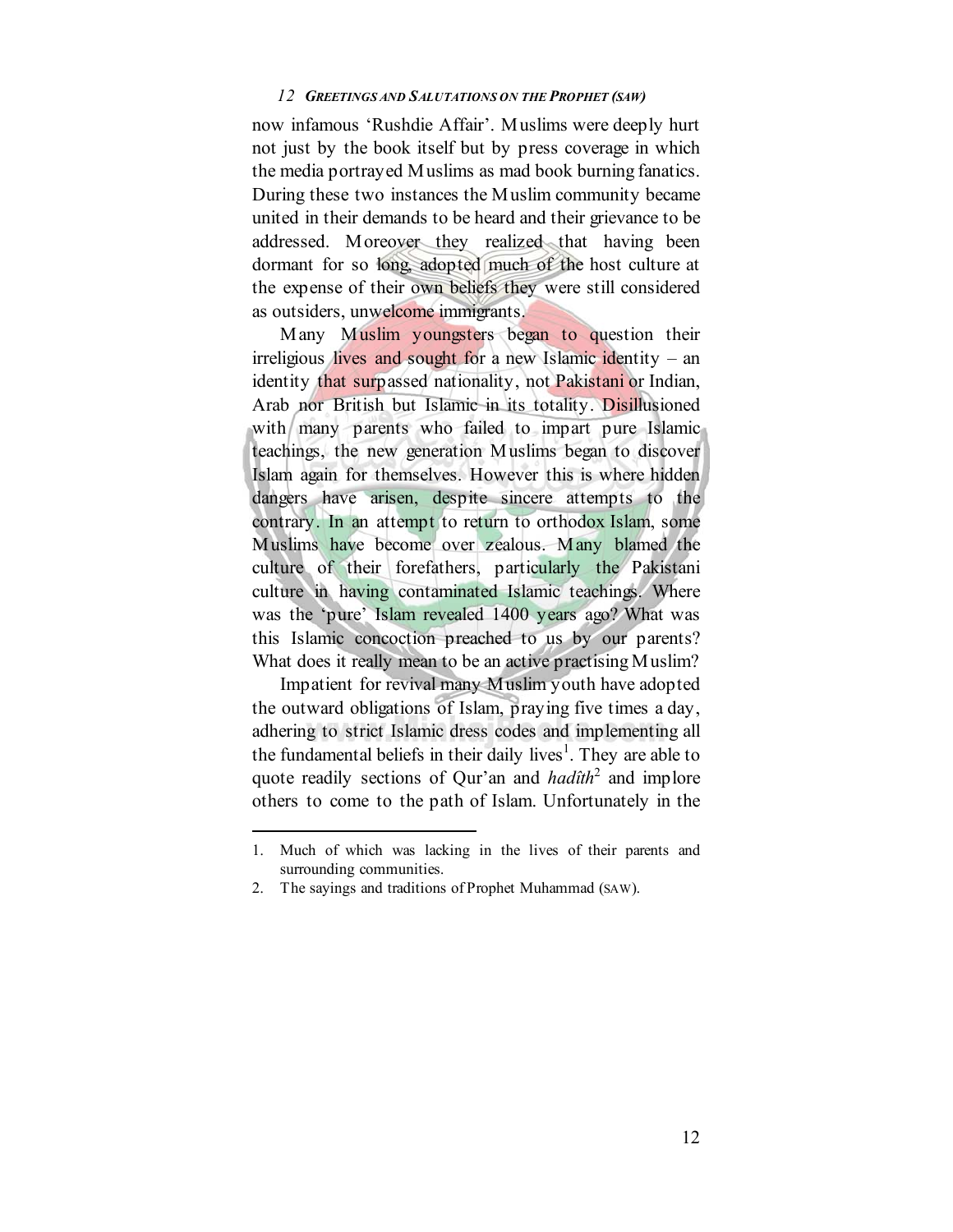now infamous 'Rushdie Affair'. Muslims were deeply hurt not just by the book itself but by press coverage in which the media portrayed Muslims as mad book burning fanatics. During these two instances the Muslim community became united in their demands to be heard and their grievance to be addressed. Moreover they realized that having been dormant for so long, adopted much of the host culture at the expense of their own beliefs they were still considered as outsiders, unwelcome immigrants.

Many Muslim youngsters began to question their irreligious lives and sought for a new Islamic identity – an identity that surpassed nationality, not Pakistani or Indian, Arab nor British but Islamic in its totality. Disillusioned with many parents who failed to impart pure Islamic teachings, the new generation Muslims began to discover Islam again for themselves. However this is where hidden dangers have arisen, despite sincere attempts to the contrary. In an attempt to return to orthodox Islam, some Muslims have become over zealous. Many blamed the culture of their forefathers, particularly the Pakistani culture in having contaminated Islamic teachings. Where was the 'pure' Islam revealed 1400 years ago? What was this Islamic concoction preached to us by our parents? What does it really mean to be an active practising Muslim?

Impatient for revival many Muslim youth have adopted the outward obligations of Islam, praying five times a day, adhering to strict Islamic dress codes and implementing all the fundamental beliefs in their daily lives[1]. They are able to quote readily sections of Qur'an and *hadîth*[2] and implore others to come to the path of Islam. Unfortunately in the

---

1. Much of which was lacking in the lives of their parents and surrounding communities.
2. The sayings and traditions of Prophet Muhammad (SAW).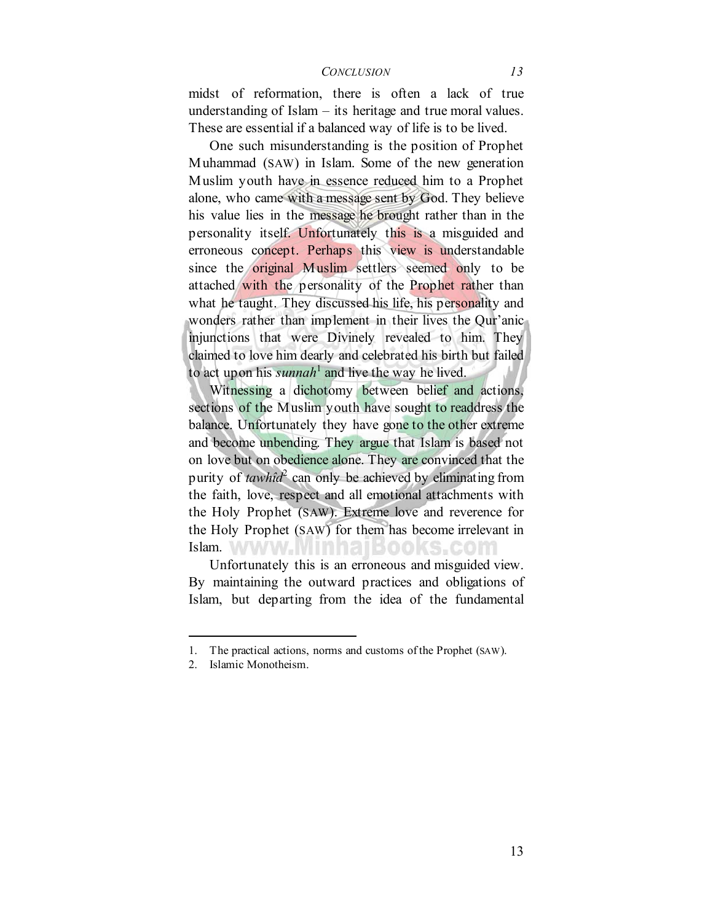midst of reformation, there is often a lack of true understanding of Islam – its heritage and true moral values. These are essential if a balanced way of life is to be lived.

One such misunderstanding is the position of Prophet Muhammad (SAW) in Islam. Some of the new generation Muslim youth have in essence reduced him to a Prophet alone, who came with a message sent by God. They believe his value lies in the message he brought rather than in the personality itself. Unfortunately this is a misguided and erroneous concept. Perhaps this view is understandable since the original Muslim settlers seemed only to be attached with the personality of the Prophet rather than what he taught. They discussed his life, his personality and wonders rather than implement in their lives the Qur'anic injunctions that were Divinely revealed to him. They claimed to love him dearly and celebrated his birth but failed to act upon his ***sunnah***[1] and live the way he lived.

Witnessing a dichotomy between belief and actions, sections of the Muslim youth have sought to readdress the balance. Unfortunately they have gone to the other extreme and become unbending. They argue that Islam is based not on love but on obedience alone. They are convinced that the purity of ***tawhid***[2] can only be achieved by eliminating from the faith, love, respect and all emotional attachments with the Holy Prophet (SAW). Extreme love and reverence for the Holy Prophet (SAW) for them has become irrelevant in Islam.

Unfortunately this is an erroneous and misguided view. By maintaining the outward practices and obligations of Islam, but departing from the idea of the fundamental

---

1. The practical actions, norms and customs of the Prophet (SAW).
2. Islamic Monotheism.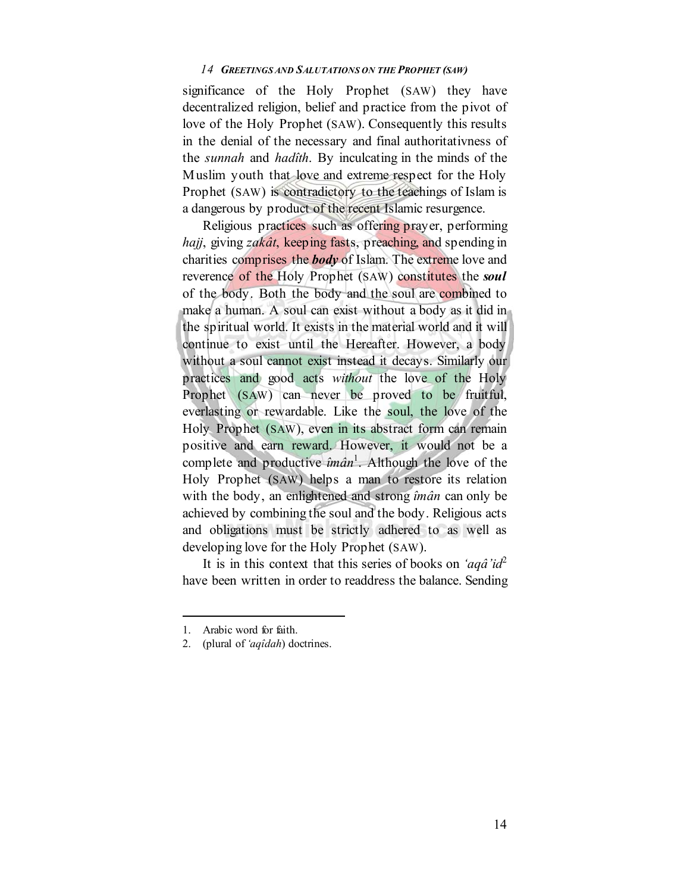significance of the Holy Prophet (SAW) they have decentralized religion, belief and practice from the pivot of love of the Holy Prophet (SAW). Consequently this results in the denial of the necessary and final authoritativness of the *sunnah* and *hadîth*. By inculcating in the minds of the Muslim youth that love and extreme respect for the Holy Prophet (SAW) is contradictory to the teachings of Islam is a dangerous by product of the recent Islamic resurgence.

Religious practices such as offering prayer, performing *hajj*, giving *zakât*, keeping fasts, preaching, and spending in charities comprises the ***body*** of Islam. The extreme love and reverence of the Holy Prophet (SAW) constitutes the ***soul*** of the body. Both the body and the soul are combined to make a human. A soul can exist without a body as it did in the spiritual world. It exists in the material world and it will continue to exist until the Hereafter. However, a body without a soul cannot exist instead it decays. Similarly our practices and good acts *without* the love of the Holy Prophet (SAW) can never be proved to be fruitful, everlasting or rewardable. Like the soul, the love of the Holy Prophet (SAW), even in its abstract form can remain positive and earn reward. However, it would not be a complete and productive *îmân*[1]. Although the love of the Holy Prophet (SAW) helps a man to restore its relation with the body, an enlightened and strong *îmân* can only be achieved by combining the soul and the body. Religious acts and obligations must be strictly adhered to as well as developing love for the Holy Prophet (SAW).

It is in this context that this series of books on *'aqâ'id*[2] have been written in order to readdress the balance. Sending

---

1. Arabic word for faith.
2. (plural of *'aqîdah*) doctrines.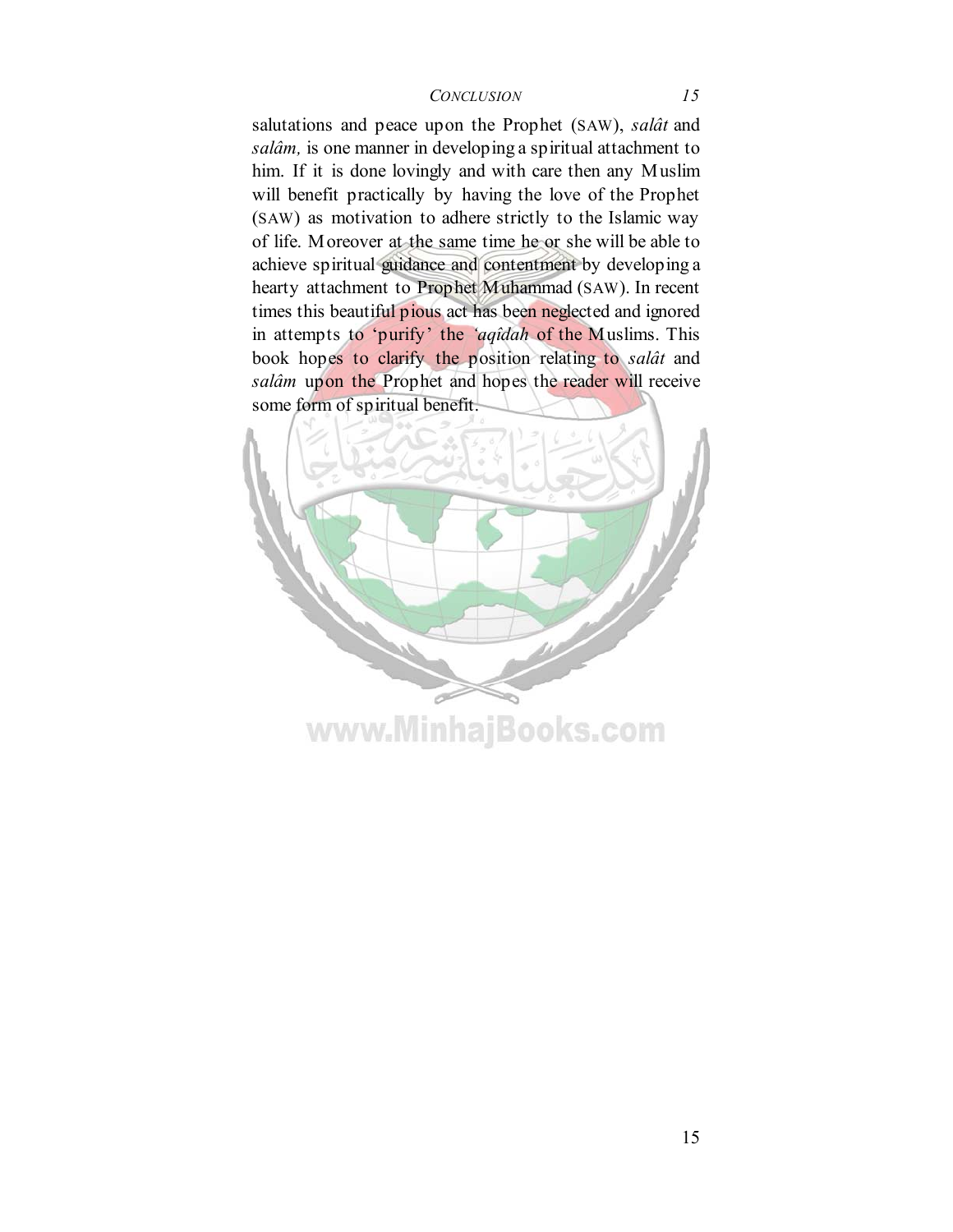salutations and peace upon the Prophet (SAW), *salât* and *salâm,* is one manner in developing a spiritual attachment to him. If it is done lovingly and with care then any Muslim will benefit practically by having the love of the Prophet (SAW) as motivation to adhere strictly to the Islamic way of life. Moreover at the same time he or she will be able to achieve spiritual guidance and contentment by developing a hearty attachment to Prophet Muhammad (SAW). In recent times this beautiful pious act has been neglected and ignored in attempts to 'purify' the *'aqîdah* of the Muslims. This book hopes to clarify the position relating to *salât* and *salâm* upon the Prophet and hopes the reader will receive some form of spiritual benefit.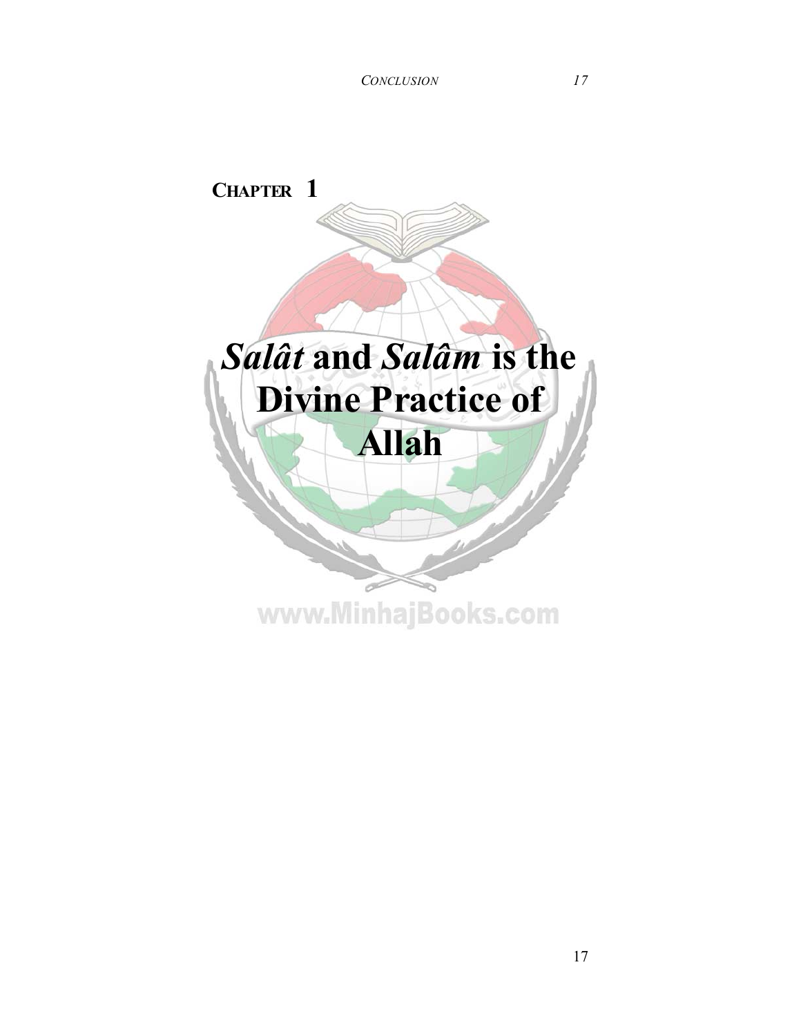**CHAPTER 1**

# *Salât* and *Salâm* is the Divine Practice of Allah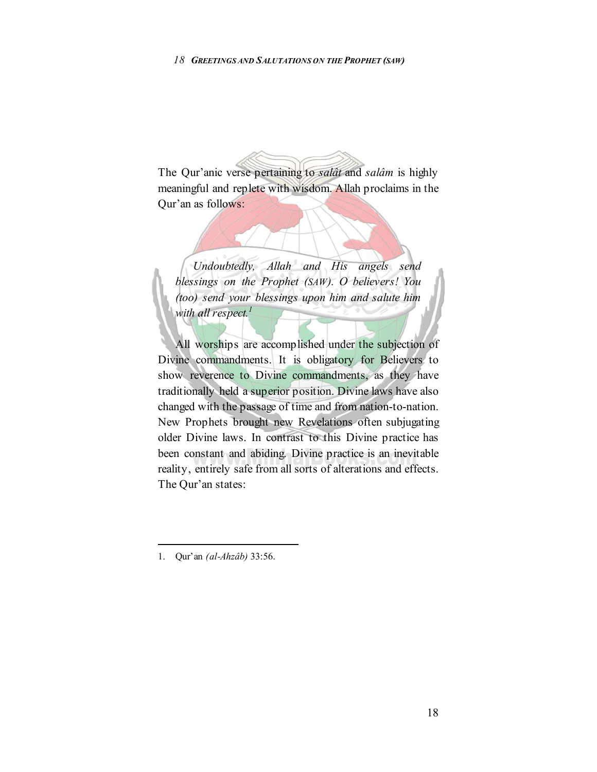The Qur'anic verse pertaining to *salât* and *salâm* is highly meaningful and replete with wisdom. Allah proclaims in the Qur'an as follows:

> *Undoubtedly, Allah and His angels send blessings on the Prophet (SAW). O believers! You (too) send your blessings upon him and salute him with all respect.*[1]

All worships are accomplished under the subjection of Divine commandments. It is obligatory for Believers to show reverence to Divine commandments, as they have traditionally held a superior position. Divine laws have also changed with the passage of time and from nation-to-nation. New Prophets brought new Revelations often subjugating older Divine laws. In contrast to this Divine practice has been constant and abiding. Divine practice is an inevitable reality, entirely safe from all sorts of alterations and effects. The Qur'an states:

---

1. Qur'an *(al-Ahzâb)* 33:56.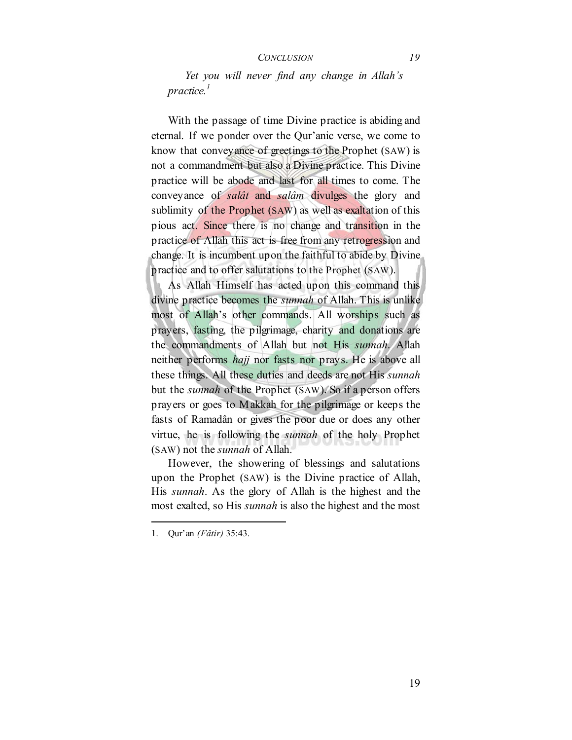*Yet you will never find any change in Allah's practice.*[1]

With the passage of time Divine practice is abiding and eternal. If we ponder over the Qur'anic verse, we come to know that conveyance of greetings to the Prophet (SAW) is not a commandment but also a Divine practice. This Divine practice will be abode and last for all times to come. The conveyance of *salât* and *salâm* divulges the glory and sublimity of the Prophet (SAW) as well as exaltation of this pious act. Since there is no change and transition in the practice of Allah this act is free from any retrogression and change. It is incumbent upon the faithful to abide by Divine practice and to offer salutations to the Prophet (SAW).

As Allah Himself has acted upon this command this divine practice becomes the *sunnah* of Allah. This is unlike most of Allah's other commands. All worships such as prayers, fasting, the pilgrimage, charity and donations are the commandments of Allah but not His *sunnah*. Allah neither performs *hajj* nor fasts nor prays. He is above all these things. All these duties and deeds are not His *sunnah* but the *sunnah* of the Prophet (SAW). So if a person offers prayers or goes to Makkah for the pilgrimage or keeps the fasts of Ramadân or gives the poor due or does any other virtue, he is following the *sunnah* of the holy Prophet (SAW) not the *sunnah* of Allah.

However, the showering of blessings and salutations upon the Prophet (SAW) is the Divine practice of Allah, His *sunnah*. As the glory of Allah is the highest and the most exalted, so His *sunnah* is also the highest and the most

---

1. Qur'an *(Fâtir)* 35:43.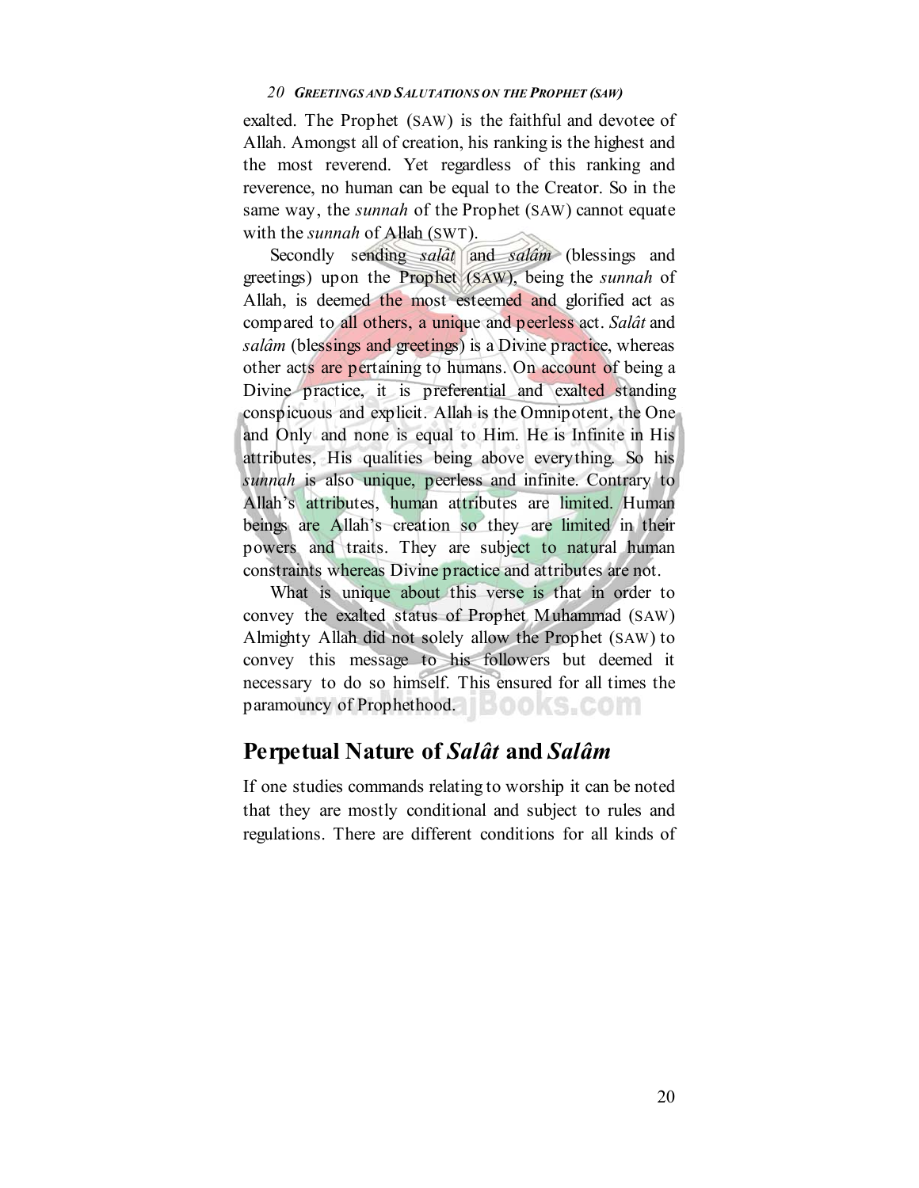exalted. The Prophet (SAW) is the faithful and devotee of Allah. Amongst all of creation, his ranking is the highest and the most reverend. Yet regardless of this ranking and reverence, no human can be equal to the Creator. So in the same way, the *sunnah* of the Prophet (SAW) cannot equate with the *sunnah* of Allah (SWT).

Secondly sending *salât* and *salâm* (blessings and greetings) upon the Prophet (SAW), being the *sunnah* of Allah, is deemed the most esteemed and glorified act as compared to all others, a unique and peerless act. *Salât* and *salâm* (blessings and greetings) is a Divine practice, whereas other acts are pertaining to humans. On account of being a Divine practice, it is preferential and exalted standing conspicuous and explicit. Allah is the Omnipotent, the One and Only and none is equal to Him. He is Infinite in His attributes, His qualities being above everything. So his *sunnah* is also unique, peerless and infinite. Contrary to Allah's attributes, human attributes are limited. Human beings are Allah's creation so they are limited in their powers and traits. They are subject to natural human constraints whereas Divine practice and attributes are not.

What is unique about this verse is that in order to convey the exalted status of Prophet Muhammad (SAW) Almighty Allah did not solely allow the Prophet (SAW) to convey this message to his followers but deemed it necessary to do so himself. This ensured for all times the paramouncy of Prophethood.

## Perpetual Nature of *Salât* and *Salâm*

If one studies commands relating to worship it can be noted that they are mostly conditional and subject to rules and regulations. There are different conditions for all kinds of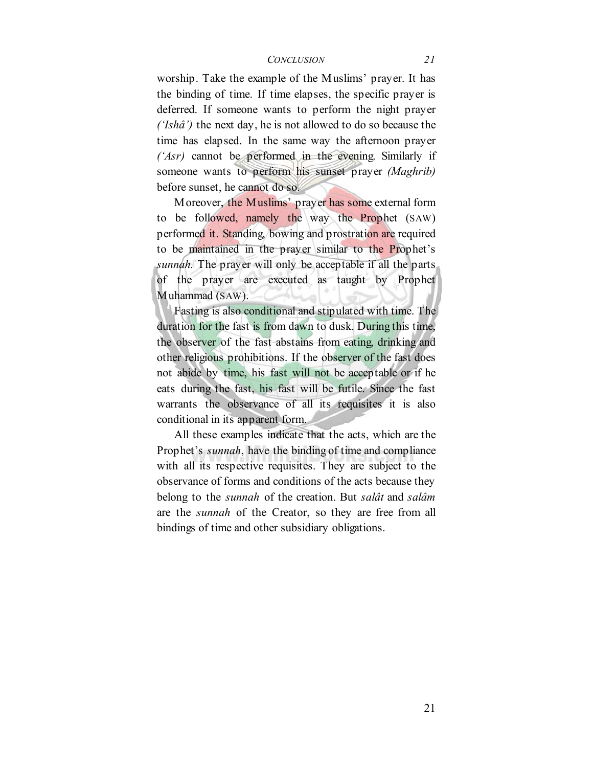worship. Take the example of the Muslims' prayer. It has the binding of time. If time elapses, the specific prayer is deferred. If someone wants to perform the night prayer *('Ishâ')* the next day, he is not allowed to do so because the time has elapsed. In the same way the afternoon prayer *('Asr)* cannot be performed in the evening. Similarly if someone wants to perform his sunset prayer *(Maghrib)* before sunset, he cannot do so.

Moreover, the Muslims' prayer has some external form to be followed, namely the way the Prophet (SAW) performed it. Standing, bowing and prostration are required to be maintained in the prayer similar to the Prophet's *sunnah.* The prayer will only be acceptable if all the parts of the prayer are executed as taught by Prophet Muhammad (SAW).

Fasting is also conditional and stipulated with time. The duration for the fast is from dawn to dusk. During this time, the observer of the fast abstains from eating, drinking and other religious prohibitions. If the observer of the fast does not abide by time, his fast will not be acceptable or if he eats during the fast, his fast will be futile. Since the fast warrants the observance of all its requisites it is also conditional in its apparent form.

All these examples indicate that the acts, which are the Prophet's *sunnah*, have the binding of time and compliance with all its respective requisites. They are subject to the observance of forms and conditions of the acts because they belong to the *sunnah* of the creation. But *salât* and *salâm* are the *sunnah* of the Creator, so they are free from all bindings of time and other subsidiary obligations.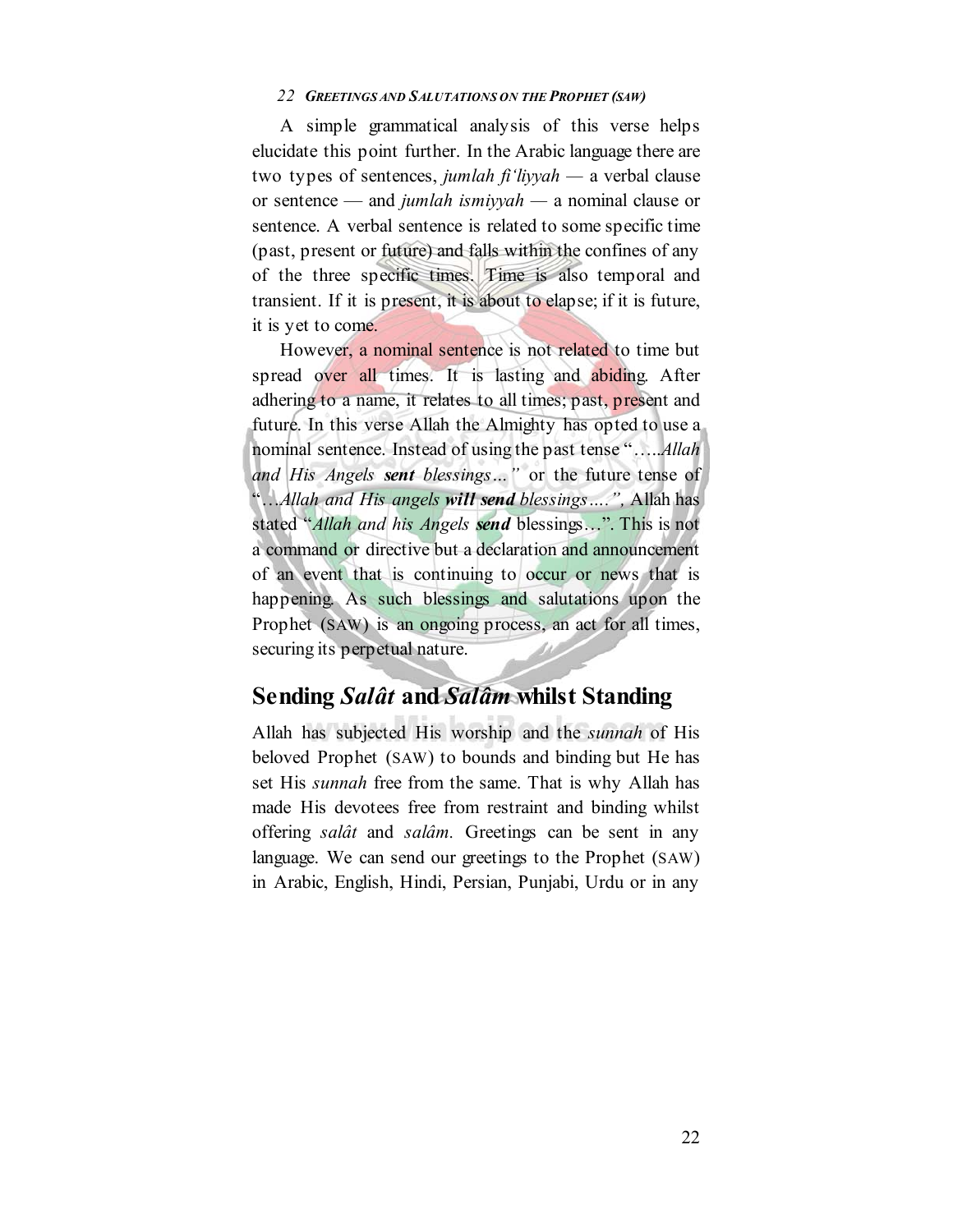A simple grammatical analysis of this verse helps elucidate this point further. In the Arabic language there are two types of sentences, *jumlah fi'liyyah* — a verbal clause or sentence — and *jumlah ismiyyah* — a nominal clause or sentence. A verbal sentence is related to some specific time (past, present or future) and falls within the confines of any of the three specific times. Time is also temporal and transient. If it is present, it is about to elapse; if it is future, it is yet to come.

However, a nominal sentence is not related to time but spread over all times. It is lasting and abiding. After adhering to a name, it relates to all times; past, present and future. In this verse Allah the Almighty has opted to use a nominal sentence. Instead of using the past tense "…..*Allah and His Angels **sent** blessings…"* or the future tense of "…*Allah and His angels **will send** blessings….",* Allah has stated "*Allah and his Angels **send*** blessings…". This is not a command or directive but a declaration and announcement of an event that is continuing to occur or news that is happening. As such blessings and salutations upon the Prophet (SAW) is an ongoing process, an act for all times, securing its perpetual nature.

## Sending *Salât* and *Salâm* whilst Standing

Allah has subjected His worship and the *sunnah* of His beloved Prophet (SAW) to bounds and binding but He has set His *sunnah* free from the same. That is why Allah has made His devotees free from restraint and binding whilst offering *salât* and *salâm*. Greetings can be sent in any language. We can send our greetings to the Prophet (SAW) in Arabic, English, Hindi, Persian, Punjabi, Urdu or in any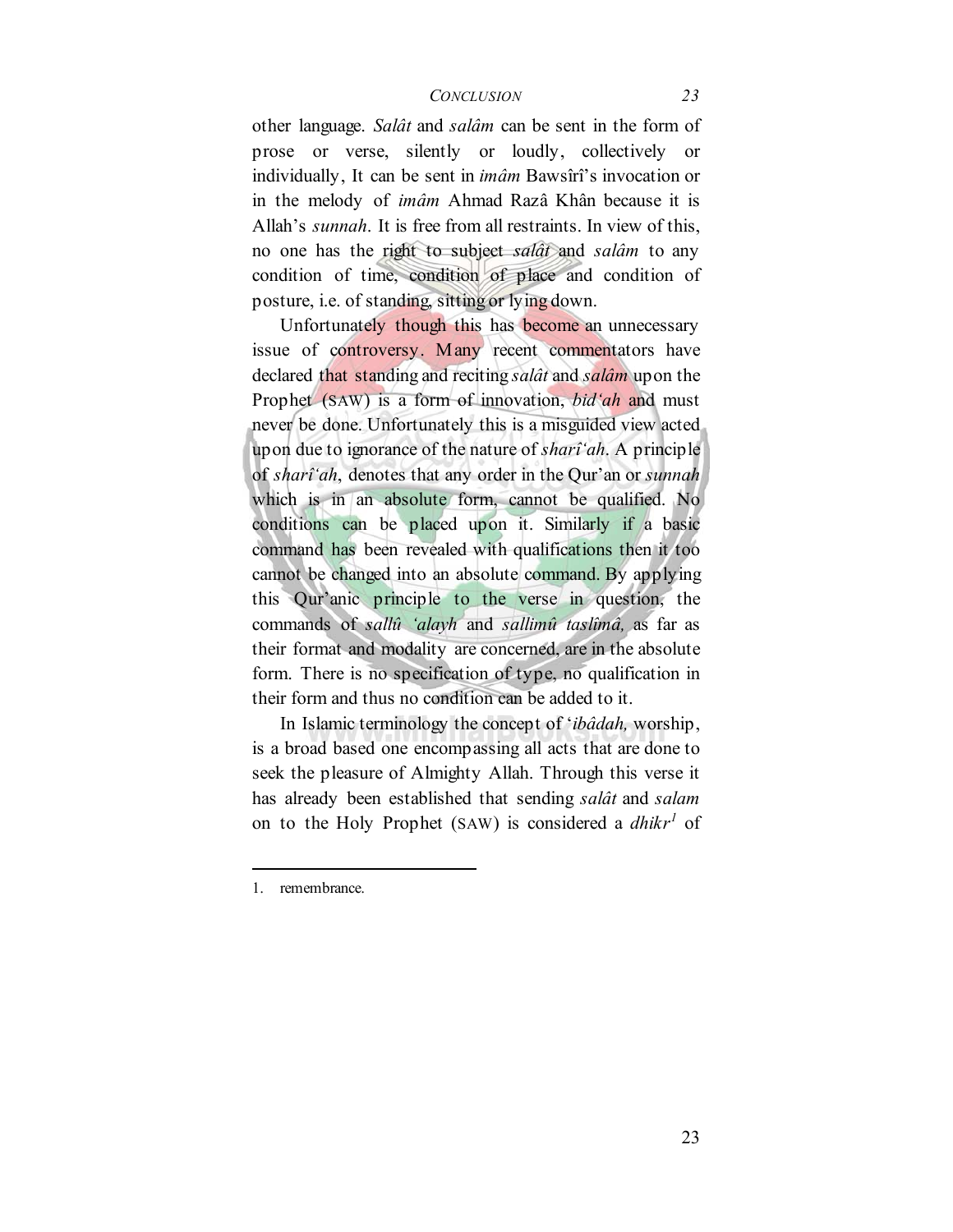other language. *Salât* and *salâm* can be sent in the form of prose or verse, silently or loudly, collectively or individually, It can be sent in *imâm* Bawsîrî's invocation or in the melody of *imâm* Ahmad Razâ Khân because it is Allah's *sunnah*. It is free from all restraints. In view of this, no one has the right to subject *salât* and *salâm* to any condition of time, condition of place and condition of posture, i.e. of standing, sitting or lying down.

Unfortunately though this has become an unnecessary issue of controversy. Many recent commentators have declared that standing and reciting *salât* and *salâm* upon the Prophet (SAW) is a form of innovation, *bid'ah* and must never be done. Unfortunately this is a misguided view acted upon due to ignorance of the nature of *sharî'ah*. A principle of *sharî'ah*, denotes that any order in the Qur'an or *sunnah* which is in an absolute form, cannot be qualified. No conditions can be placed upon it. Similarly if a basic command has been revealed with qualifications then it too cannot be changed into an absolute command. By applying this Qur'anic principle to the verse in question, the commands of *sallû 'alayh* and *sallimû taslîmâ,* as far as their format and modality are concerned, are in the absolute form. There is no specification of type, no qualification in their form and thus no condition can be added to it.

In Islamic terminology the concept of '*ibâdah,* worship, is a broad based one encompassing all acts that are done to seek the pleasure of Almighty Allah. Through this verse it has already been established that sending *salât* and *salam* on to the Holy Prophet (SAW) is considered a *dhikr*[1] of

---

1. remembrance.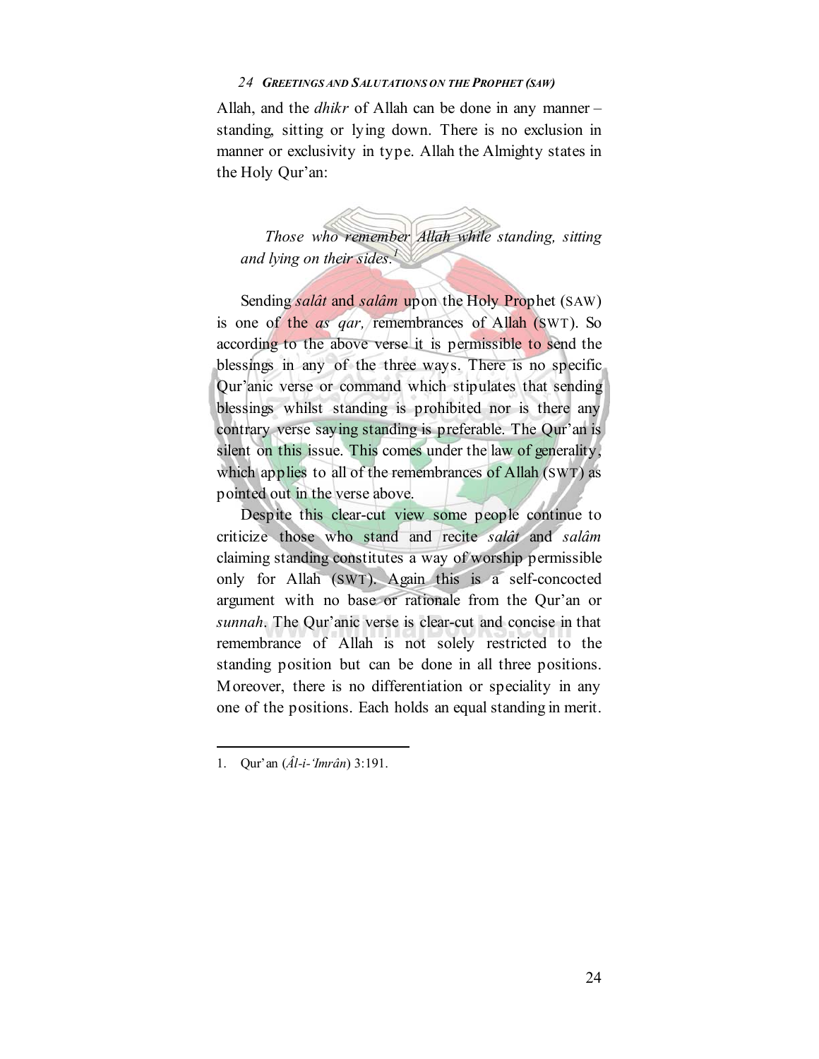Allah, and the *dhikr* of Allah can be done in any manner – standing, sitting or lying down. There is no exclusion in manner or exclusivity in type. Allah the Almighty states in the Holy Qur'an:

> *Those who remember Allah while standing, sitting and lying on their sides.*[1]

Sending *salât* and *salâm* upon the Holy Prophet (SAW) is one of the *as qar,* remembrances of Allah (SWT). So according to the above verse it is permissible to send the blessings in any of the three ways. There is no specific Qur'anic verse or command which stipulates that sending blessings whilst standing is prohibited nor is there any contrary verse saying standing is preferable. The Qur'an is silent on this issue. This comes under the law of generality, which applies to all of the remembrances of Allah (SWT) as pointed out in the verse above.

Despite this clear-cut view some people continue to criticize those who stand and recite *salât* and *salâm* claiming standing constitutes a way of worship permissible only for Allah (SWT). Again this is a self-concocted argument with no base or rationale from the Qur'an or *sunnah*. The Qur'anic verse is clear-cut and concise in that remembrance of Allah is not solely restricted to the standing position but can be done in all three positions. Moreover, there is no differentiation or speciality in any one of the positions. Each holds an equal standing in merit.

---

1. Qur'an (*Âl-i-'Imrân*) 3:191.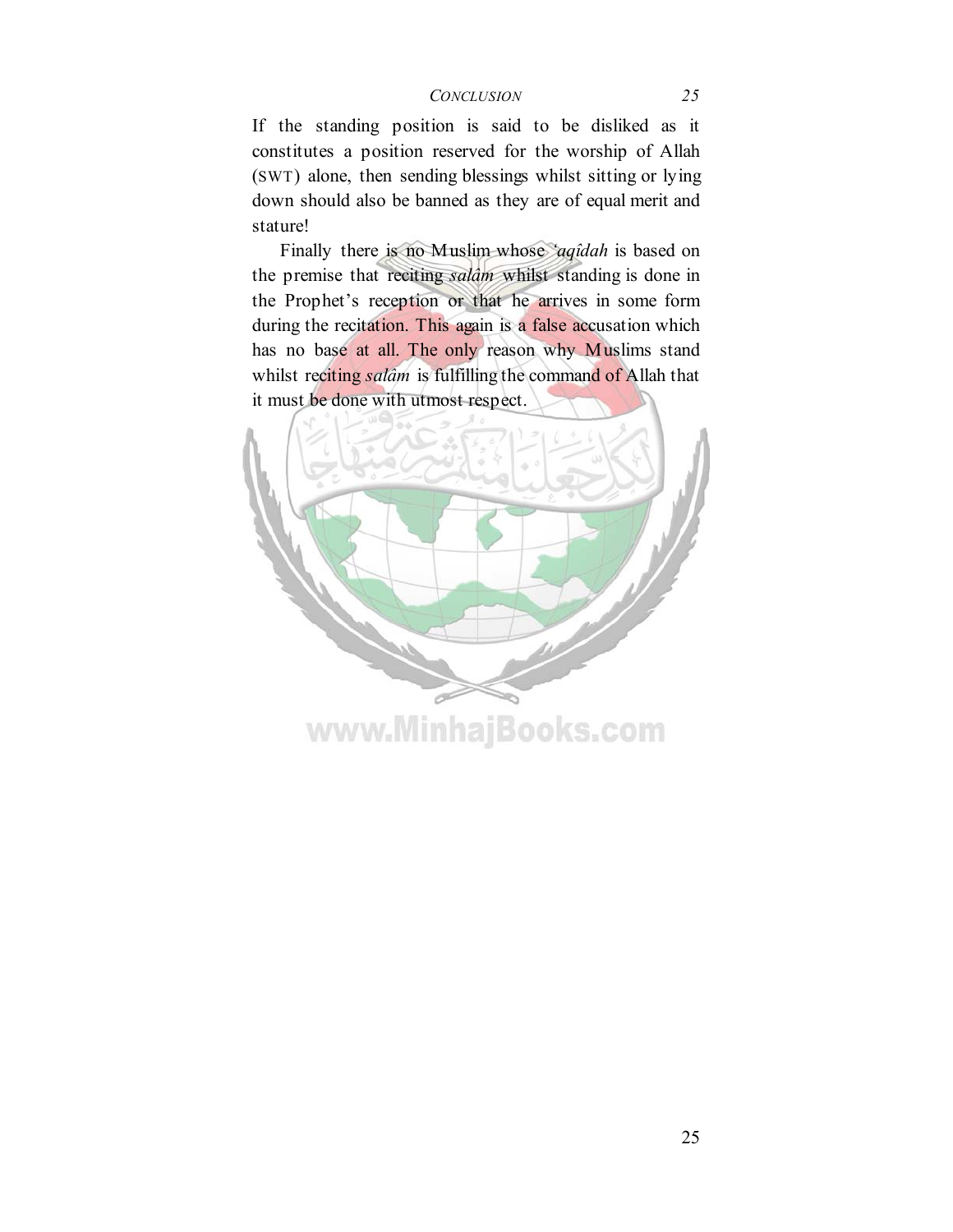If the standing position is said to be disliked as it constitutes a position reserved for the worship of Allah (SWT) alone, then sending blessings whilst sitting or lying down should also be banned as they are of equal merit and stature!

Finally there is no Muslim whose *'aqîdah* is based on the premise that reciting *salâm* whilst standing is done in the Prophet's reception or that he arrives in some form during the recitation. This again is a false accusation which has no base at all. The only reason why Muslims stand whilst reciting *salâm* is fulfilling the command of Allah that it must be done with utmost respect.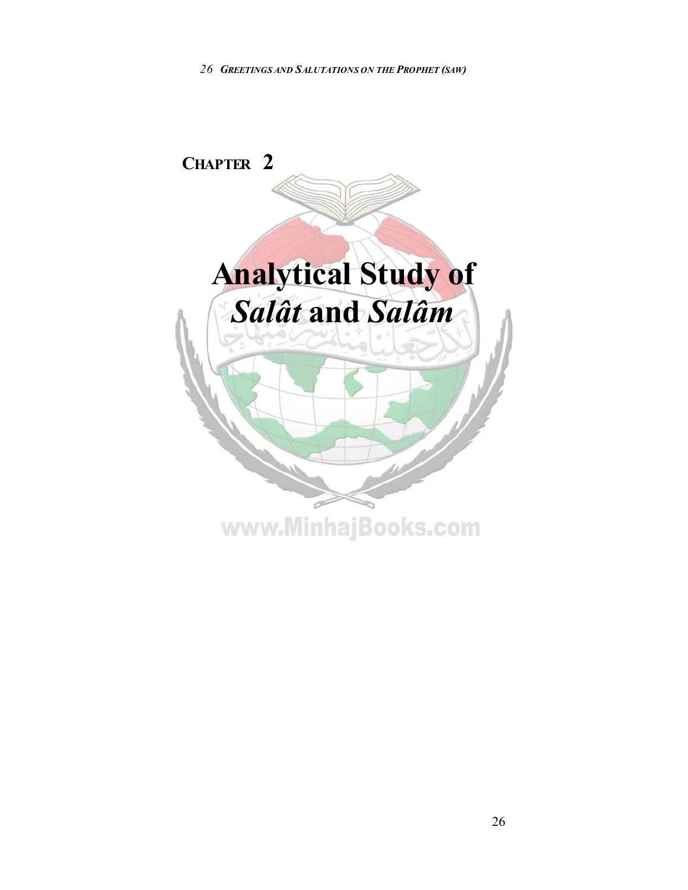# CHAPTER 2

# Analytical Study of *Salât* and *Salâm*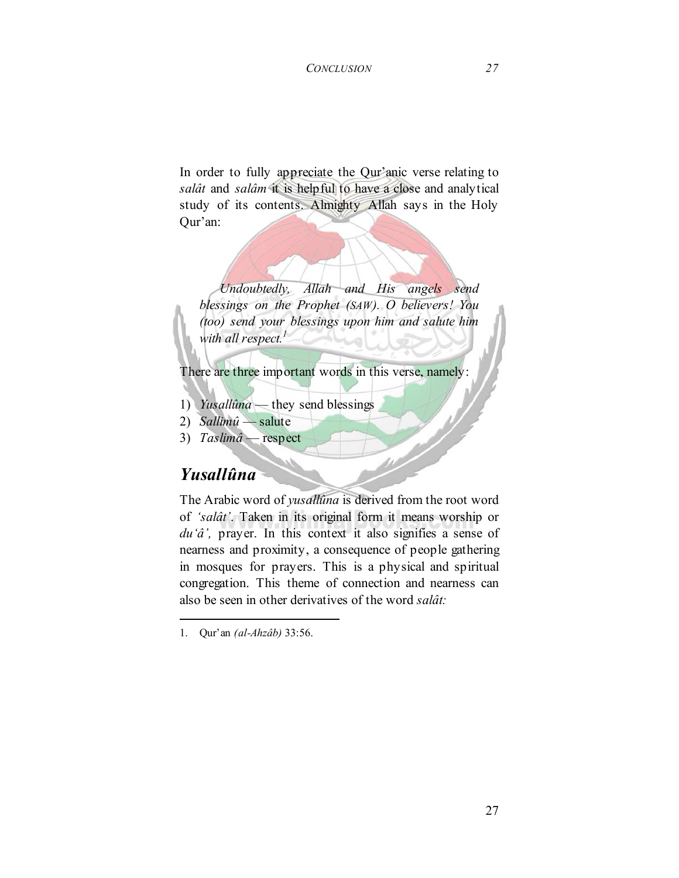In order to fully appreciate the Qur'anic verse relating to *salât* and *salâm* it is helpful to have a close and analytical study of its contents. Almighty Allah says in the Holy Qur'an:

> *Undoubtedly, Allah and His angels send blessings on the Prophet (SAW). O believers! You (too) send your blessings upon him and salute him with all respect.*[1]

There are three important words in this verse, namely:

1) *Yusallûna* — they send blessings
2) *Sallimû* — salute
3) *Taslimâ* — respect

## *Yusallûna*

The Arabic word of *yusallûna* is derived from the root word of *'salât'*. Taken in its original form it means worship or *du'â',* prayer. In this context it also signifies a sense of nearness and proximity, a consequence of people gathering in mosques for prayers. This is a physical and spiritual congregation. This theme of connection and nearness can also be seen in other derivatives of the word *salât:*

---

1. Qur'an *(al-Ahzâb)* 33:56.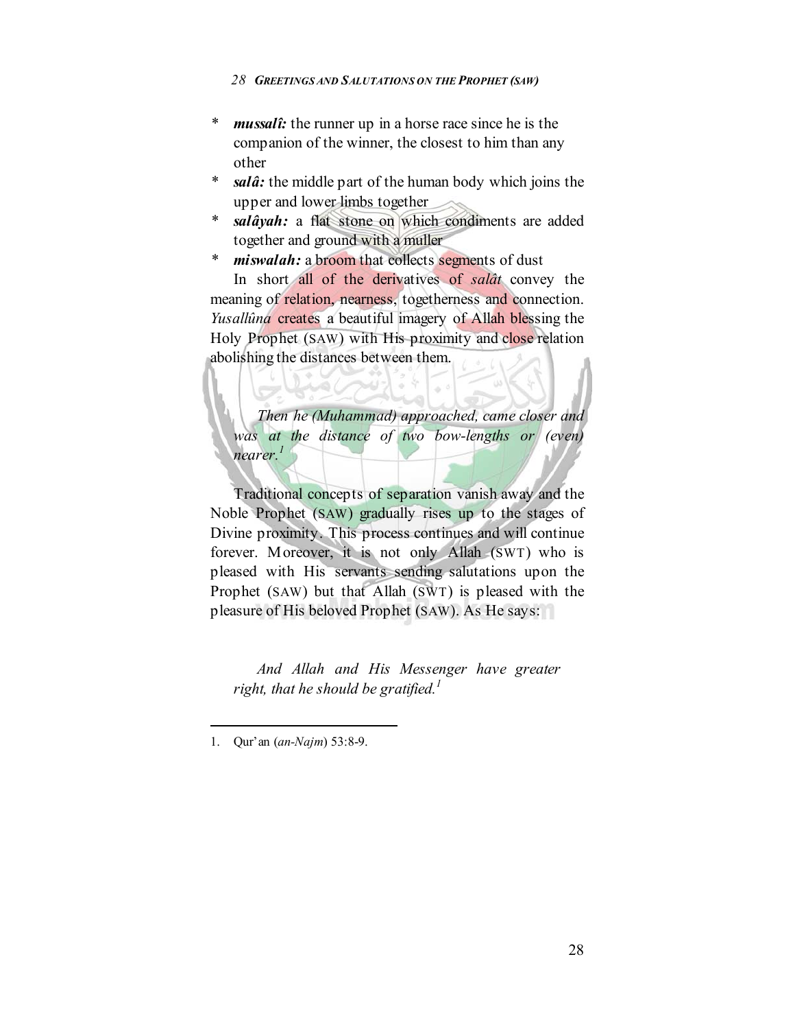* ***mussalî:*** the runner up in a horse race since he is the companion of the winner, the closest to him than any other
* ***salâ:*** the middle part of the human body which joins the upper and lower limbs together
* ***salâyah:*** a flat stone on which condiments are added together and ground with a muller
* ***miswalah:*** a broom that collects segments of dust

In short all of the derivatives of *salât* convey the meaning of relation, nearness, togetherness and connection. *Yusallûna* creates a beautiful imagery of Allah blessing the Holy Prophet (SAW) with His proximity and close relation abolishing the distances between them.

> *Then he (Muhammad) approached, came closer and was at the distance of two bow-lengths or (even) nearer.*[1]

Traditional concepts of separation vanish away and the Noble Prophet (SAW) gradually rises up to the stages of Divine proximity. This process continues and will continue forever. Moreover, it is not only Allah (SWT) who is pleased with His servants sending salutations upon the Prophet (SAW) but that Allah (SWT) is pleased with the pleasure of His beloved Prophet (SAW). As He says:

> *And Allah and His Messenger have greater right, that he should be gratified.*[1]

---

1. Qur'an (*an-Najm*) 53:8-9.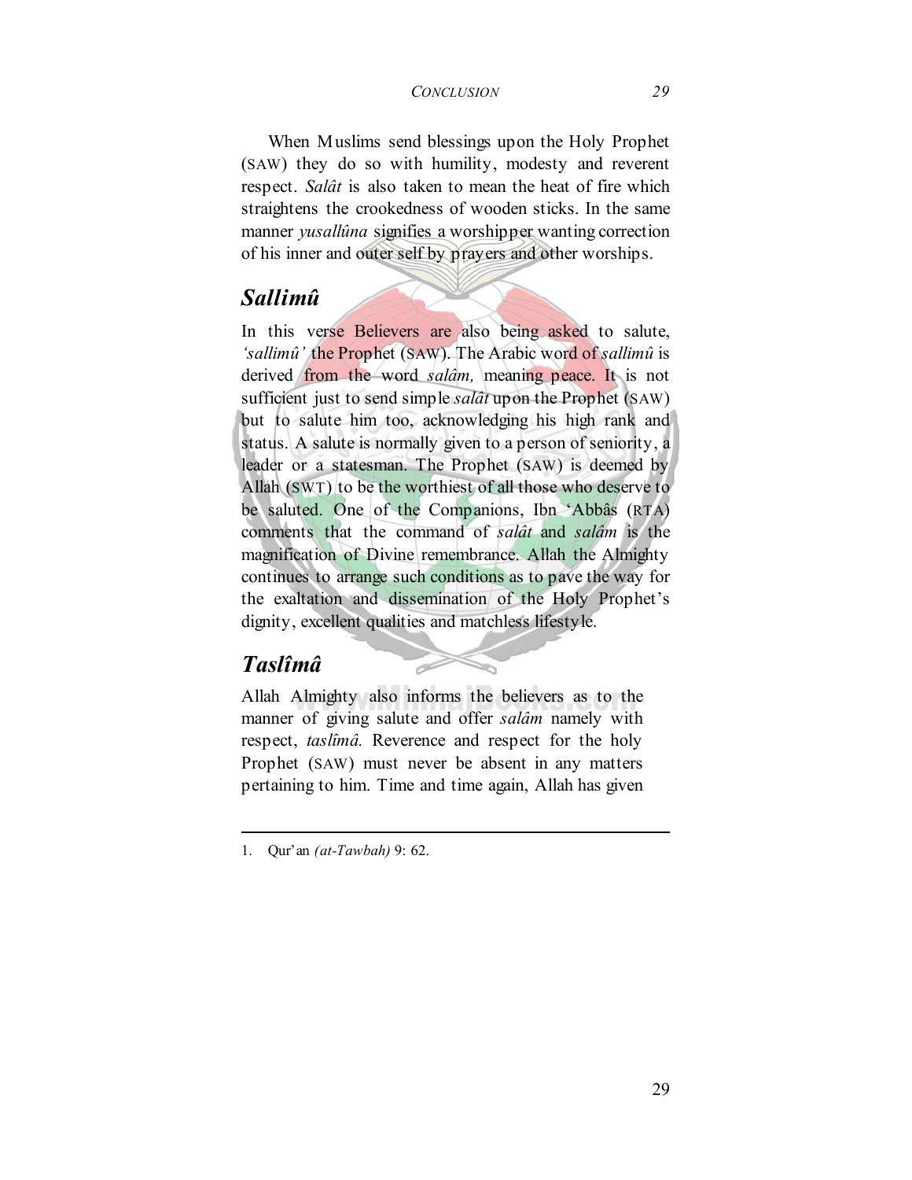When Muslims send blessings upon the Holy Prophet (SAW) they do so with humility, modesty and reverent respect. *Salât* is also taken to mean the heat of fire which straightens the crookedness of wooden sticks. In the same manner *yusallûna* signifies a worshipper wanting correction of his inner and outer self by prayers and other worships.

## *Sallimû*

In this verse Believers are also being asked to salute, *'sallimû'* the Prophet (SAW). The Arabic word of *sallimû* is derived from the word *salâm,* meaning peace. It is not sufficient just to send simple *salât* upon the Prophet (SAW) but to salute him too, acknowledging his high rank and status. A salute is normally given to a person of seniority, a leader or a statesman. The Prophet (SAW) is deemed by Allah (SWT) to be the worthiest of all those who deserve to be saluted. One of the Companions, Ibn 'Abbâs (RTA) comments that the command of *salât* and *salâm* is the magnification of Divine remembrance. Allah the Almighty continues to arrange such conditions as to pave the way for the exaltation and dissemination of the Holy Prophet's dignity, excellent qualities and matchless lifestyle.

## *Taslîmâ*

Allah Almighty also informs the believers as to the manner of giving salute and offer *salâm* namely with respect, *taslîmâ.* Reverence and respect for the holy Prophet (SAW) must never be absent in any matters pertaining to him. Time and time again, Allah has given

---

1. Qur'an *(at-Tawbah)* 9: 62.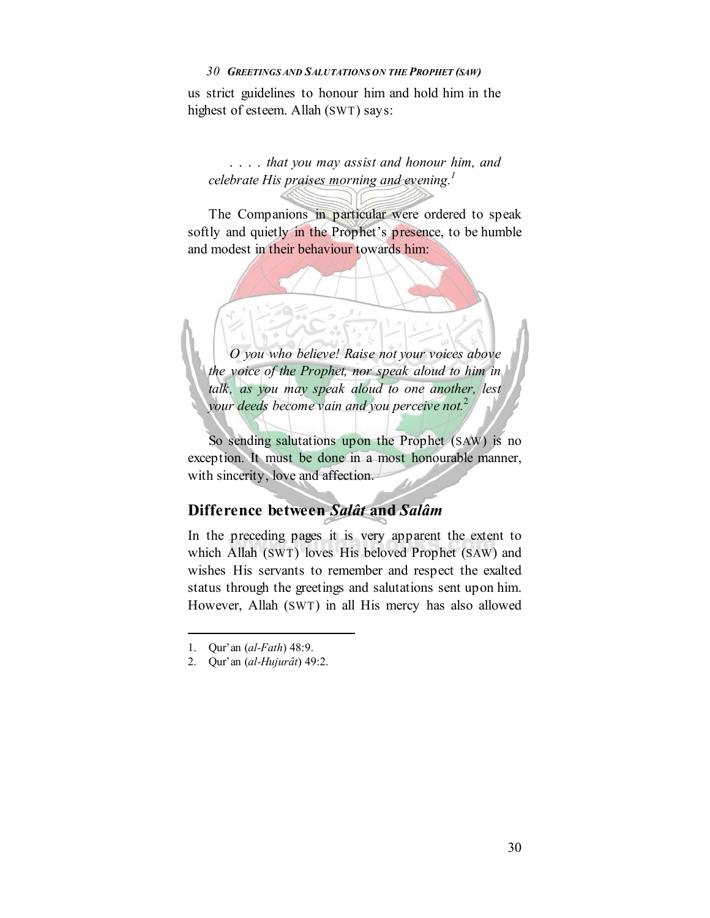us strict guidelines to honour him and hold him in the highest of esteem. Allah (SWT) says:

> . . . . *that you may assist and honour him, and celebrate His praises morning and evening.*[1]

The Companions in particular were ordered to speak softly and quietly in the Prophet's presence, to be humble and modest in their behaviour towards him:

> *O you who believe! Raise not your voices above the voice of the Prophet, nor speak aloud to him in talk, as you may speak aloud to one another, lest your deeds become vain and you perceive not.*[2]

So sending salutations upon the Prophet (SAW) is no exception. It must be done in a most honourable manner, with sincerity, love and affection.

## Difference between *Salât* and *Salâm*

In the preceding pages it is very apparent the extent to which Allah (SWT) loves His beloved Prophet (SAW) and wishes His servants to remember and respect the exalted status through the greetings and salutations sent upon him. However, Allah (SWT) in all His mercy has also allowed

---

1. Qur'an (*al-Fath*) 48:9.
2. Qur'an (*al-Hujurât*) 49:2.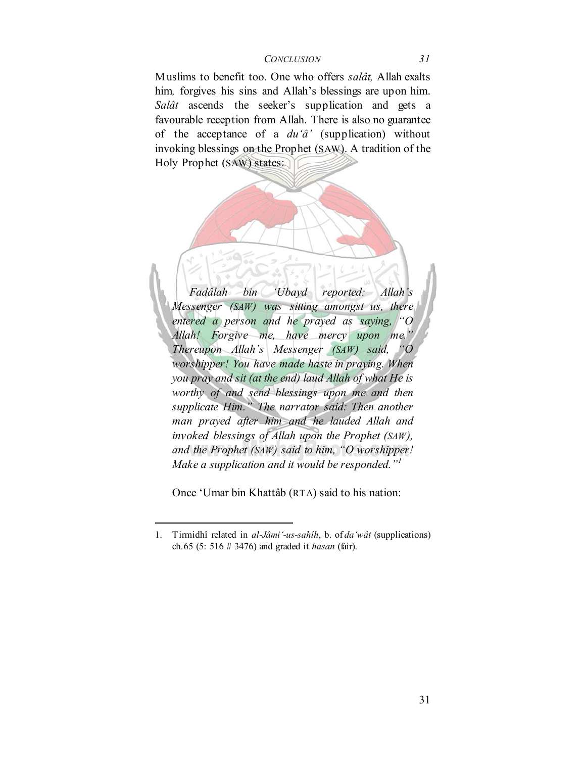Muslims to benefit too. One who offers *salât,* Allah exalts him, forgives his sins and Allah's blessings are upon him. *Salât* ascends the seeker's supplication and gets a favourable reception from Allah. There is also no guarantee of the acceptance of a *du'â'* (supplication) without invoking blessings on the Prophet (SAW). A tradition of the Holy Prophet (SAW) states:

> *Fadâlah bin 'Ubayd reported: Allah's Messenger (SAW) was sitting amongst us, there entered a person and he prayed as saying, "O Allah! Forgive me, have mercy upon me." Thereupon Allah's Messenger (SAW) said, "O worshipper! You have made haste in praying. When you pray and sit (at the end) laud Allah of what He is worthy of and send blessings upon me and then supplicate Him." The narrator said: Then another man prayed after him and he lauded Allah and invoked blessings of Allah upon the Prophet (SAW), and the Prophet (SAW) said to him, "O worshipper! Make a supplication and it would be responded."*[1]

Once 'Umar bin Khattâb (RTA) said to his nation:

---

1. Tirmidhî related in *al-Jâmi'-us-sahîh*, b. of *da'wât* (supplications) ch.65 (5: 516 # 3476) and graded it *hasan* (fair).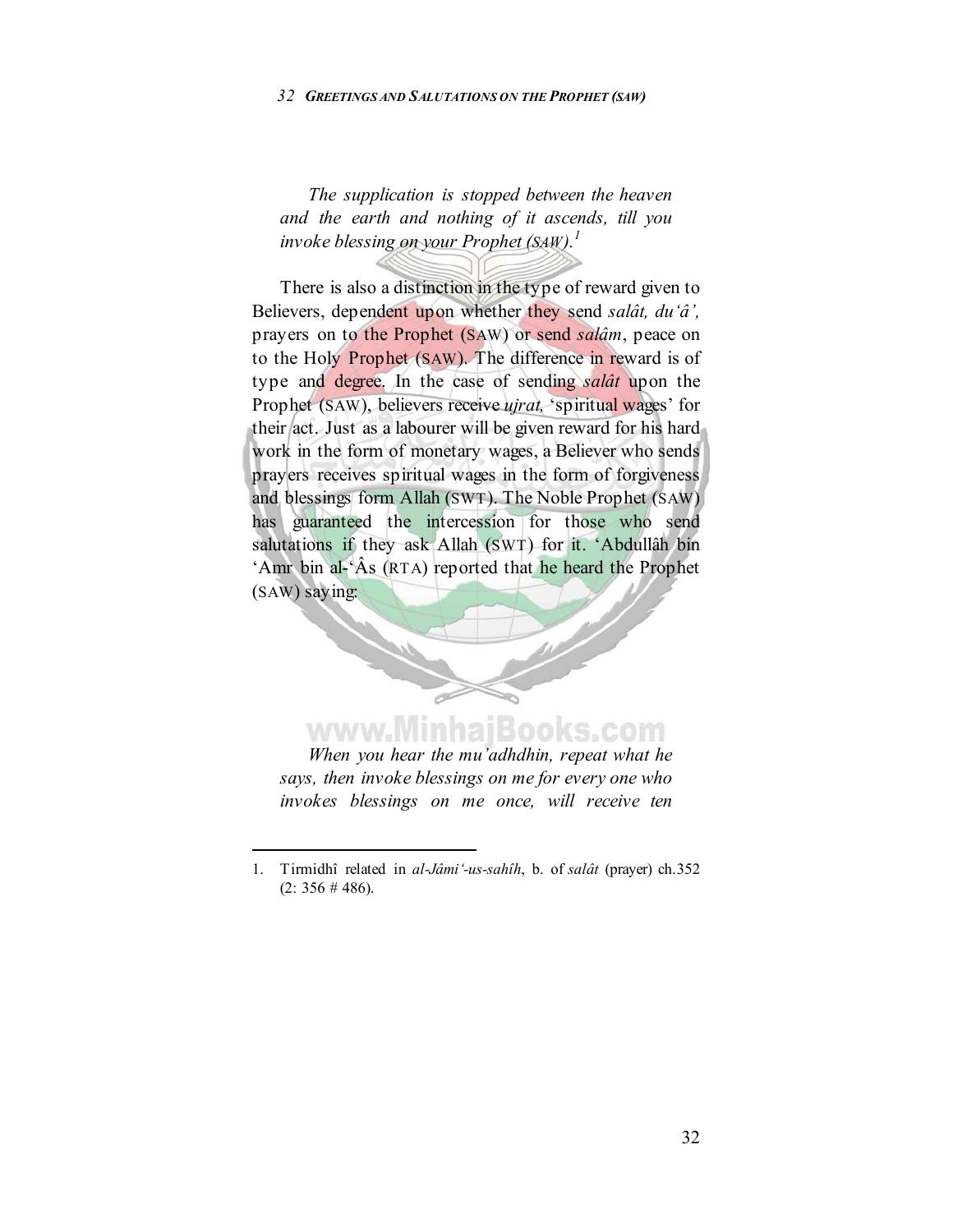*The supplication is stopped between the heaven and the earth and nothing of it ascends, till you invoke blessing on your Prophet (SAW).*[1]

There is also a distinction in the type of reward given to Believers, dependent upon whether they send *salât, du'â',* prayers on to the Prophet (SAW) or send *salâm*, peace on to the Holy Prophet (SAW). The difference in reward is of type and degree. In the case of sending *salât* upon the Prophet (SAW), believers receive *ujrat,* 'spiritual wages' for their act. Just as a labourer will be given reward for his hard work in the form of monetary wages, a Believer who sends prayers receives spiritual wages in the form of forgiveness and blessings form Allah (SWT). The Noble Prophet (SAW) has guaranteed the intercession for those who send salutations if they ask Allah (SWT) for it. 'Abdullâh bin 'Amr bin al-'Âs (RTA) reported that he heard the Prophet (SAW) saying:

*When you hear the mu'adhdhin, repeat what he says, then invoke blessings on me for every one who invokes blessings on me once, will receive ten*

---

1. Tirmidhî related in *al-Jâmi'-us-sahîh*, b. of *salât* (prayer) ch.352 (2: 356 # 486).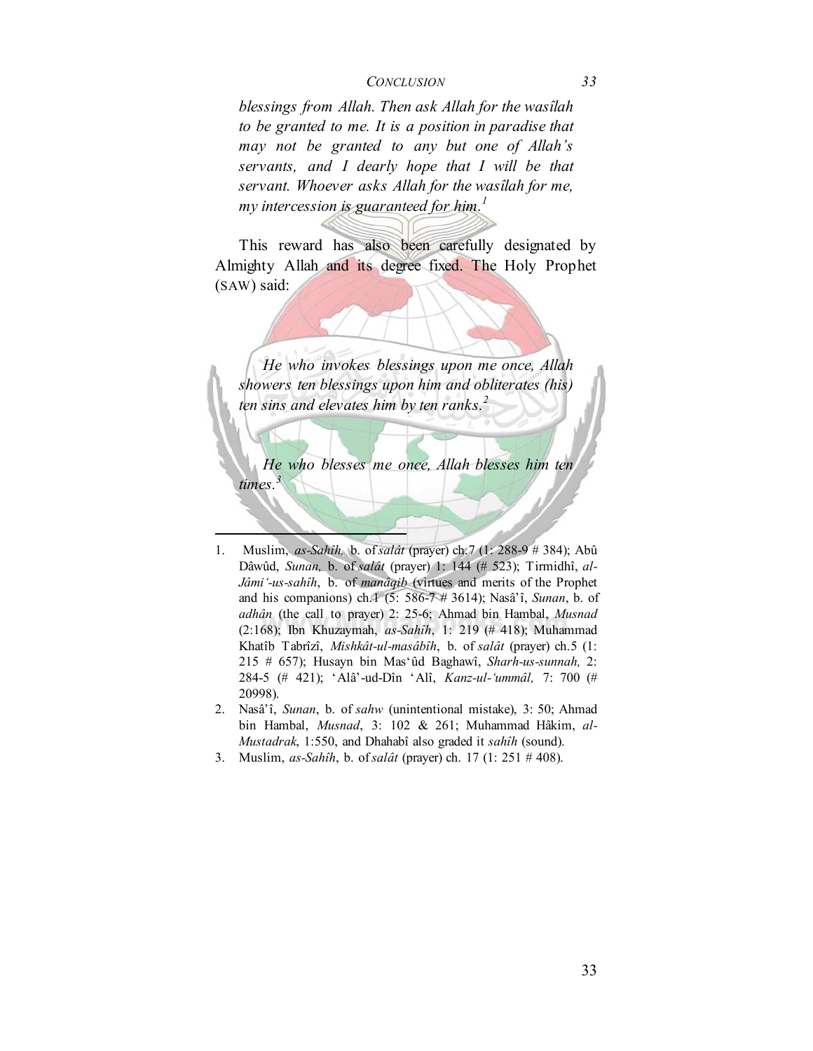*blessings from Allah. Then ask Allah for the wasîlah to be granted to me. It is a position in paradise that may not be granted to any but one of Allah's servants, and I dearly hope that I will be that servant. Whoever asks Allah for the wasîlah for me, my intercession is guaranteed for him.*[1]

This reward has also been carefully designated by Almighty Allah and its degree fixed. The Holy Prophet (SAW) said:

*He who invokes blessings upon me once, Allah showers ten blessings upon him and obliterates (his) ten sins and elevates him by ten ranks.*[2]

*He who blesses me once, Allah blesses him ten times.*[3]

---

1. Muslim, *as-Sahîh,* b. of *salât* (prayer) ch.7 (1: 288-9 # 384); Abû Dâwûd, *Sunan,* b. of *salât* (prayer) 1: 144 (# 523); Tirmidhî, *al-Jâmi'-us-sahîh*, b. of *manâqib* (virtues and merits of the Prophet and his companions) ch.1 (5: 586-7 # 3614); Nasâ'î, *Sunan*, b. of *adhân* (the call to prayer) 2: 25-6; Ahmad bin Hambal, *Musnad* (2:168); Ibn Khuzaymah, *as-Sahîh*, 1: 219 (# 418); Muhammad Khatîb Tabrîzî, *Mishkât-ul-masâbîh*, b. of *salât* (prayer) ch.5 (1: 215 # 657); Husayn bin Mas'ûd Baghawî, *Sharh-us-sunnah,* 2: 284-5 (# 421); 'Alâ'-ud-Dîn 'Alî, *Kanz-ul-'ummâl,* 7: 700 (# 20998).
2. Nasâ'î, *Sunan*, b. of *sahw* (unintentional mistake), 3: 50; Ahmad bin Hambal, *Musnad*, 3: 102 & 261; Muhammad Hâkim, *al-Mustadrak*, 1:550, and Dhahabî also graded it *sahîh* (sound).
3. Muslim, *as-Sahîh*, b. of *salât* (prayer) ch. 17 (1: 251 # 408).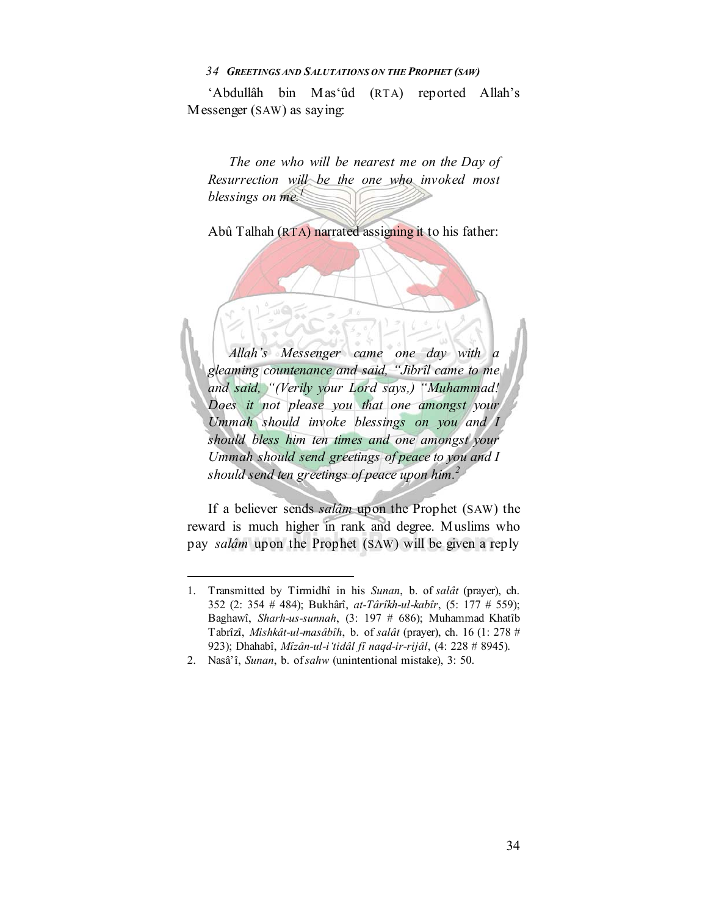'Abdullâh bin Mas'ûd (RTA) reported Allah's Messenger (SAW) as saying:

*The one who will be nearest me on the Day of Resurrection will be the one who invoked most blessings on me.*[1]

Abû Talhah (RTA) narrated assigning it to his father:

*Allah's Messenger came one day with a gleaming countenance and said, "Jibrîl came to me and said, "(Verily your Lord says,) "Muhammad! Does it not please you that one amongst your Ummah should invoke blessings on you and I should bless him ten times and one amongst your Ummah should send greetings of peace to you and I should send ten greetings of peace upon him.*[2]

If a believer sends *salâm* upon the Prophet (SAW) the reward is much higher in rank and degree. Muslims who pay *salâm* upon the Prophet (SAW) will be given a reply

---

1. Transmitted by Tirmidhî in his *Sunan*, b. of *salât* (prayer), ch. 352 (2: 354 # 484); Bukhârî, *at-Târîkh-ul-kabîr*, (5: 177 # 559); Baghawî, *Sharh-us-sunnah*, (3: 197 # 686); Muhammad Khatîb Tabrîzî, *Mishkât-ul-masâbîh*, b. of *salât* (prayer), ch. 16 (1: 278 # 923); Dhahabî, *Mîzân-ul-i'tidâl fî naqd-ir-rijâl*, (4: 228 # 8945).
2. Nasâ'î, *Sunan*, b. of *sahw* (unintentional mistake), 3: 50.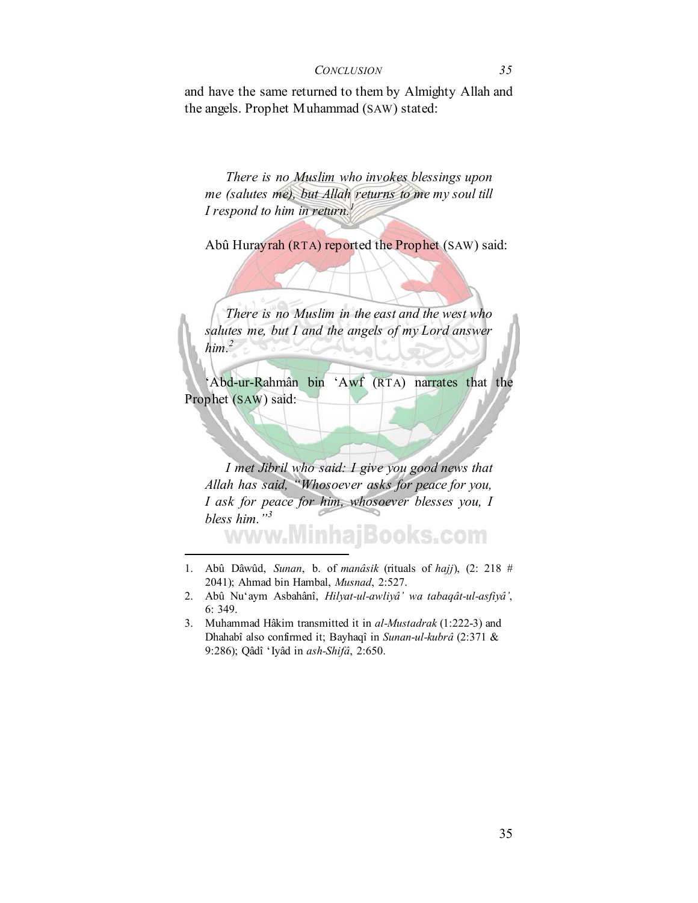and have the same returned to them by Almighty Allah and the angels. Prophet Muhammad (SAW) stated:

> *There is no Muslim who invokes blessings upon me (salutes me), but Allah returns to me my soul till I respond to him in return.*[1]

Abû Hurayrah (RTA) reported the Prophet (SAW) said:

> *There is no Muslim in the east and the west who salutes me, but I and the angels of my Lord answer him.*[2]

'Abd-ur-Rahmân bin 'Awf (RTA) narrates that the Prophet (SAW) said:

> *I met Jibril who said: I give you good news that Allah has said, "Whosoever asks for peace for you, I ask for peace for him, whosoever blesses you, I bless him."*[3]

---

1. Abû Dâwûd, *Sunan*, b. of *manâsik* (rituals of *hajj*), (2: 218 # 2041); Ahmad bin Hambal, *Musnad*, 2:527.
2. Abû Nu'aym Asbahânî, *Hilyat-ul-awliyâ' wa tabaqât-ul-asfiyâ'*, 6: 349.
3. Muhammad Hâkim transmitted it in *al-Mustadrak* (1:222-3) and Dhahabî also confirmed it; Bayhaqî in *Sunan-ul-kubrâ* (2:371 & 9:286); Qâdî 'Iyâd in *ash-Shifâ*, 2:650.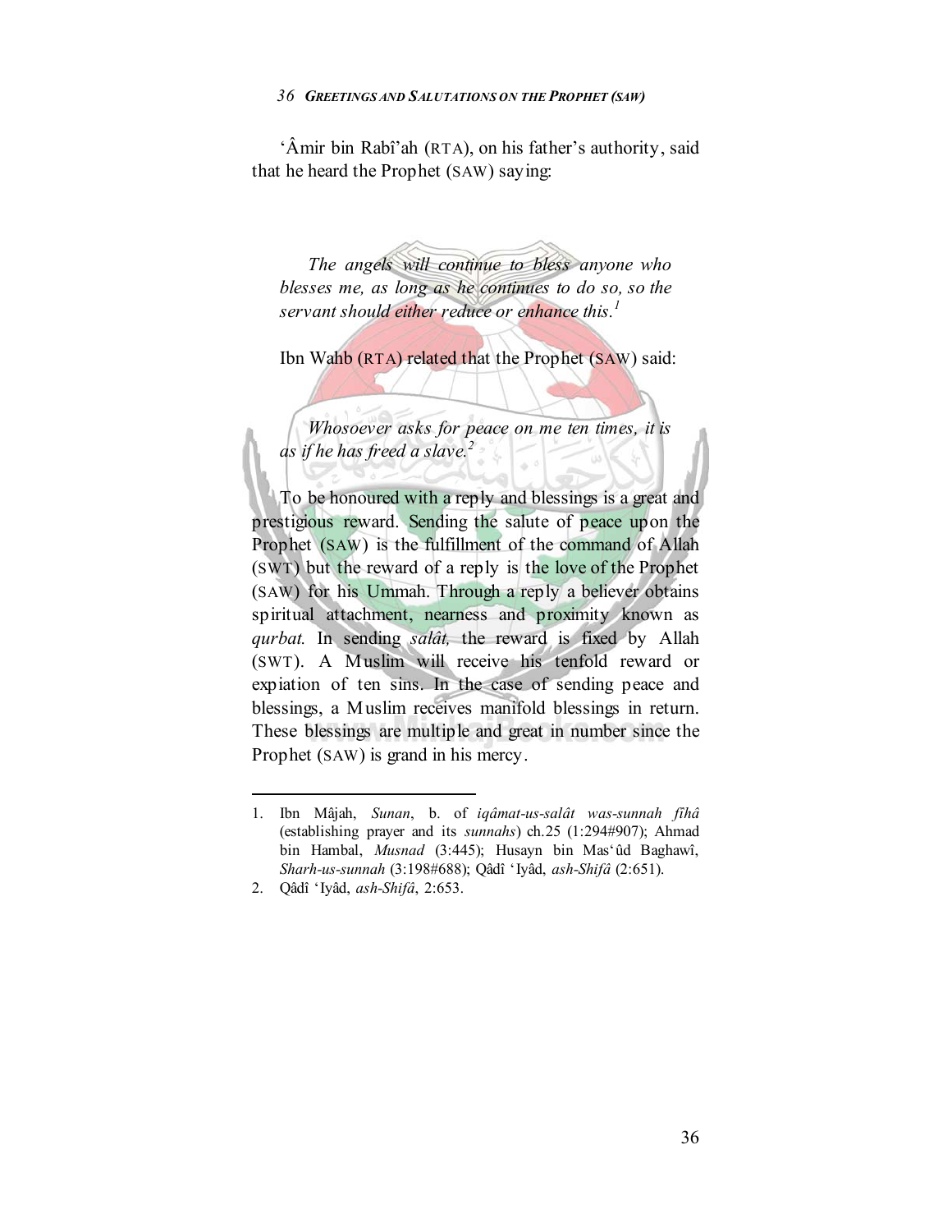'Âmir bin Rabî'ah (RTA), on his father's authority, said that he heard the Prophet (SAW) saying:

> *The angels will continue to bless anyone who blesses me, as long as he continues to do so, so the servant should either reduce or enhance this.*[1]

Ibn Wahb (RTA) related that the Prophet (SAW) said:

> *Whosoever asks for peace on me ten times, it is as if he has freed a slave.*[2]

To be honoured with a reply and blessings is a great and prestigious reward. Sending the salute of peace upon the Prophet (SAW) is the fulfillment of the command of Allah (SWT) but the reward of a reply is the love of the Prophet (SAW) for his Ummah. Through a reply a believer obtains spiritual attachment, nearness and proximity known as *qurbat.* In sending *salât,* the reward is fixed by Allah (SWT). A Muslim will receive his tenfold reward or expiation of ten sins. In the case of sending peace and blessings, a Muslim receives manifold blessings in return. These blessings are multiple and great in number since the Prophet (SAW) is grand in his mercy.

---

1. Ibn Mâjah, *Sunan*, b. of *iqâmat-us-salât was-sunnah fîhâ* (establishing prayer and its *sunnahs*) ch.25 (1:294#907); Ahmad bin Hambal, *Musnad* (3:445); Husayn bin Mas'ûd Baghawî, *Sharh-us-sunnah* (3:198#688); Qâdî 'Iyâd, *ash-Shifâ* (2:651).
2. Qâdî 'Iyâd, *ash-Shifâ*, 2:653.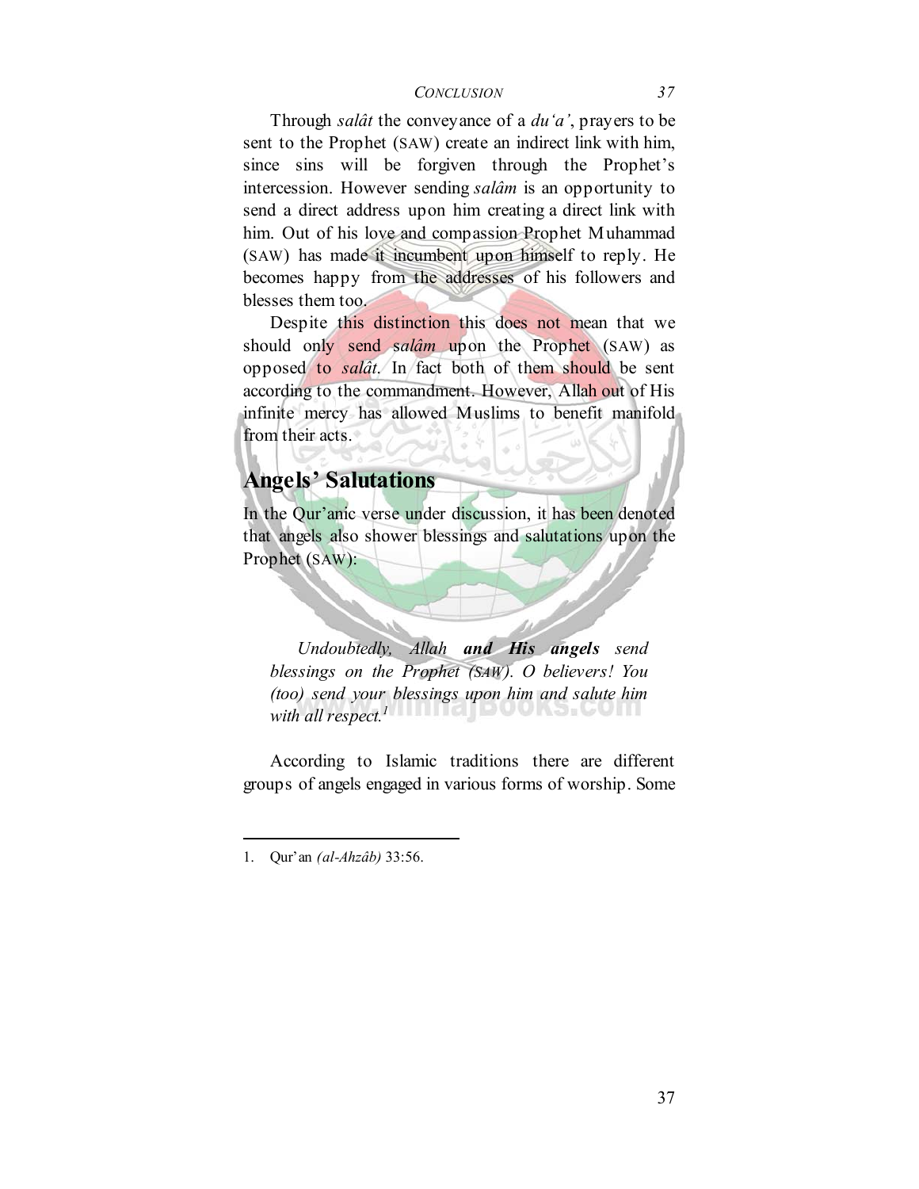Through *salât* the conveyance of a *du'a'*, prayers to be sent to the Prophet (SAW) create an indirect link with him, since sins will be forgiven through the Prophet's intercession. However sending *salâm* is an opportunity to send a direct address upon him creating a direct link with him. Out of his love and compassion Prophet Muhammad (SAW) has made it incumbent upon himself to reply. He becomes happy from the addresses of his followers and blesses them too.

Despite this distinction this does not mean that we should only send s*alâm* upon the Prophet (SAW) as opposed to *salât*. In fact both of them should be sent according to the commandment. However, Allah out of His infinite mercy has allowed Muslims to benefit manifold from their acts.

## Angels' Salutations

In the Qur'anic verse under discussion, it has been denoted that angels also shower blessings and salutations upon the Prophet (SAW):

> *Undoubtedly, Allah **and His angels** send blessings on the Prophet (SAW). O believers! You (too) send your blessings upon him and salute him with all respect.*[1]

According to Islamic traditions there are different groups of angels engaged in various forms of worship. Some

---

1. Qur'an *(al-Ahzâb)* 33:56.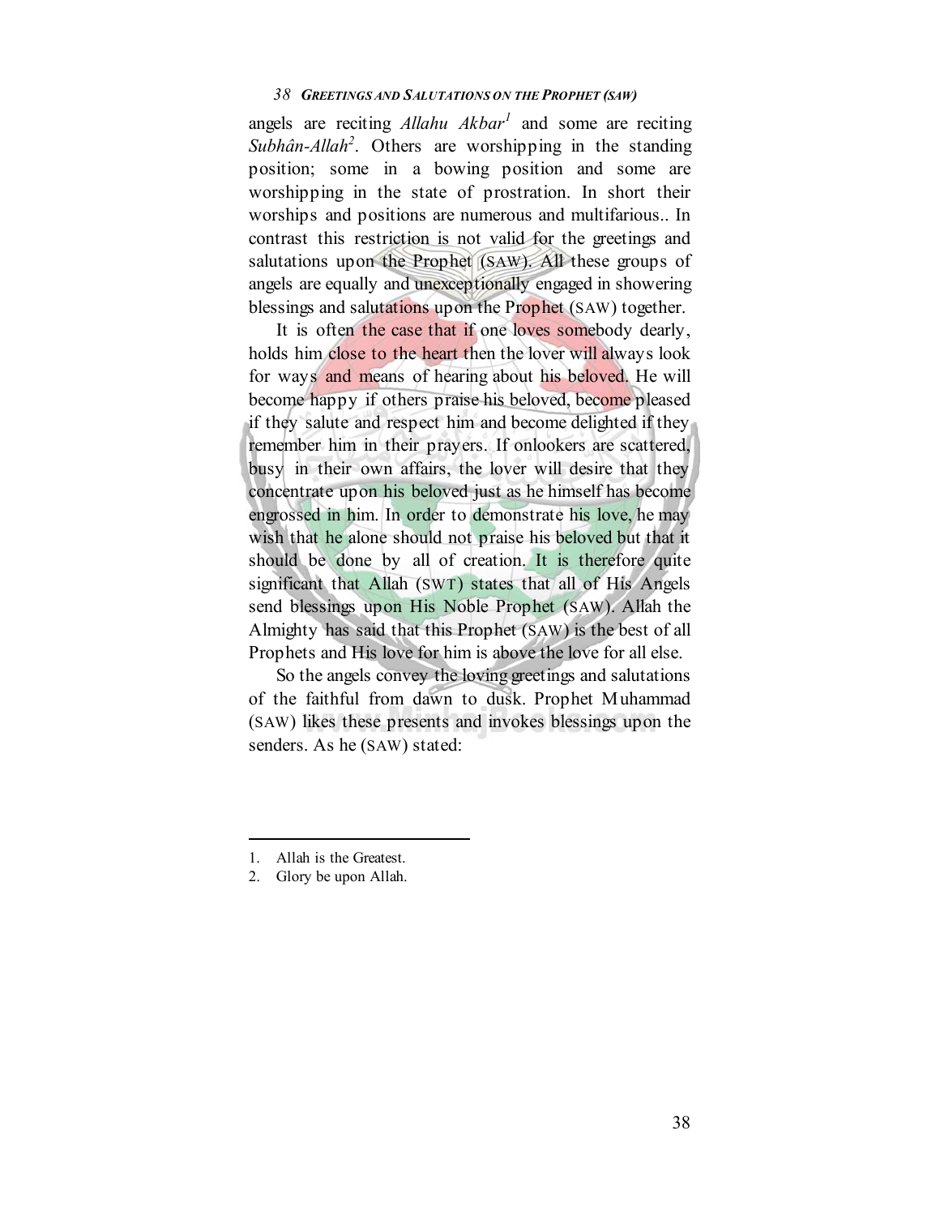angels are reciting *Allahu Akbar*[1] and some are reciting *Subhân-Allah*[2]. Others are worshipping in the standing position; some in a bowing position and some are worshipping in the state of prostration. In short their worships and positions are numerous and multifarious.. In contrast this restriction is not valid for the greetings and salutations upon the Prophet (SAW). All these groups of angels are equally and unexceptionally engaged in showering blessings and salutations upon the Prophet (SAW) together.

It is often the case that if one loves somebody dearly, holds him close to the heart then the lover will always look for ways and means of hearing about his beloved. He will become happy if others praise his beloved, become pleased if they salute and respect him and become delighted if they remember him in their prayers. If onlookers are scattered, busy in their own affairs, the lover will desire that they concentrate upon his beloved just as he himself has become engrossed in him. In order to demonstrate his love, he may wish that he alone should not praise his beloved but that it should be done by all of creation. It is therefore quite significant that Allah (SWT) states that all of His Angels send blessings upon His Noble Prophet (SAW). Allah the Almighty has said that this Prophet (SAW) is the best of all Prophets and His love for him is above the love for all else.

So the angels convey the loving greetings and salutations of the faithful from dawn to dusk. Prophet Muhammad (SAW) likes these presents and invokes blessings upon the senders. As he (SAW) stated:

---

1. Allah is the Greatest.
2. Glory be upon Allah.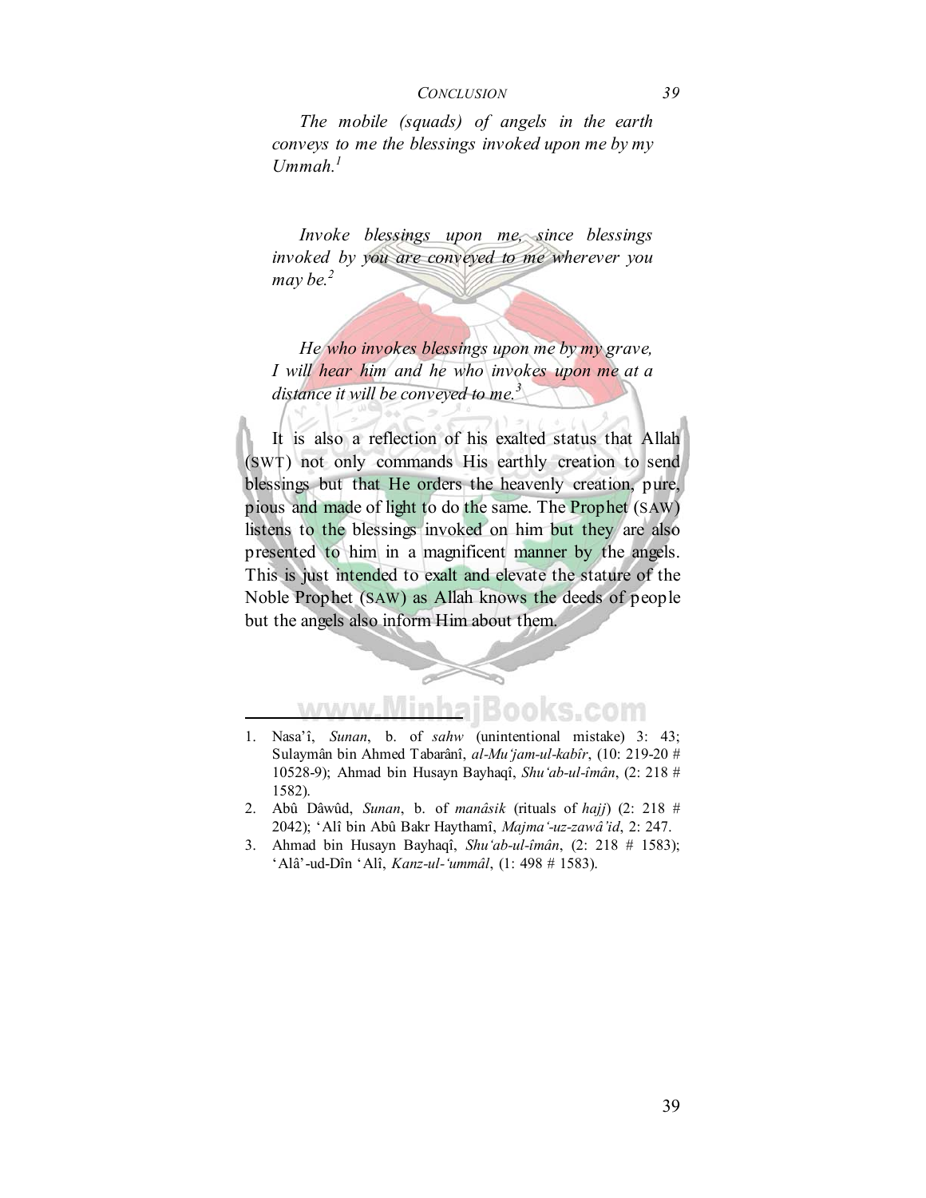*The mobile (squads) of angels in the earth conveys to me the blessings invoked upon me by my Ummah.*[1]

*Invoke blessings upon me, since blessings invoked by you are conveyed to me wherever you may be.*[2]

*He who invokes blessings upon me by my grave, I will hear him and he who invokes upon me at a distance it will be conveyed to me.*[3]

It is also a reflection of his exalted status that Allah (SWT) not only commands His earthly creation to send blessings but that He orders the heavenly creation, pure, pious and made of light to do the same. The Prophet (SAW) listens to the blessings invoked on him but they are also presented to him in a magnificent manner by the angels. This is just intended to exalt and elevate the stature of the Noble Prophet (SAW) as Allah knows the deeds of people but the angels also inform Him about them.

---

1. Nasa'î, *Sunan*, b. of *sahw* (unintentional mistake) 3: 43; Sulaymân bin Ahmed Tabarânî, *al-Mu'jam-ul-kabîr*, (10: 219-20 # 10528-9); Ahmad bin Husayn Bayhaqî, *Shu'ab-ul-îmân*, (2: 218 # 1582).
2. Abû Dâwûd, *Sunan*, b. of *manâsik* (rituals of *hajj*) (2: 218 # 2042); 'Alî bin Abû Bakr Haythamî, *Majma'-uz-zawâ'id*, 2: 247.
3. Ahmad bin Husayn Bayhaqî, *Shu'ab-ul-îmân*, (2: 218 # 1583); 'Alâ'-ud-Dîn 'Alî, *Kanz-ul-'ummâl*, (1: 498 # 1583).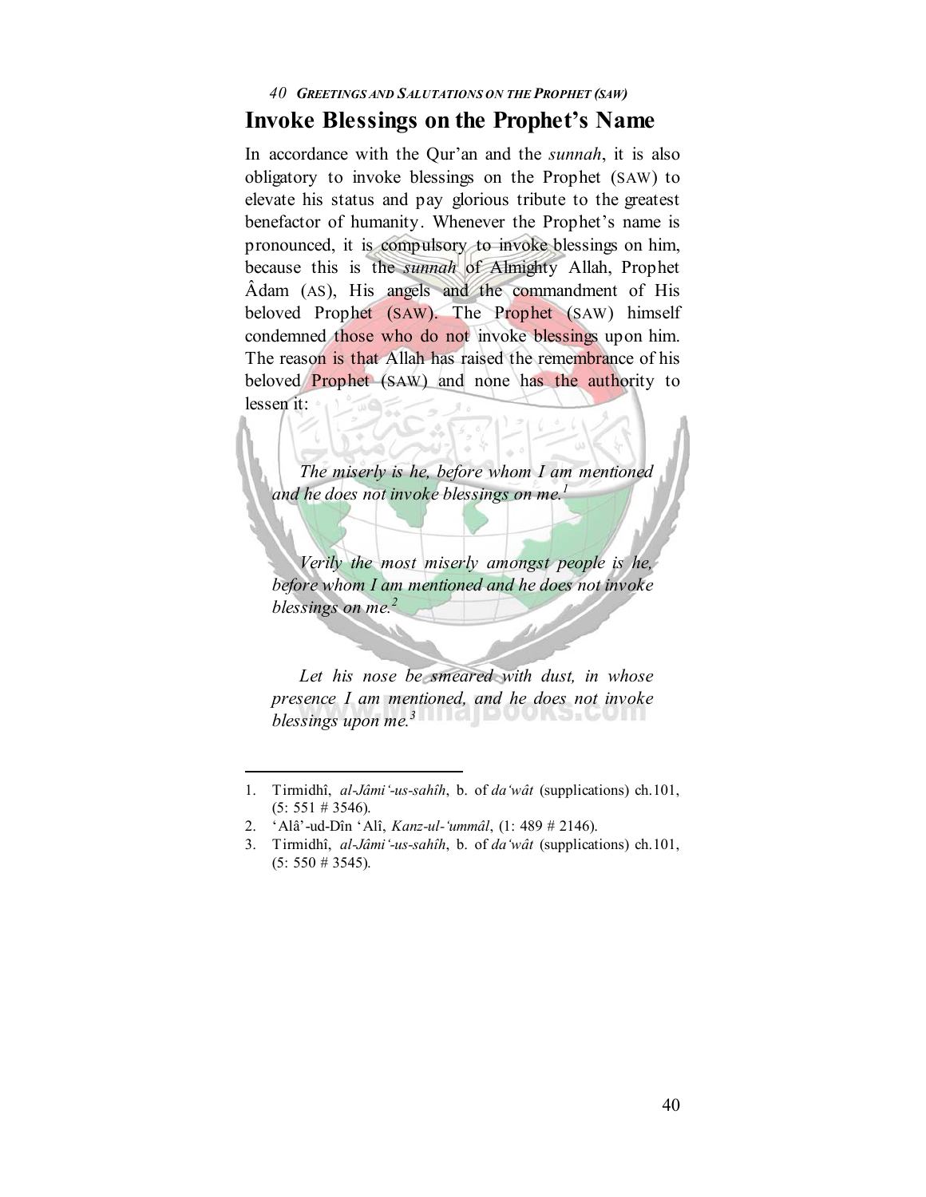## Invoke Blessings on the Prophet's Name

In accordance with the Qur'an and the *sunnah*, it is also obligatory to invoke blessings on the Prophet (SAW) to elevate his status and pay glorious tribute to the greatest benefactor of humanity. Whenever the Prophet's name is pronounced, it is compulsory to invoke blessings on him, because this is the *sunnah* of Almighty Allah, Prophet Âdam (AS), His angels and the commandment of His beloved Prophet (SAW). The Prophet (SAW) himself condemned those who do not invoke blessings upon him. The reason is that Allah has raised the remembrance of his beloved Prophet (SAW) and none has the authority to lessen it:

> *The miserly is he, before whom I am mentioned and he does not invoke blessings on me.*[1]

> *Verily the most miserly amongst people is he, before whom I am mentioned and he does not invoke blessings on me.*[2]

> *Let his nose be smeared with dust, in whose presence I am mentioned, and he does not invoke blessings upon me.*[3]

---

1. Tirmidhî, *al-Jâmi'-us-sahîh*, b. of *da'wât* (supplications) ch.101, (5: 551 # 3546).
2. 'Alâ'-ud-Dîn 'Alî, *Kanz-ul-'ummâl*, (1: 489 # 2146).
3. Tirmidhî, *al-Jâmi'-us-sahîh*, b. of *da'wât* (supplications) ch.101, (5: 550 # 3545).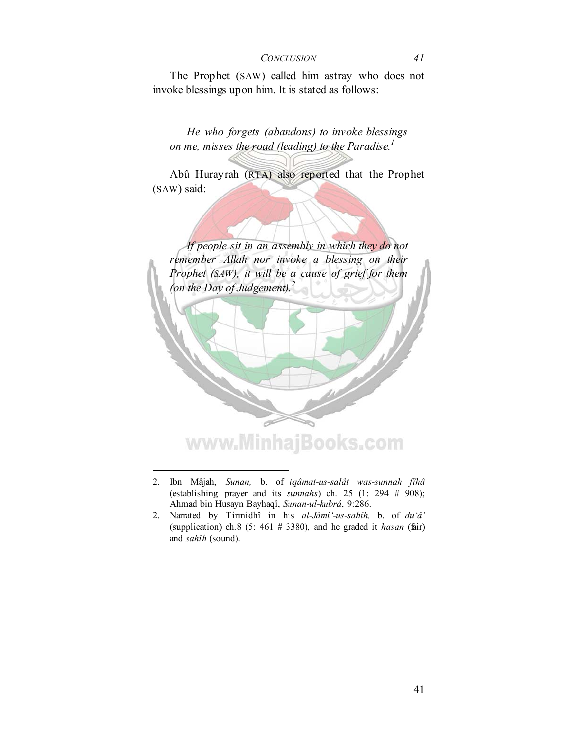The Prophet (SAW) called him astray who does not invoke blessings upon him. It is stated as follows:

> *He who forgets (abandons) to invoke blessings on me, misses the road (leading) to the Paradise.*[1]

Abû Hurayrah (RTA) also reported that the Prophet (SAW) said:

> *If people sit in an assembly in which they do not remember Allah nor invoke a blessing on their Prophet (SAW), it will be a cause of grief for them (on the Day of Judgement).*[2]

---

2. Ibn Mâjah, *Sunan,* b. of *iqâmat-us-salât was-sunnah fîhâ* (establishing prayer and its *sunnahs*) ch. 25 (1: 294 # 908); Ahmad bin Husayn Bayhaqî, *Sunan-ul-kubrâ*, 9:286.
2. Narrated by Tirmidhî in his *al-Jâmi'-us-sahîh,* b. of *du'â'* (supplication) ch.8 (5: 461 # 3380), and he graded it *hasan* (fair) and *sahîh* (sound).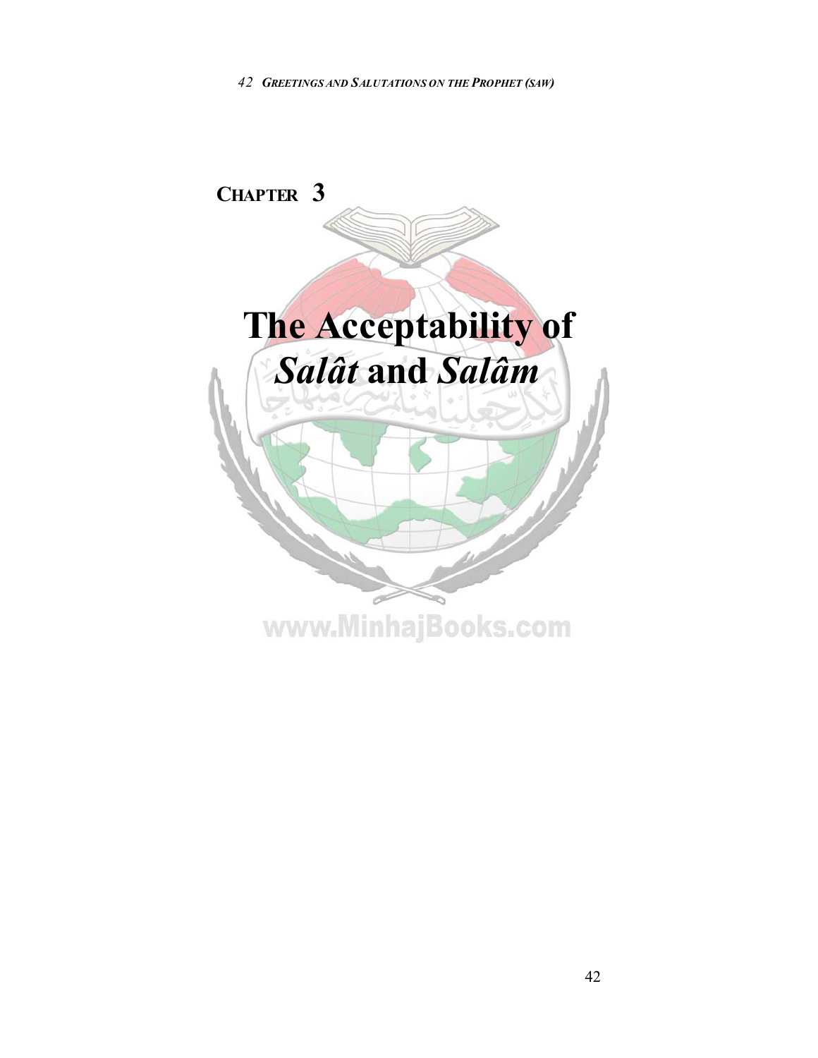# CHAPTER 3

# The Acceptability of *Salât* and *Salâm*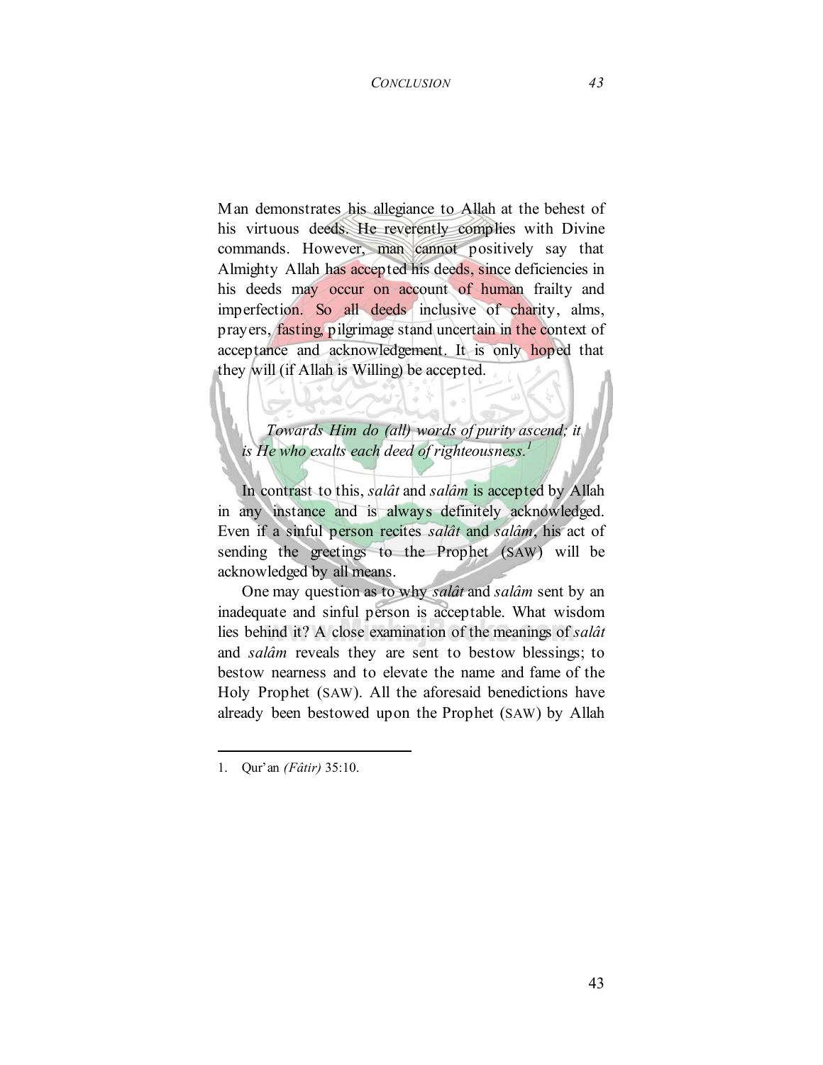Man demonstrates his allegiance to Allah at the behest of his virtuous deeds. He reverently complies with Divine commands. However, man cannot positively say that Almighty Allah has accepted his deeds, since deficiencies in his deeds may occur on account of human frailty and imperfection. So all deeds inclusive of charity, alms, prayers, fasting, pilgrimage stand uncertain in the context of acceptance and acknowledgement. It is only hoped that they will (if Allah is Willing) be accepted.

> *Towards Him do (all) words of purity ascend; it is He who exalts each deed of righteousness.*[1]

In contrast to this, *salât* and *salâm* is accepted by Allah in any instance and is always definitely acknowledged. Even if a sinful person recites *salât* and *salâm*, his act of sending the greetings to the Prophet (SAW) will be acknowledged by all means.

One may question as to why *salât* and *salâm* sent by an inadequate and sinful person is acceptable. What wisdom lies behind it? A close examination of the meanings of *salât* and *salâm* reveals they are sent to bestow blessings; to bestow nearness and to elevate the name and fame of the Holy Prophet (SAW). All the aforesaid benedictions have already been bestowed upon the Prophet (SAW) by Allah

---

1. Qur'an *(Fâtir)* 35:10.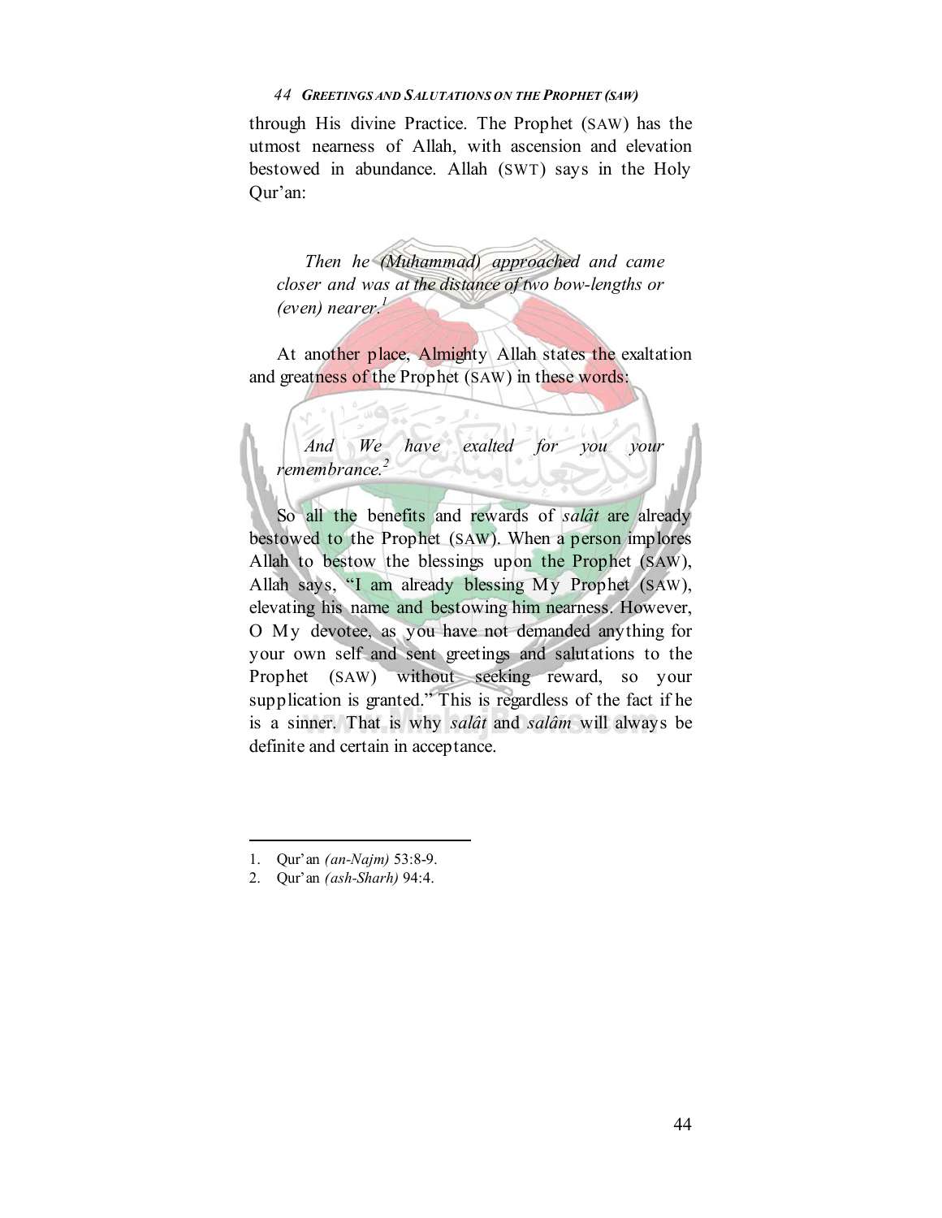through His divine Practice. The Prophet (SAW) has the utmost nearness of Allah, with ascension and elevation bestowed in abundance. Allah (SWT) says in the Holy Qur'an:

> *Then he (Muhammad) approached and came closer and was at the distance of two bow-lengths or (even) nearer.*[1]

At another place, Almighty Allah states the exaltation and greatness of the Prophet (SAW) in these words:

> *And We have exalted for you your remembrance.*[2]

So all the benefits and rewards of *salât* are already bestowed to the Prophet (SAW). When a person implores Allah to bestow the blessings upon the Prophet (SAW), Allah says, "I am already blessing My Prophet (SAW), elevating his name and bestowing him nearness. However, O My devotee, as you have not demanded anything for your own self and sent greetings and salutations to the Prophet (SAW) without seeking reward, so your supplication is granted." This is regardless of the fact if he is a sinner. That is why *salât* and *salâm* will always be definite and certain in acceptance.

---

1. Qur'an *(an-Najm)* 53:8-9.
2. Qur'an *(ash-Sharh)* 94:4.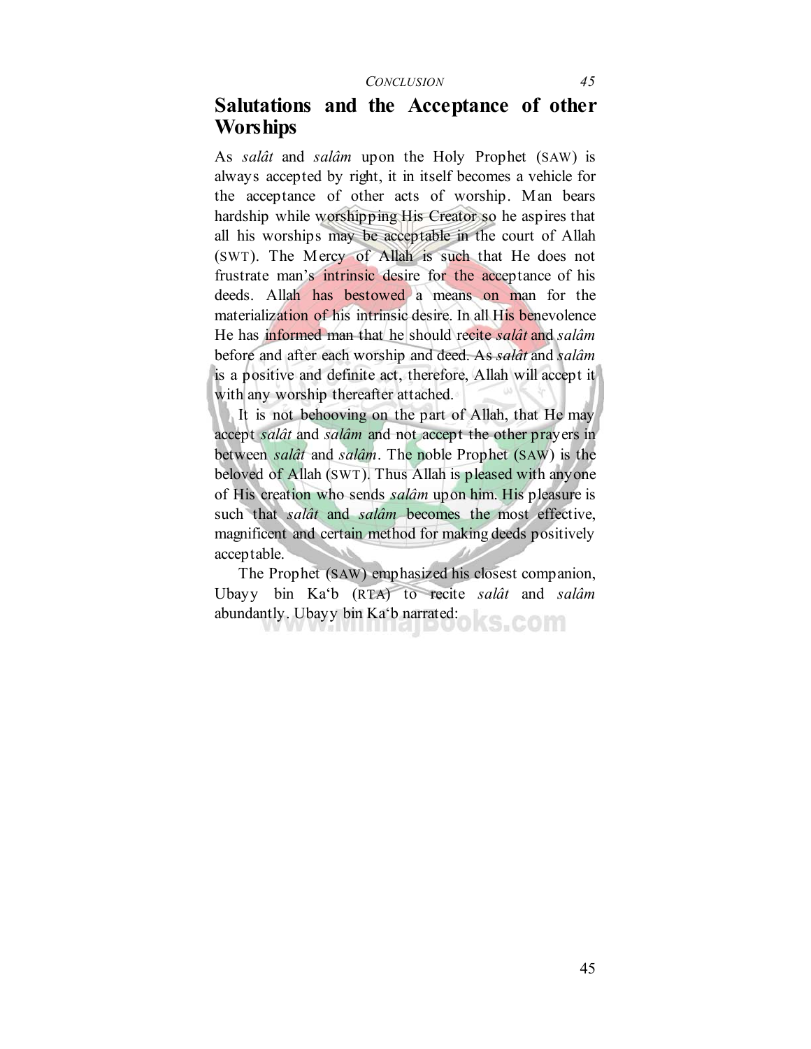## Salutations and the Acceptance of other Worships

As *salât* and *salâm* upon the Holy Prophet (SAW) is always accepted by right, it in itself becomes a vehicle for the acceptance of other acts of worship. Man bears hardship while worshipping His Creator so he aspires that all his worships may be acceptable in the court of Allah (SWT). The Mercy of Allah is such that He does not frustrate man's intrinsic desire for the acceptance of his deeds. Allah has bestowed a means on man for the materialization of his intrinsic desire. In all His benevolence He has informed man that he should recite *salât* and *salâm* before and after each worship and deed. As *salât* and *salâm* is a positive and definite act, therefore, Allah will accept it with any worship thereafter attached.

It is not behooving on the part of Allah, that He may accept *salât* and *salâm* and not accept the other prayers in between *salât* and *salâm*. The noble Prophet (SAW) is the beloved of Allah (SWT). Thus Allah is pleased with anyone of His creation who sends *salâm* upon him. His pleasure is such that *salât* and *salâm* becomes the most effective, magnificent and certain method for making deeds positively acceptable.

The Prophet (SAW) emphasized his closest companion, Ubayy bin Ka'b (RTA) to recite *salât* and *salâm* abundantly. Ubayy bin Ka'b narrated: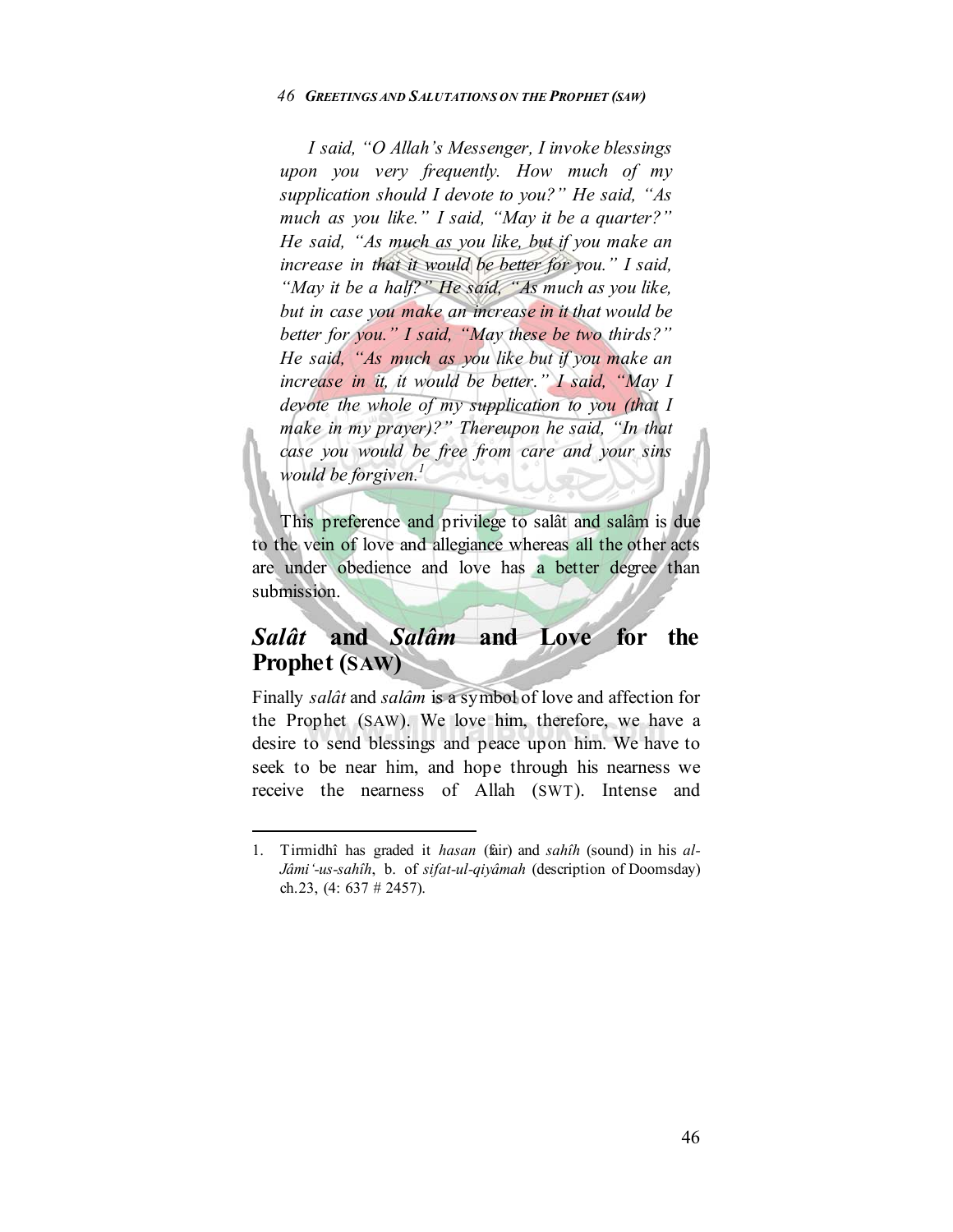*I said, "O Allah's Messenger, I invoke blessings upon you very frequently. How much of my supplication should I devote to you?" He said, "As much as you like." I said, "May it be a quarter?" He said, "As much as you like, but if you make an increase in that it would be better for you." I said, "May it be a half?" He said, "As much as you like, but in case you make an increase in it that would be better for you." I said, "May these be two thirds?" He said, "As much as you like but if you make an increase in it, it would be better." I said, "May I devote the whole of my supplication to you (that I make in my prayer)?" Thereupon he said, "In that case you would be free from care and your sins would be forgiven.*[1]

This preference and privilege to salât and salâm is due to the vein of love and allegiance whereas all the other acts are under obedience and love has a better degree than submission.

## *Salât* and *Salâm* and Love for the Prophet (SAW)

Finally *salât* and *salâm* is a symbol of love and affection for the Prophet (SAW). We love him, therefore, we have a desire to send blessings and peace upon him. We have to seek to be near him, and hope through his nearness we receive the nearness of Allah (SWT). Intense and

---

1. Tirmidhî has graded it *hasan* (fair) and *sahîh* (sound) in his *al-Jâmi'-us-sahîh*, b. of *sifat-ul-qiyâmah* (description of Doomsday) ch.23, (4: 637 # 2457).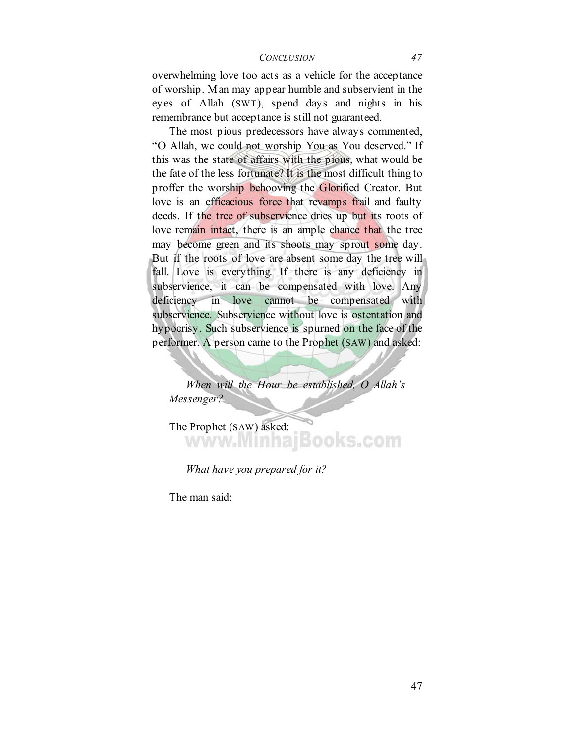overwhelming love too acts as a vehicle for the acceptance of worship. Man may appear humble and subservient in the eyes of Allah (SWT), spend days and nights in his remembrance but acceptance is still not guaranteed.

The most pious predecessors have always commented, "O Allah, we could not worship You as You deserved." If this was the state of affairs with the pious, what would be the fate of the less fortunate? It is the most difficult thing to proffer the worship behooving the Glorified Creator. But love is an efficacious force that revamps frail and faulty deeds. If the tree of subservience dries up but its roots of love remain intact, there is an ample chance that the tree may become green and its shoots may sprout some day. But if the roots of love are absent some day the tree will fall. Love is everything. If there is any deficiency in subservience, it can be compensated with love. Any deficiency in love cannot be compensated with subservience. Subservience without love is ostentation and hypocrisy. Such subservience is spurned on the face of the performer. A person came to the Prophet (SAW) and asked:

> *When will the Hour be established, O Allah's Messenger?*

The Prophet (SAW) asked:

> *What have you prepared for it?*

The man said: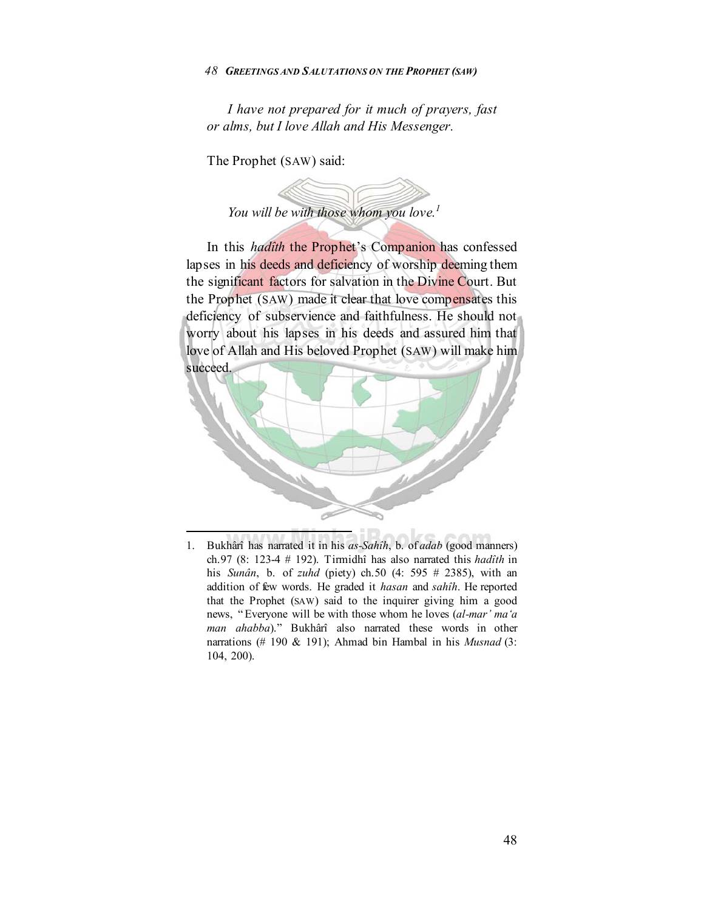*I have not prepared for it much of prayers, fast or alms, but I love Allah and His Messenger.*

The Prophet (SAW) said:

*You will be with those whom you love.*[1]

In this *hadîth* the Prophet's Companion has confessed lapses in his deeds and deficiency of worship deeming them the significant factors for salvation in the Divine Court. But the Prophet (SAW) made it clear that love compensates this deficiency of subservience and faithfulness. He should not worry about his lapses in his deeds and assured him that love of Allah and His beloved Prophet (SAW) will make him succeed.

---

1. Bukhârî has narrated it in his *as-Sahîh*, b. of *adab* (good manners) ch.97 (8: 123-4 # 192). Tirmidhî has also narrated this *hadîth* in his *Sunân*, b. of *zuhd* (piety) ch.50 (4: 595 # 2385), with an addition of few words. He graded it *hasan* and *sahîh*. He reported that the Prophet (SAW) said to the inquirer giving him a good news, "Everyone will be with those whom he loves (*al-mar' ma'a man ahabba*)." Bukhârî also narrated these words in other narrations (# 190 & 191); Ahmad bin Hambal in his *Musnad* (3: 104, 200).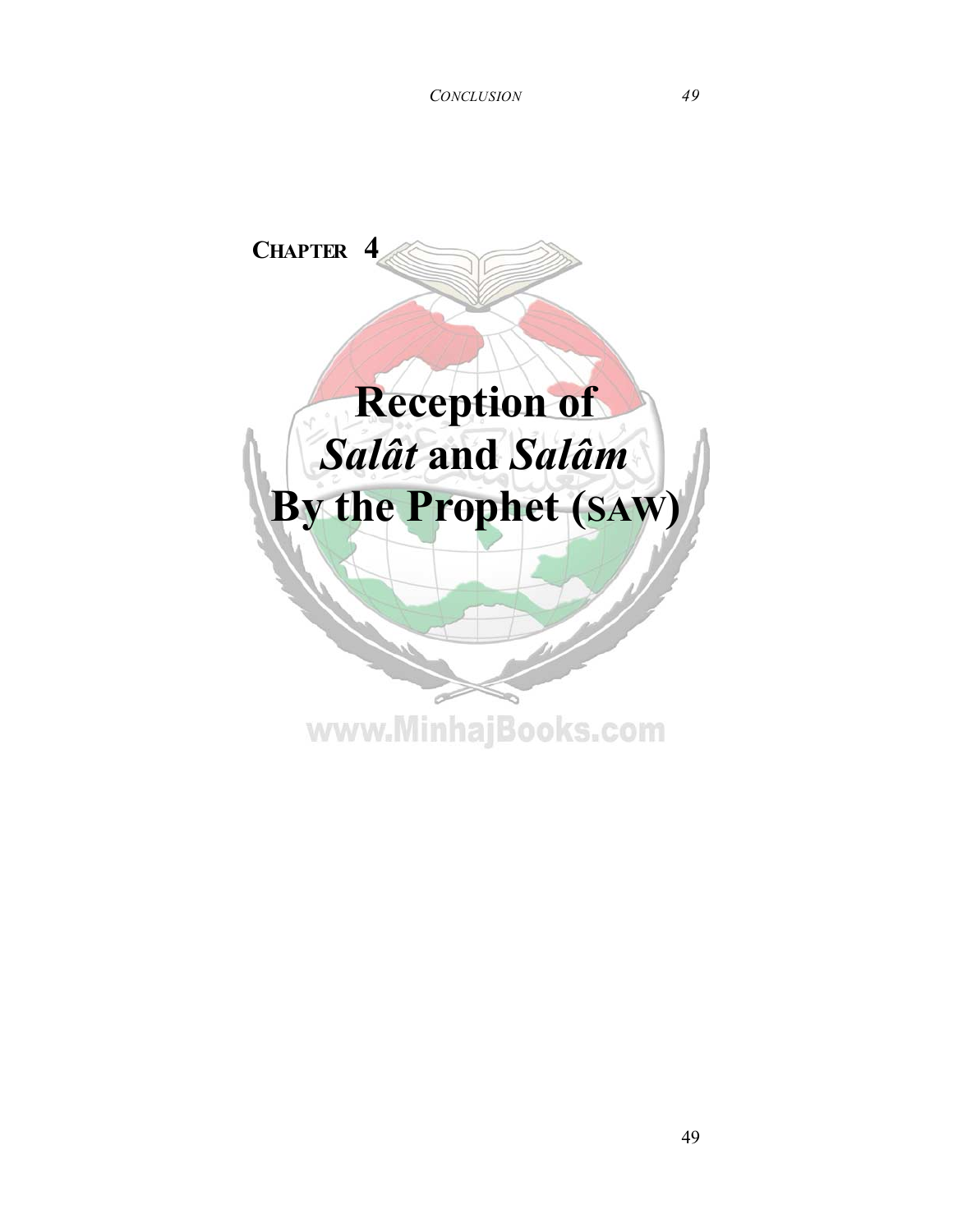**CHAPTER 4**

# Reception of *Salât* and *Salâm* By the Prophet (SAW)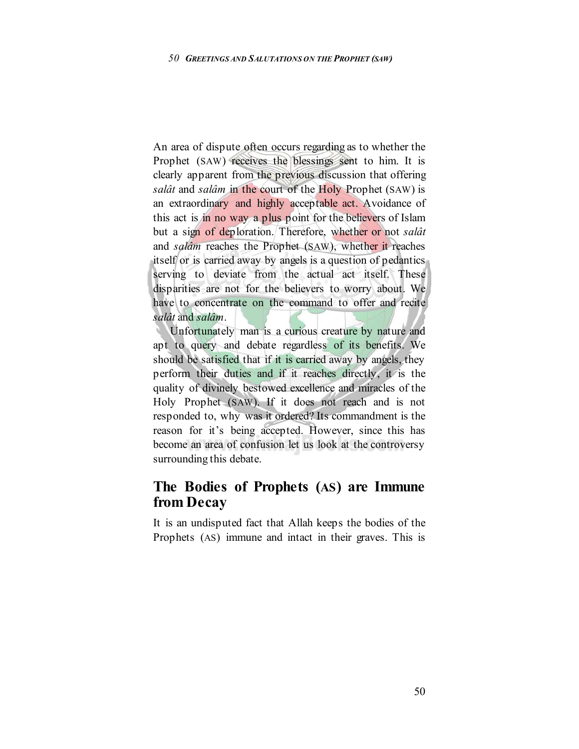An area of dispute often occurs regarding as to whether the Prophet (SAW) receives the blessings sent to him. It is clearly apparent from the previous discussion that offering *salât* and *salâm* in the court of the Holy Prophet (SAW) is an extraordinary and highly acceptable act. Avoidance of this act is in no way a plus point for the believers of Islam but a sign of deploration. Therefore, whether or not *salât* and *salâm* reaches the Prophet (SAW), whether it reaches itself or is carried away by angels is a question of pedantics serving to deviate from the actual act itself. These disparities are not for the believers to worry about. We have to concentrate on the command to offer and recite *salât* and *salâm*.

Unfortunately man is a curious creature by nature and apt to query and debate regardless of its benefits. We should be satisfied that if it is carried away by angels, they perform their duties and if it reaches directly, it is the quality of divinely bestowed excellence and miracles of the Holy Prophet (SAW). If it does not reach and is not responded to, why was it ordered? Its commandment is the reason for it's being accepted. However, since this has become an area of confusion let us look at the controversy surrounding this debate.

## The Bodies of Prophets (AS) are Immune from Decay

It is an undisputed fact that Allah keeps the bodies of the Prophets (AS) immune and intact in their graves. This is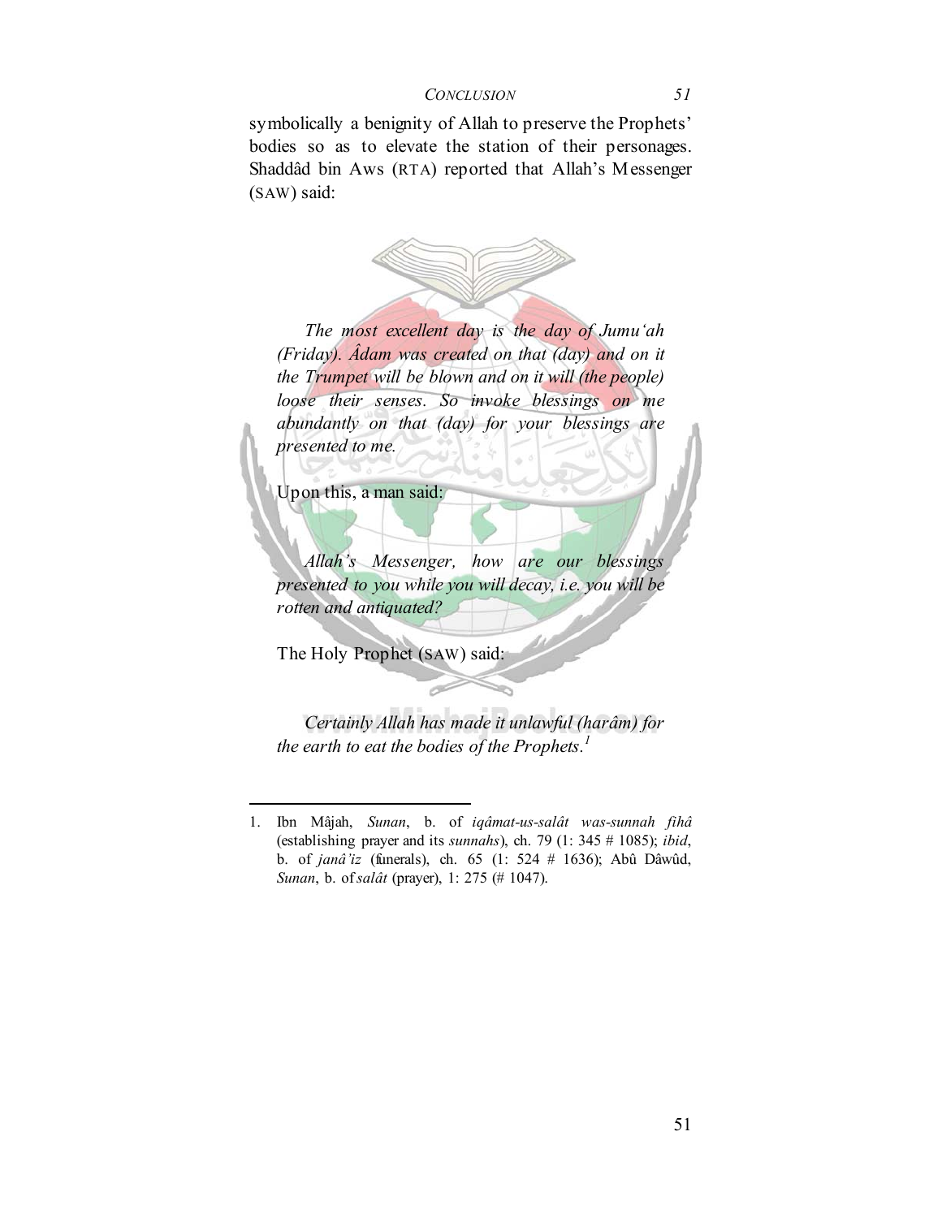symbolically a benignity of Allah to preserve the Prophets' bodies so as to elevate the station of their personages. Shaddâd bin Aws (RTA) reported that Allah's Messenger (SAW) said:

> *The most excellent day is the day of Jumu'ah (Friday). Âdam was created on that (day) and on it the Trumpet will be blown and on it will (the people) loose their senses. So invoke blessings on me abundantly on that (day) for your blessings are presented to me.*

Upon this, a man said:

> *Allah's Messenger, how are our blessings presented to you while you will decay, i.e. you will be rotten and antiquated?*

The Holy Prophet (SAW) said:

> *Certainly Allah has made it unlawful (harâm) for the earth to eat the bodies of the Prophets.*[1]

---

1. Ibn Mâjah, *Sunan*, b. of *iqâmat-us-salât was-sunnah fihâ* (establishing prayer and its *sunnahs*), ch. 79 (1: 345 # 1085); *ibid*, b. of *janâ'iz* (funerals), ch. 65 (1: 524 # 1636); Abû Dâwûd, *Sunan*, b. of *salât* (prayer), 1: 275 (# 1047).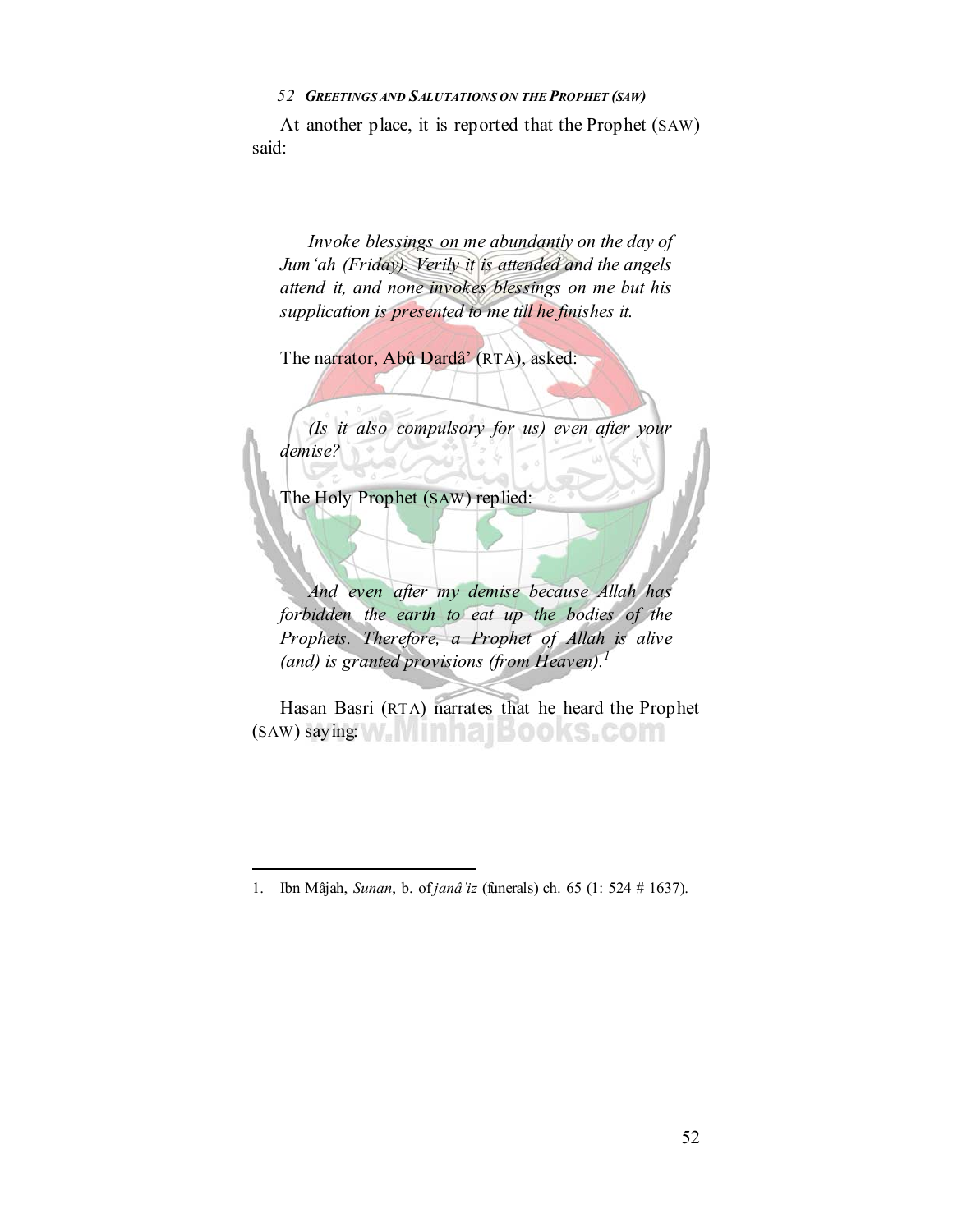At another place, it is reported that the Prophet (SAW) said:

*Invoke blessings on me abundantly on the day of Jum'ah (Friday). Verily it is attended and the angels attend it, and none invokes blessings on me but his supplication is presented to me till he finishes it.*

The narrator, Abû Dardâ' (RTA), asked:

*(Is it also compulsory for us) even after your demise?*

The Holy Prophet (SAW) replied:

*And even after my demise because Allah has forbidden the earth to eat up the bodies of the Prophets. Therefore, a Prophet of Allah is alive (and) is granted provisions (from Heaven).*[1]

Hasan Basri (RTA) narrates that he heard the Prophet (SAW) saying:

---

1. Ibn Mâjah, *Sunan*, b. of *janâ'iz* (funerals) ch. 65 (1: 524 # 1637).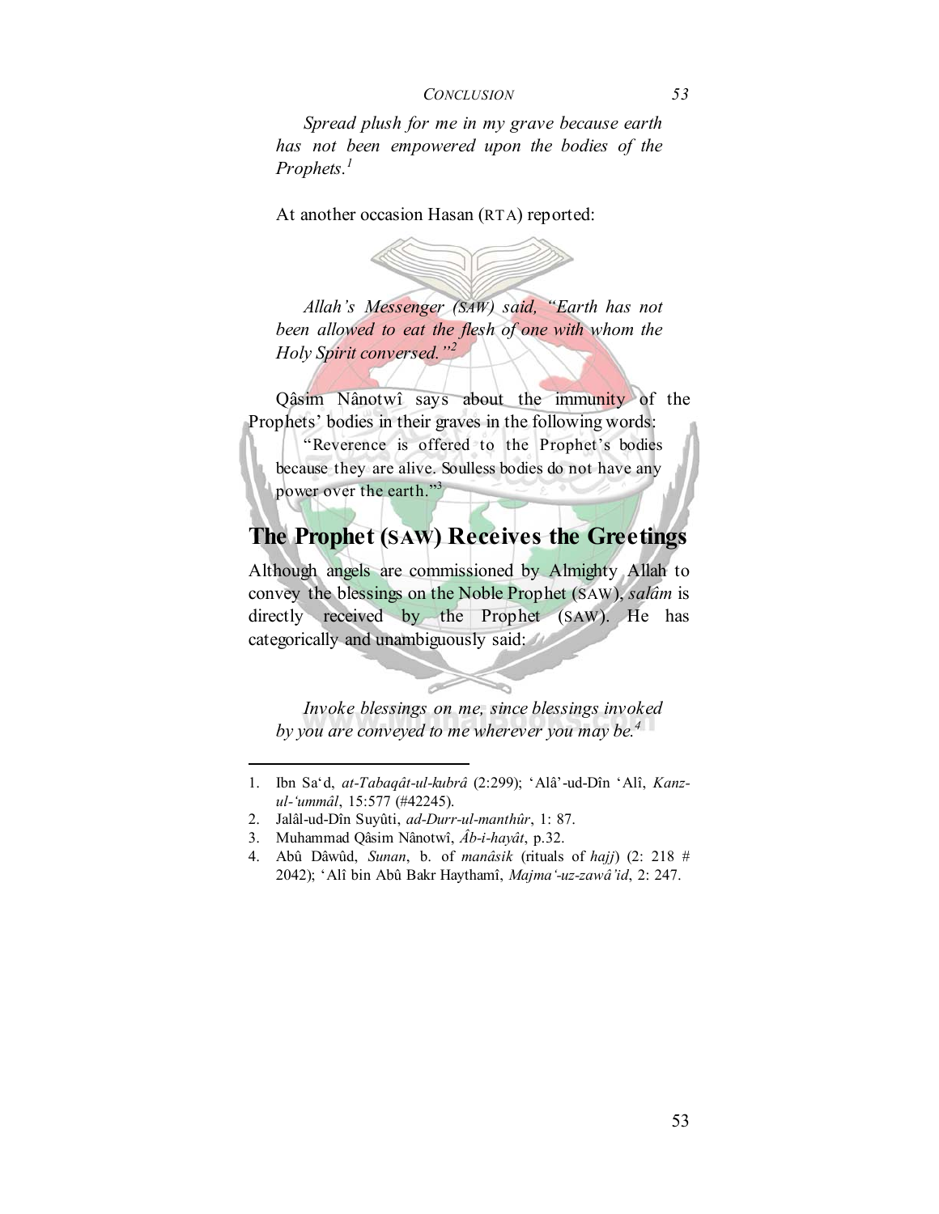*Spread plush for me in my grave because earth has not been empowered upon the bodies of the Prophets.*[1]

At another occasion Hasan (RTA) reported:

*Allah's Messenger (SAW) said, "Earth has not been allowed to eat the flesh of one with whom the Holy Spirit conversed."*[2]

Qâsim Nânotwî says about the immunity of the Prophets' bodies in their graves in the following words:

> "Reverence is offered to the Prophet's bodies because they are alive. Soulless bodies do not have any power over the earth."[3]

## The Prophet (SAW) Receives the Greetings

Although angels are commissioned by Almighty Allah to convey the blessings on the Noble Prophet (SAW), *salâm* is directly received by the Prophet (SAW). He has categorically and unambiguously said:

*Invoke blessings on me, since blessings invoked by you are conveyed to me wherever you may be.*[4]

---

1. Ibn Sa'd, *at-Tabaqât-ul-kubrâ* (2:299); 'Alâ'-ud-Dîn 'Alî, *Kanz-ul-'ummâl*, 15:577 (#42245).
2. Jalâl-ud-Dîn Suyûti, *ad-Durr-ul-manthûr*, 1: 87.
3. Muhammad Qâsim Nânotwî, *Âb-i-hayât*, p.32.
4. Abû Dâwûd, *Sunan*, b. of *manâsik* (rituals of *hajj*) (2: 218 # 2042); 'Alî bin Abû Bakr Haythamî, *Majma'-uz-zawâ'id*, 2: 247.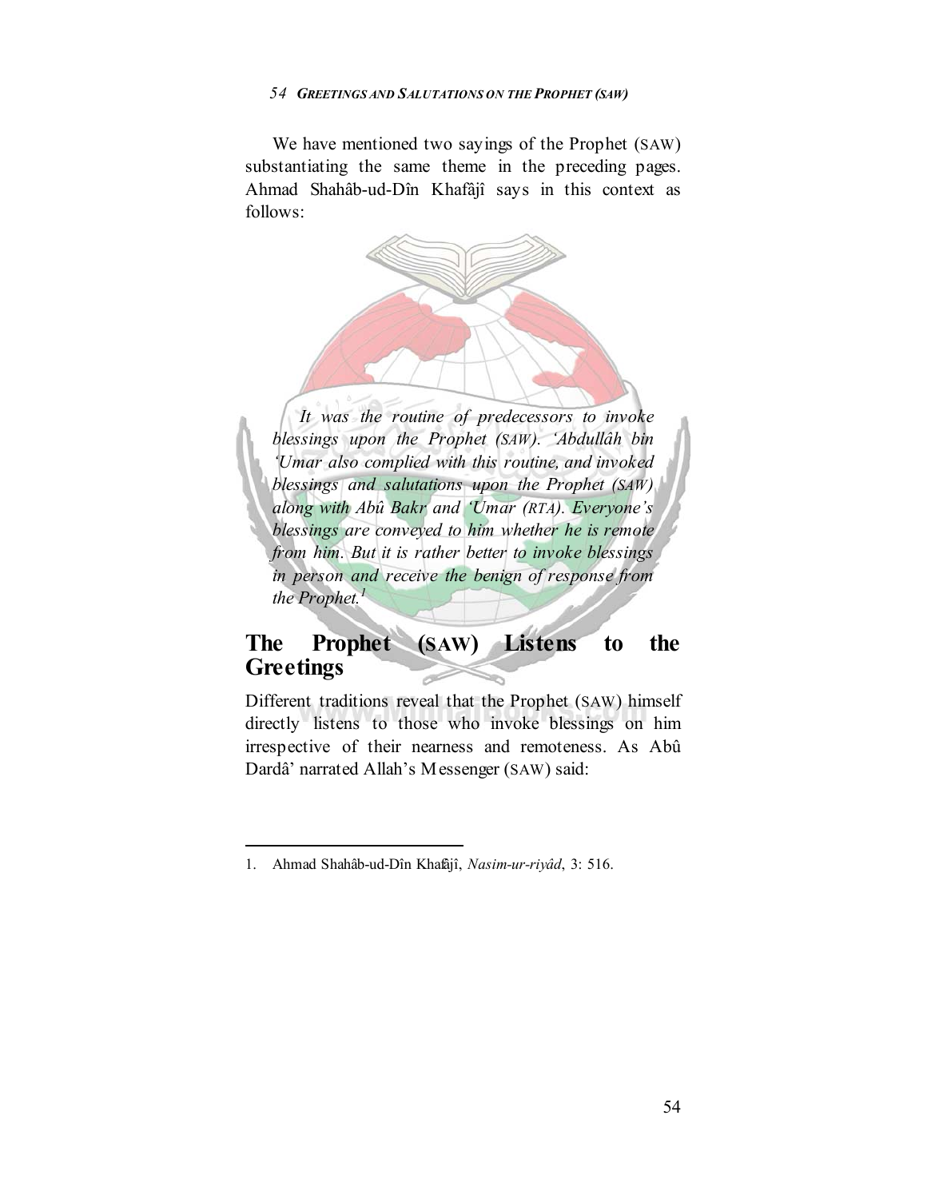We have mentioned two sayings of the Prophet (SAW) substantiating the same theme in the preceding pages. Ahmad Shahâb-ud-Dîn Khafâjî says in this context as follows:

> *It was the routine of predecessors to invoke blessings upon the Prophet (SAW). 'Abdullâh bin 'Umar also complied with this routine, and invoked blessings and salutations upon the Prophet (SAW) along with Abû Bakr and 'Umar (RTA). Everyone's blessings are conveyed to him whether he is remote from him. But it is rather better to invoke blessings in person and receive the benign of response from the Prophet.*[1]

## The Prophet (SAW) Listens to the Greetings

Different traditions reveal that the Prophet (SAW) himself directly listens to those who invoke blessings on him irrespective of their nearness and remoteness. As Abû Dardâ' narrated Allah's Messenger (SAW) said:

---

1. Ahmad Shahâb-ud-Dîn Khafâjî, *Nasim-ur-riyâd*, 3: 516.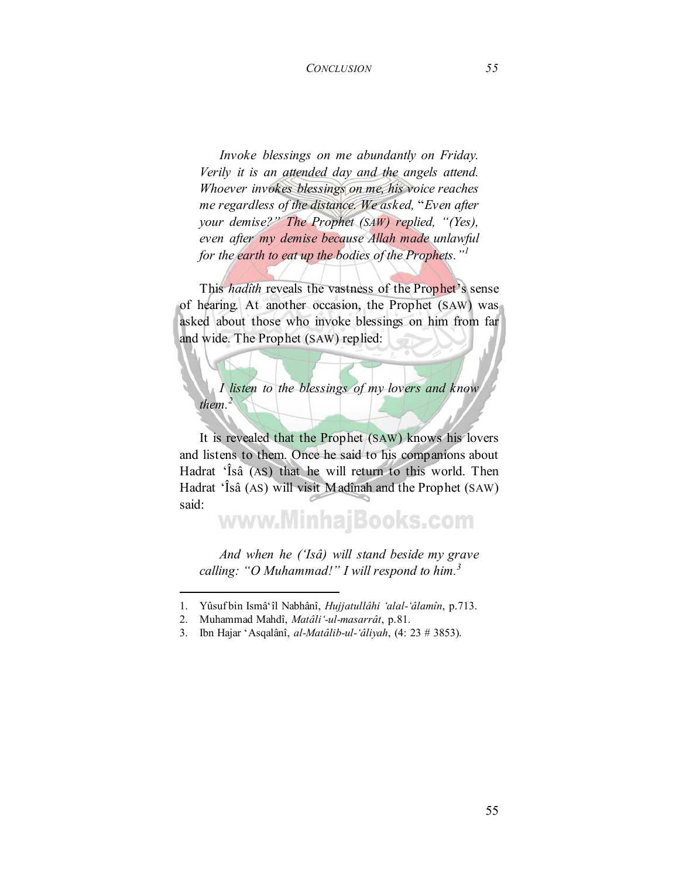*Invoke blessings on me abundantly on Friday. Verily it is an attended day and the angels attend. Whoever invokes blessings on me, his voice reaches me regardless of the distance. We asked,* "*Even after your demise?" The Prophet (SAW) replied, "(Yes), even after my demise because Allah made unlawful for the earth to eat up the bodies of the Prophets."*[1]

This *hadîth* reveals the vastness of the Prophet's sense of hearing. At another occasion, the Prophet (SAW) was asked about those who invoke blessings on him from far and wide. The Prophet (SAW) replied:

*I listen to the blessings of my lovers and know them.*[2]

It is revealed that the Prophet (SAW) knows his lovers and listens to them. Once he said to his companions about Hadrat 'Îsâ (AS) that he will return to this world. Then Hadrat 'Îsâ (AS) will visit Madînah and the Prophet (SAW) said:

*And when he ('Isâ) will stand beside my grave calling: "O Muhammad!" I will respond to him.*[3]

---

1. Yûsuf bin Ismâ'îl Nabhânî, *Hujjatullâhi 'alal-'âlamîn*, p.713.
2. Muhammad Mahdî, *Matâli'-ul-masarrât*, p.81.
3. Ibn Hajar 'Asqalânî, *al-Matâlib-ul-'âliyah*, (4: 23 # 3853).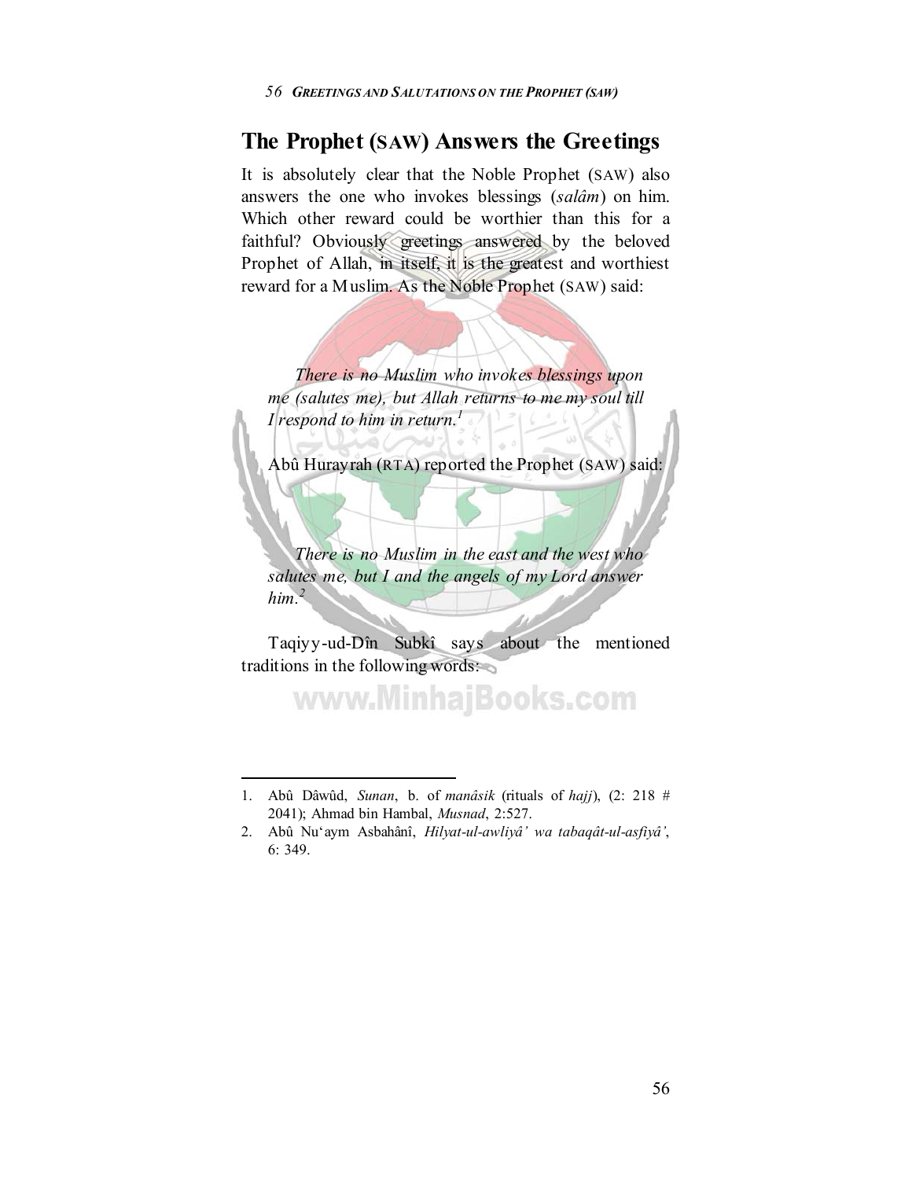## The Prophet (SAW) Answers the Greetings

It is absolutely clear that the Noble Prophet (SAW) also answers the one who invokes blessings (*salâm*) on him. Which other reward could be worthier than this for a faithful? Obviously greetings answered by the beloved Prophet of Allah, in itself, it is the greatest and worthiest reward for a Muslim. As the Noble Prophet (SAW) said:

> *There is no Muslim who invokes blessings upon me (salutes me), but Allah returns to me my soul till I respond to him in return.*[1]

Abû Hurayrah (RTA) reported the Prophet (SAW) said:

> *There is no Muslim in the east and the west who salutes me, but I and the angels of my Lord answer him.*[2]

Taqiyy-ud-Dîn Subkî says about the mentioned traditions in the following words:

---

1. Abû Dâwûd, *Sunan*, b. of *manâsik* (rituals of *hajj*), (2: 218 # 2041); Ahmad bin Hambal, *Musnad*, 2:527.
2. Abû Nu'aym Asbahânî, *Hilyat-ul-awliyâ' wa tabaqât-ul-asfiyâ'*, 6: 349.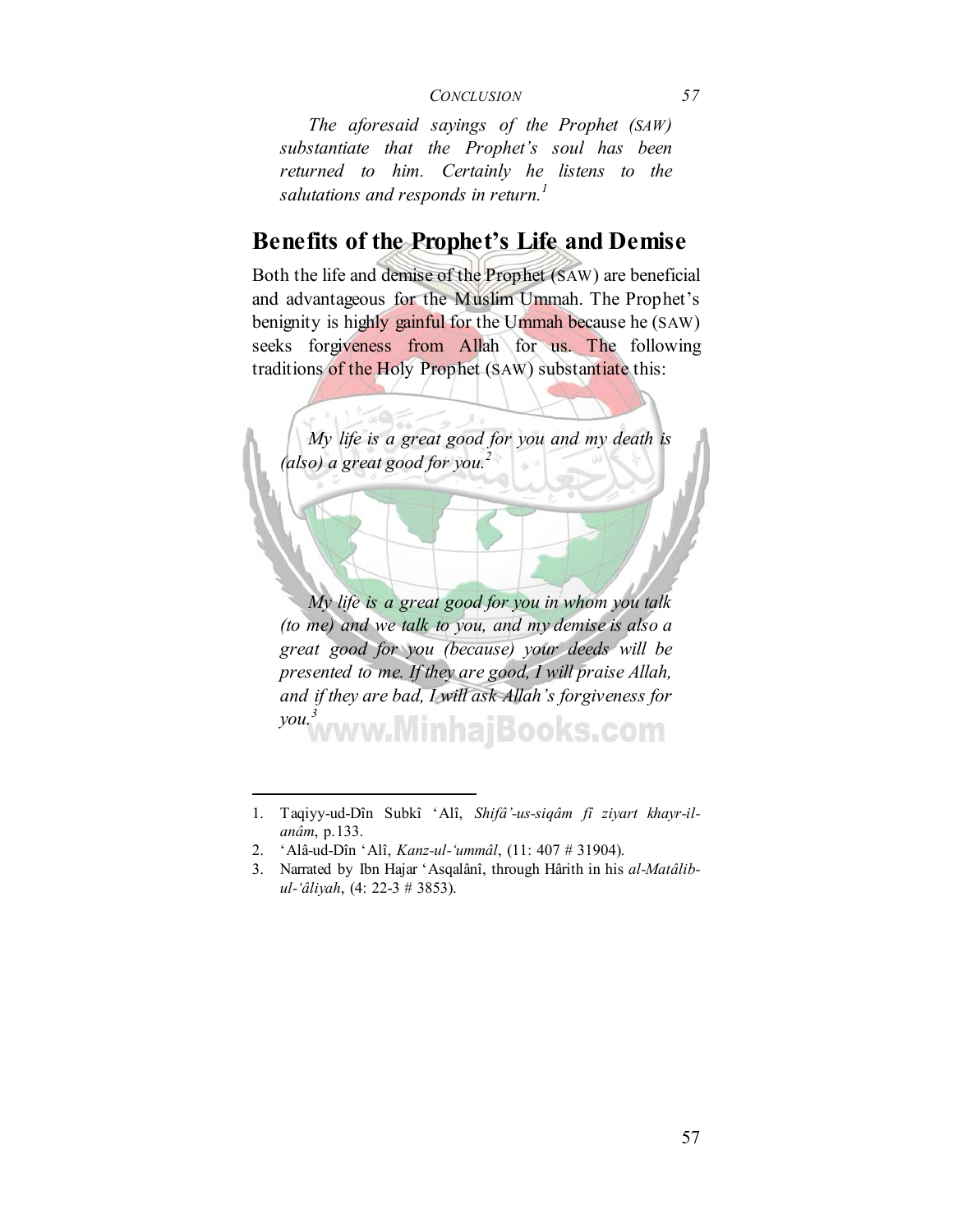*The aforesaid sayings of the Prophet (SAW) substantiate that the Prophet's soul has been returned to him. Certainly he listens to the salutations and responds in return.*[1]

## Benefits of the Prophet's Life and Demise

Both the life and demise of the Prophet (SAW) are beneficial and advantageous for the Muslim Ummah. The Prophet's benignity is highly gainful for the Ummah because he (SAW) seeks forgiveness from Allah for us. The following traditions of the Holy Prophet (SAW) substantiate this:

*My life is a great good for you and my death is (also) a great good for you.*[2]

*My life is a great good for you in whom you talk (to me) and we talk to you, and my demise is also a great good for you (because) your deeds will be presented to me. If they are good, I will praise Allah, and if they are bad, I will ask Allah's forgiveness for you.*[3]

---

1. Taqiyy-ud-Dîn Subkî 'Alî, *Shifâ'-us-siqâm fî ziyart khayr-il-anâm*, p.133.
2. 'Alâ-ud-Dîn 'Alî, *Kanz-ul-'ummâl*, (11: 407 # 31904).
3. Narrated by Ibn Hajar 'Asqalânî, through Hârith in his *al-Matâlib-ul-'âliyah*, (4: 22-3 # 3853).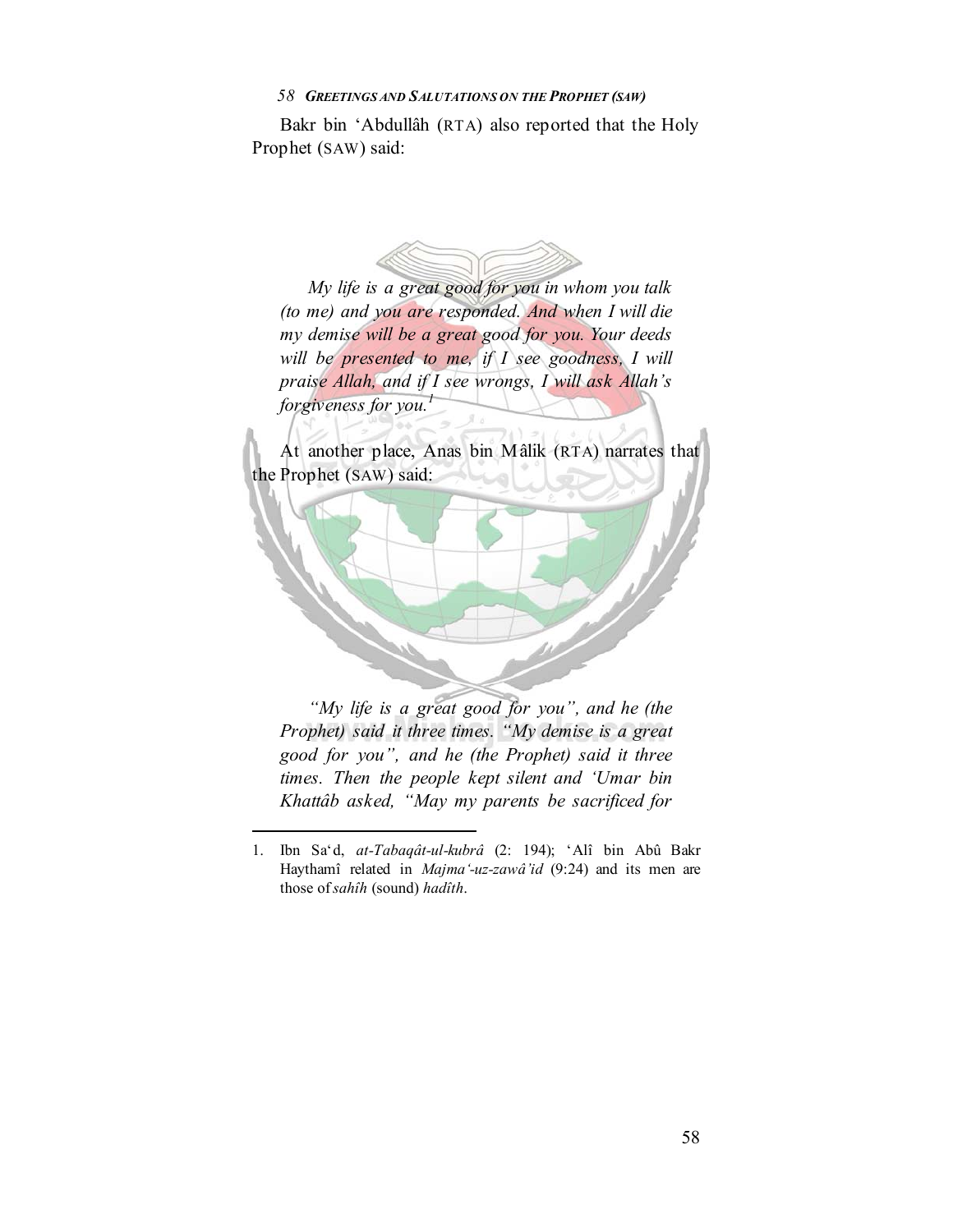Bakr bin 'Abdullâh (RTA) also reported that the Holy Prophet (SAW) said:

*My life is a great good for you in whom you talk (to me) and you are responded. And when I will die my demise will be a great good for you. Your deeds will be presented to me, if I see goodness, I will praise Allah, and if I see wrongs, I will ask Allah's forgiveness for you.*[1]

At another place, Anas bin Mâlik (RTA) narrates that the Prophet (SAW) said:

*"My life is a great good for you", and he (the Prophet) said it three times. "My demise is a great good for you", and he (the Prophet) said it three times. Then the people kept silent and 'Umar bin Khattâb asked, "May my parents be sacrificed for*

---

1. Ibn Sa'd, *at-Tabaqât-ul-kubrâ* (2: 194); 'Alî bin Abû Bakr Haythamî related in *Majma'-uz-zawâ'id* (9:24) and its men are those of *sahîh* (sound) *hadîth*.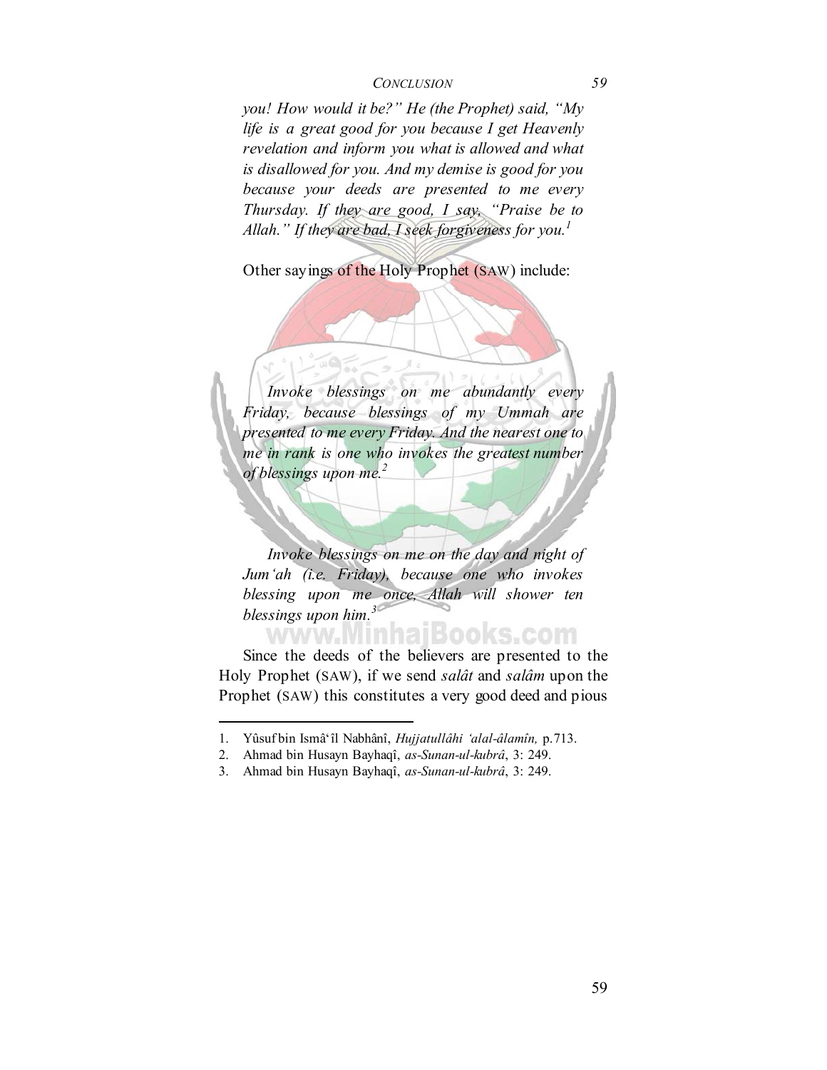*you! How would it be?" He (the Prophet) said, "My life is a great good for you because I get Heavenly revelation and inform you what is allowed and what is disallowed for you. And my demise is good for you because your deeds are presented to me every Thursday. If they are good, I say, "Praise be to Allah." If they are bad, I seek forgiveness for you.*[1]

Other sayings of the Holy Prophet (SAW) include:

*Invoke blessings on me abundantly every Friday, because blessings of my Ummah are presented to me every Friday. And the nearest one to me in rank is one who invokes the greatest number of blessings upon me.*[2]

*Invoke blessings on me on the day and night of Jum'ah (i.e. Friday), because one who invokes blessing upon me once, Allah will shower ten blessings upon him.*[3]

Since the deeds of the believers are presented to the Holy Prophet (SAW), if we send *salât* and *salâm* upon the Prophet (SAW) this constitutes a very good deed and pious

---

1. Yûsuf bin Ismâ'îl Nabhânî, *Hujjatullâhi 'alal-âlamîn,* p.713.
2. Ahmad bin Husayn Bayhaqî, *as-Sunan-ul-kubrâ*, 3: 249.
3. Ahmad bin Husayn Bayhaqî, *as-Sunan-ul-kubrâ*, 3: 249.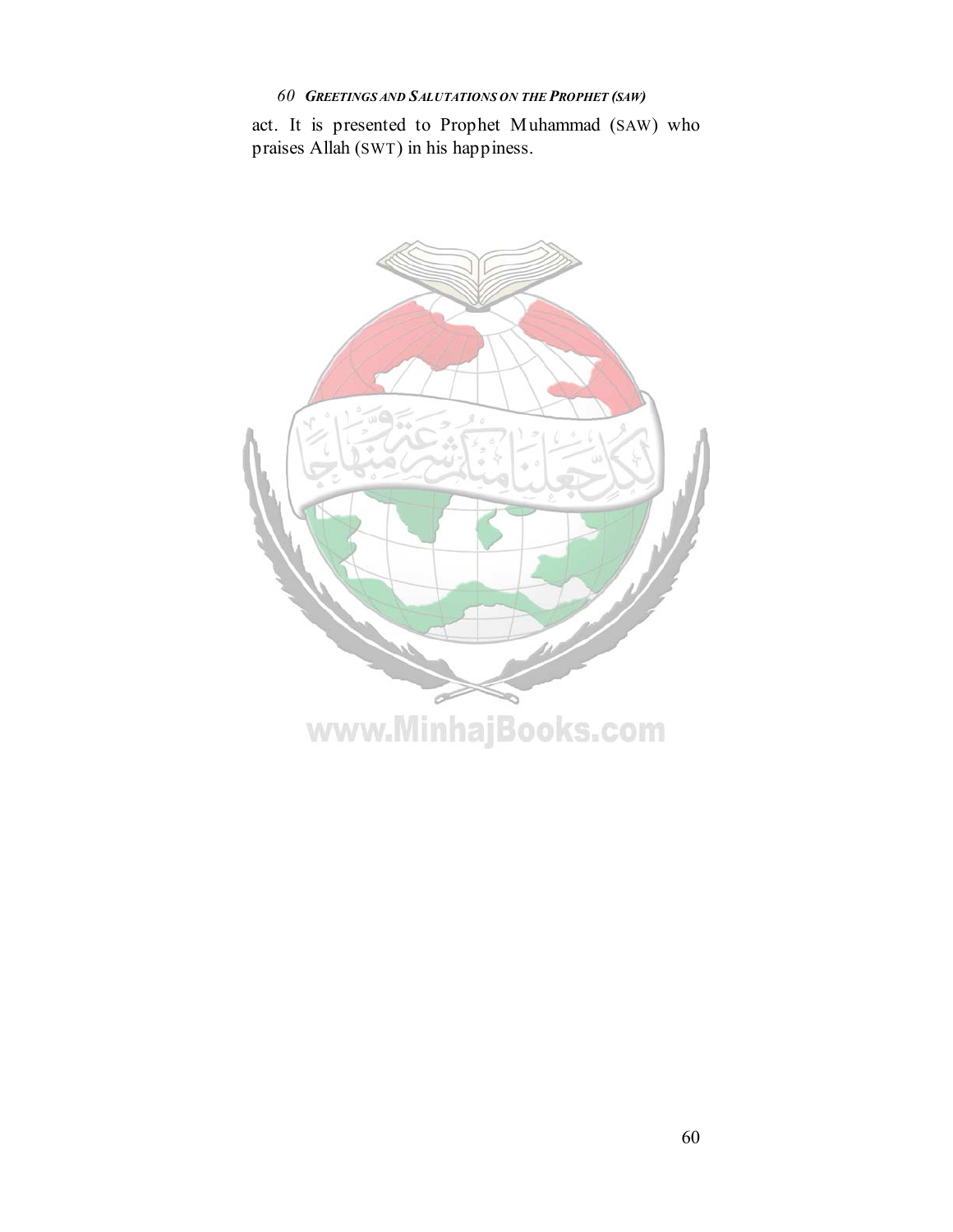act. It is presented to Prophet Muhammad (SAW) who praises Allah (SWT) in his happiness.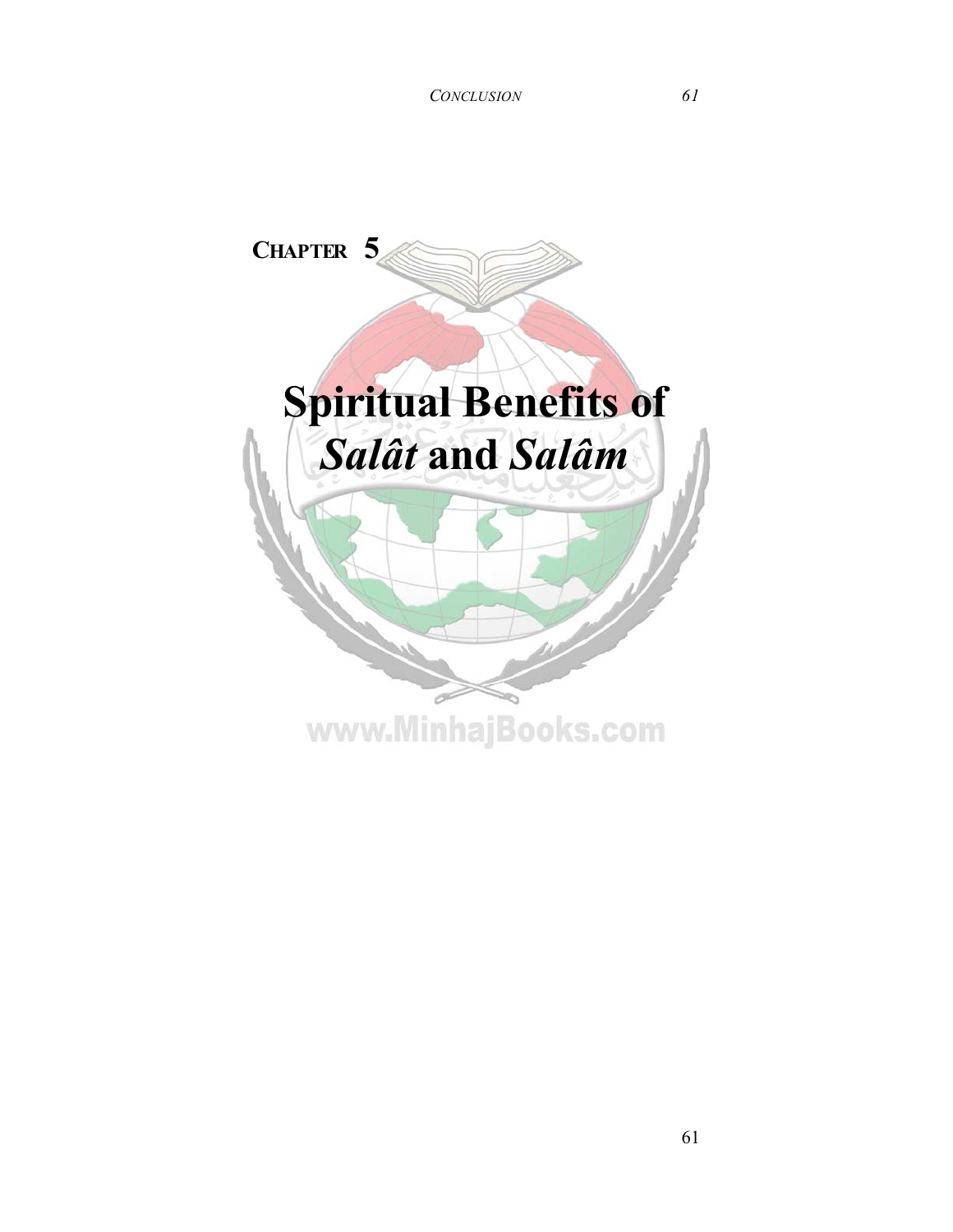**CHAPTER 5**

# Spiritual Benefits of *Salât* and *Salâm*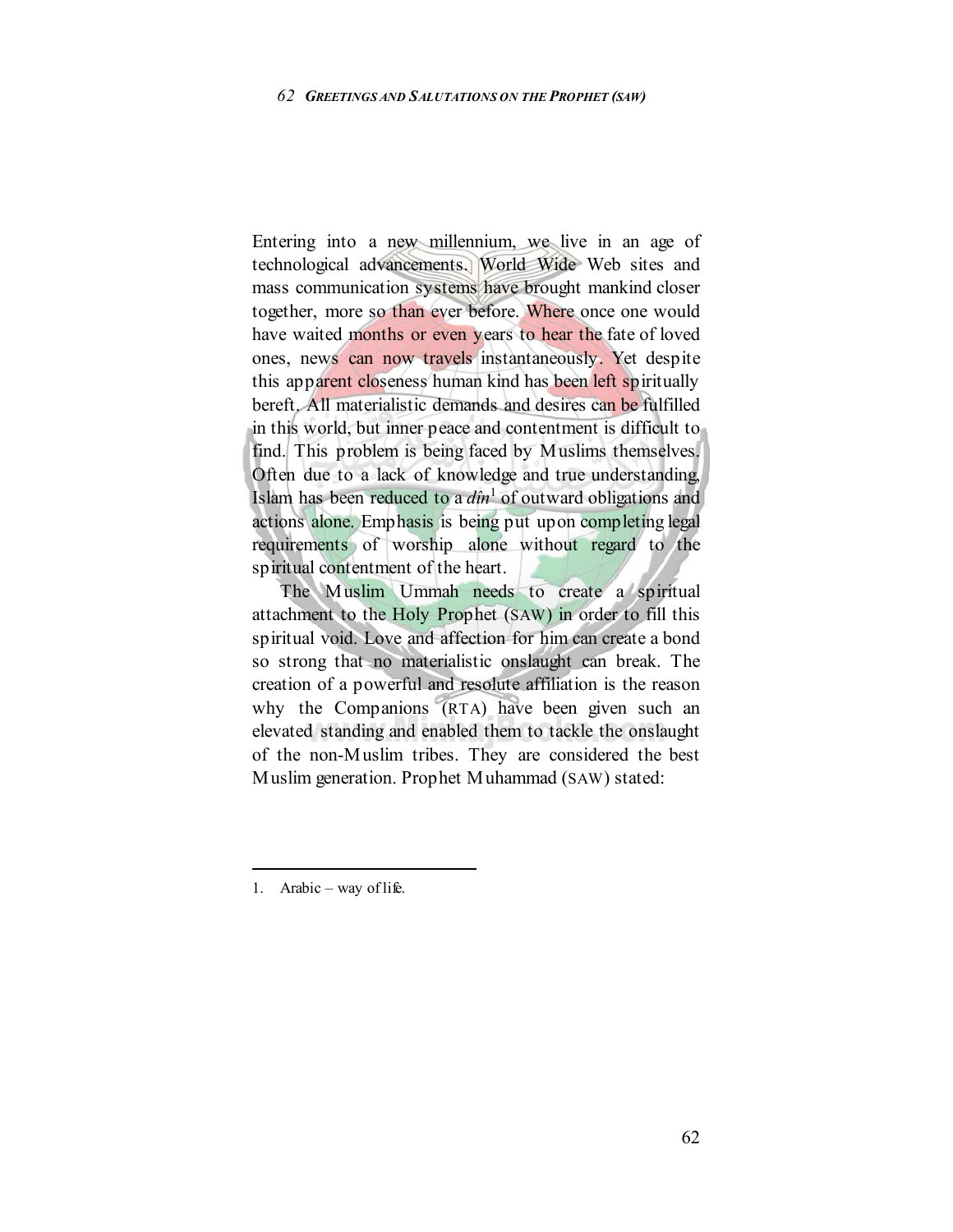Entering into a new millennium, we live in an age of technological advancements. World Wide Web sites and mass communication systems have brought mankind closer together, more so than ever before. Where once one would have waited months or even years to hear the fate of loved ones, news can now travels instantaneously. Yet despite this apparent closeness human kind has been left spiritually bereft. All materialistic demands and desires can be fulfilled in this world, but inner peace and contentment is difficult to find. This problem is being faced by Muslims themselves. Often due to a lack of knowledge and true understanding, Islam has been reduced to a *dîn*[1] of outward obligations and actions alone. Emphasis is being put upon completing legal requirements of worship alone without regard to the spiritual contentment of the heart.

The Muslim Ummah needs to create a spiritual attachment to the Holy Prophet (SAW) in order to fill this spiritual void. Love and affection for him can create a bond so strong that no materialistic onslaught can break. The creation of a powerful and resolute affiliation is the reason why the Companions (RTA) have been given such an elevated standing and enabled them to tackle the onslaught of the non-Muslim tribes. They are considered the best Muslim generation. Prophet Muhammad (SAW) stated:

---

1. Arabic – way of life.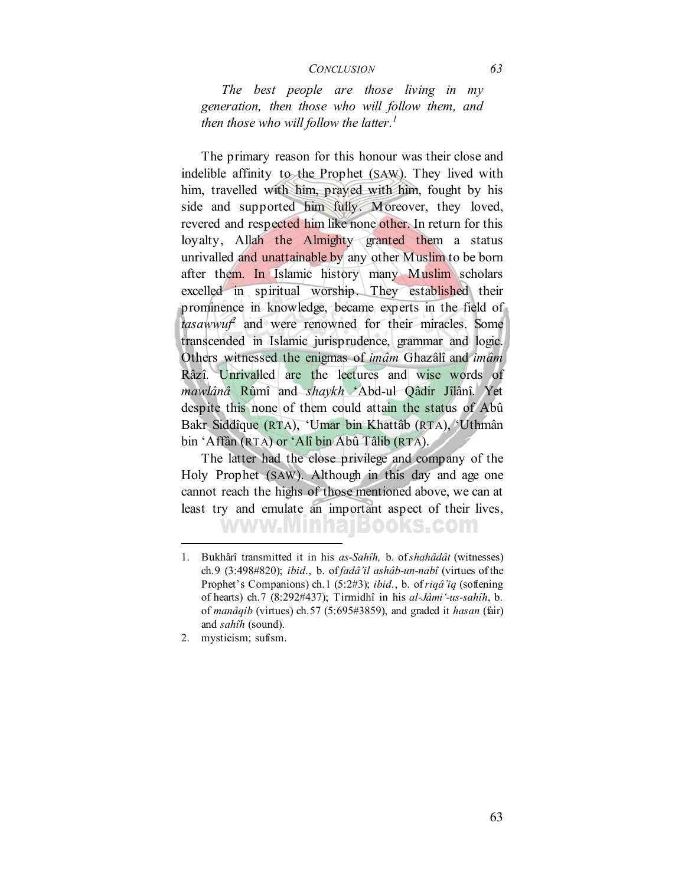*The best people are those living in my generation, then those who will follow them, and then those who will follow the latter.*[1]

The primary reason for this honour was their close and indelible affinity to the Prophet (SAW). They lived with him, travelled with him, prayed with him, fought by his side and supported him fully. Moreover, they loved, revered and respected him like none other. In return for this loyalty, Allah the Almighty granted them a status unrivalled and unattainable by any other Muslim to be born after them. In Islamic history many Muslim scholars excelled in spiritual worship. They established their prominence in knowledge, became experts in the field of *tasawwuf*[2] and were renowned for their miracles. Some transcended in Islamic jurisprudence, grammar and logic. Others witnessed the enigmas of *imâm* Ghazâlî and *imâm* Râzî. Unrivalled are the lectures and wise words of *mawlânâ* Rûmî and *shaykh* 'Abd-ul Qâdir Jîlânî. Yet despite this none of them could attain the status of Abû Bakr Siddîque (RTA), 'Umar bin Khattâb (RTA), 'Uthmân bin 'Affân (RTA) or 'Alî bin Abû Tâlib (RTA).

The latter had the close privilege and company of the Holy Prophet (SAW). Although in this day and age one cannot reach the highs of those mentioned above, we can at least try and emulate an important aspect of their lives,

---

1. Bukhârî transmitted it in his *as-Sahîh,* b. of *shahâdât* (witnesses) ch.9 (3:498#820); *ibid.*, b. of *fadâ'il ashâb-un-nabî* (virtues of the Prophet's Companions) ch.1 (5:2#3); *ibid.*, b. of *riqâ'iq* (softening of hearts) ch.7 (8:292#437); Tirmidhî in his *al-Jâmi'-us-sahîh*, b. of *manâqib* (virtues) ch.57 (5:695#3859), and graded it *hasan* (fair) and *sahîh* (sound).
2. mysticism; sufism.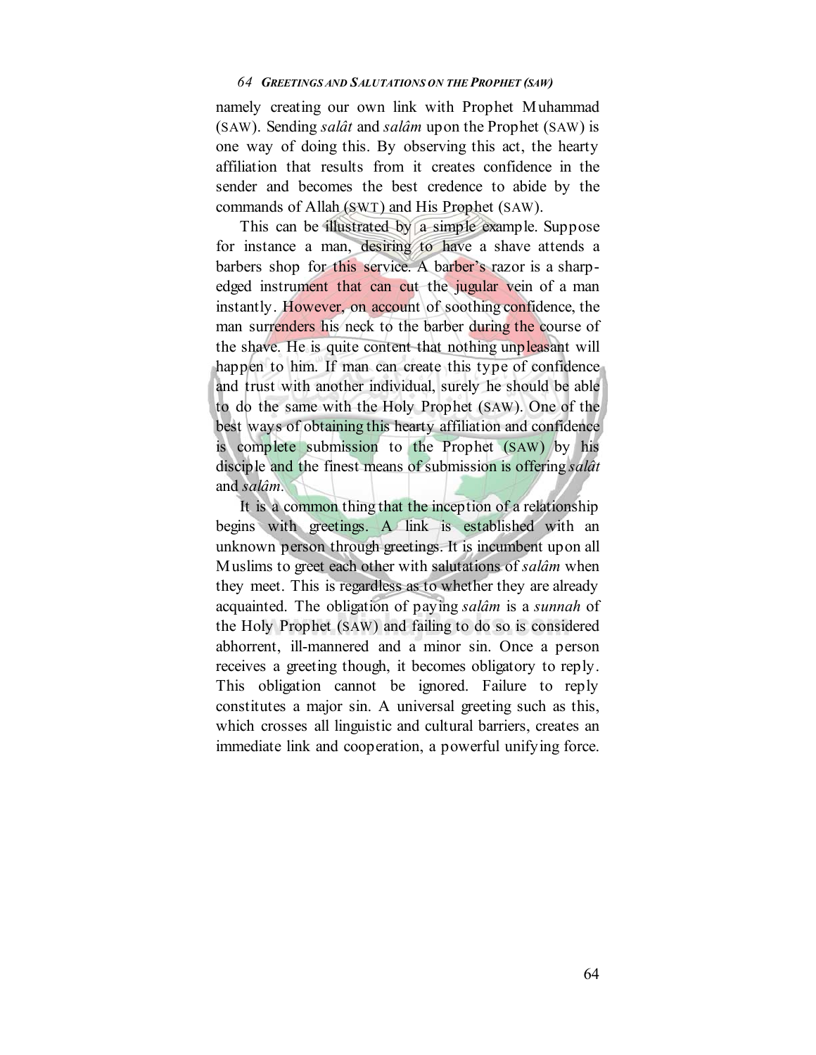namely creating our own link with Prophet Muhammad (SAW). Sending *salât* and *salâm* upon the Prophet (SAW) is one way of doing this. By observing this act, the hearty affiliation that results from it creates confidence in the sender and becomes the best credence to abide by the commands of Allah (SWT) and His Prophet (SAW).

This can be illustrated by a simple example. Suppose for instance a man, desiring to have a shave attends a barbers shop for this service. A barber's razor is a sharp-edged instrument that can cut the jugular vein of a man instantly. However, on account of soothing confidence, the man surrenders his neck to the barber during the course of the shave. He is quite content that nothing unpleasant will happen to him. If man can create this type of confidence and trust with another individual, surely he should be able to do the same with the Holy Prophet (SAW). One of the best ways of obtaining this hearty affiliation and confidence is complete submission to the Prophet (SAW) by his disciple and the finest means of submission is offering *salât* and *salâm*.

It is a common thing that the inception of a relationship begins with greetings. A link is established with an unknown person through greetings. It is incumbent upon all Muslims to greet each other with salutations of *salâm* when they meet. This is regardless as to whether they are already acquainted. The obligation of paying *salâm* is a *sunnah* of the Holy Prophet (SAW) and failing to do so is considered abhorrent, ill-mannered and a minor sin. Once a person receives a greeting though, it becomes obligatory to reply. This obligation cannot be ignored. Failure to reply constitutes a major sin. A universal greeting such as this, which crosses all linguistic and cultural barriers, creates an immediate link and cooperation, a powerful unifying force.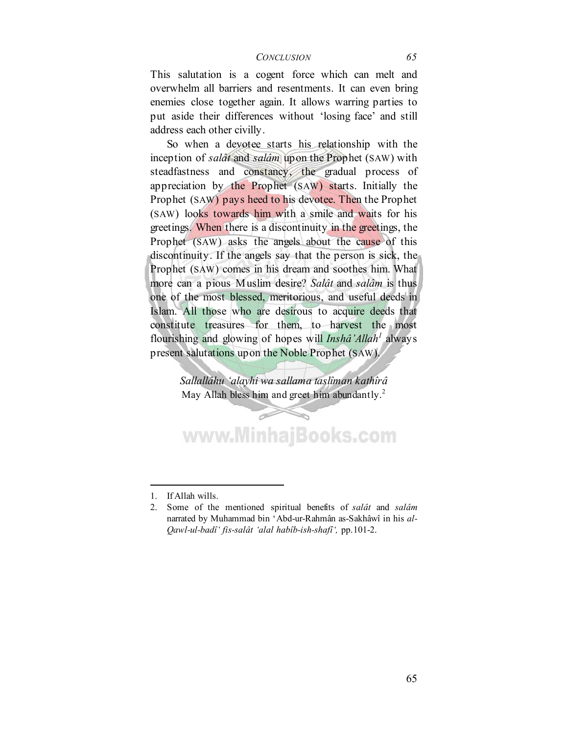This salutation is a cogent force which can melt and overwhelm all barriers and resentments. It can even bring enemies close together again. It allows warring parties to put aside their differences without 'losing face' and still address each other civilly.

So when a devotee starts his relationship with the inception of *salât* and *salâm* upon the Prophet (SAW) with steadfastness and constancy, the gradual process of appreciation by the Prophet (SAW) starts. Initially the Prophet (SAW) pays heed to his devotee. Then the Prophet (SAW) looks towards him with a smile and waits for his greetings. When there is a discontinuity in the greetings, the Prophet (SAW) asks the angels about the cause of this discontinuity. If the angels say that the person is sick, the Prophet (SAW) comes in his dream and soothes him. What more can a pious Muslim desire? *Salât* and *salâm* is thus one of the most blessed, meritorious, and useful deeds in Islam. All those who are desirous to acquire deeds that constitute treasures for them, to harvest the most flourishing and glowing of hopes will ***Inshâ'Allah***[1] always present salutations upon the Noble Prophet (SAW).

*Sallallâhu 'alayhi wa sallama taslîman kathîrâ*
May Allah bless him and greet him abundantly.[2]

---

1. If Allah wills.
2. Some of the mentioned spiritual benefits of *salât* and *salâm* narrated by Muhammad bin 'Abd-ur-Rahmân as-Sakhâwî in his *al-Qawl-ul-badî' fis-salât 'alal habîb-ish-shafî',* pp.101-2.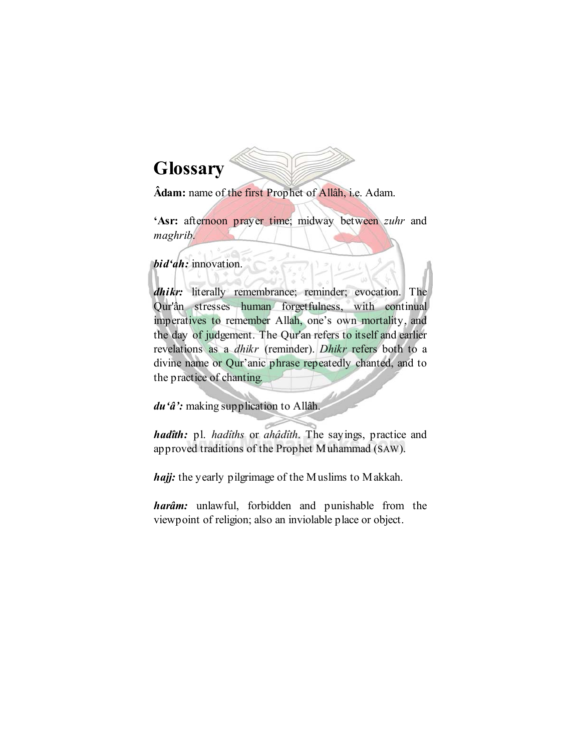# Glossary

**Âdam:** name of the first Prophet of Allâh, i.e. Adam.

**‘Asr:** afternoon prayer time; midway between *zuhr* and *maghrib*.

***bid‘ah:*** innovation.

***dhikr:*** literally remembrance; reminder; evocation. The Qur'ân stresses human forgetfulness, with continual imperatives to remember Allah, one’s own mortality, and the day of judgement. The Qur'an refers to itself and earlier revelations as a *dhikr* (reminder). *Dhikr* refers both to a divine name or Qur’anic phrase repeatedly chanted, and to the practice of chanting.

***du‘â’:*** making supplication to Allâh.

***hadîth:*** pl. *hadîths* or *ahâdîth*. The sayings, practice and approved traditions of the Prophet Muhammad (SAW).

***hajj:*** the yearly pilgrimage of the Muslims to Makkah.

***harâm:*** unlawful, forbidden and punishable from the viewpoint of religion; also an inviolable place or object.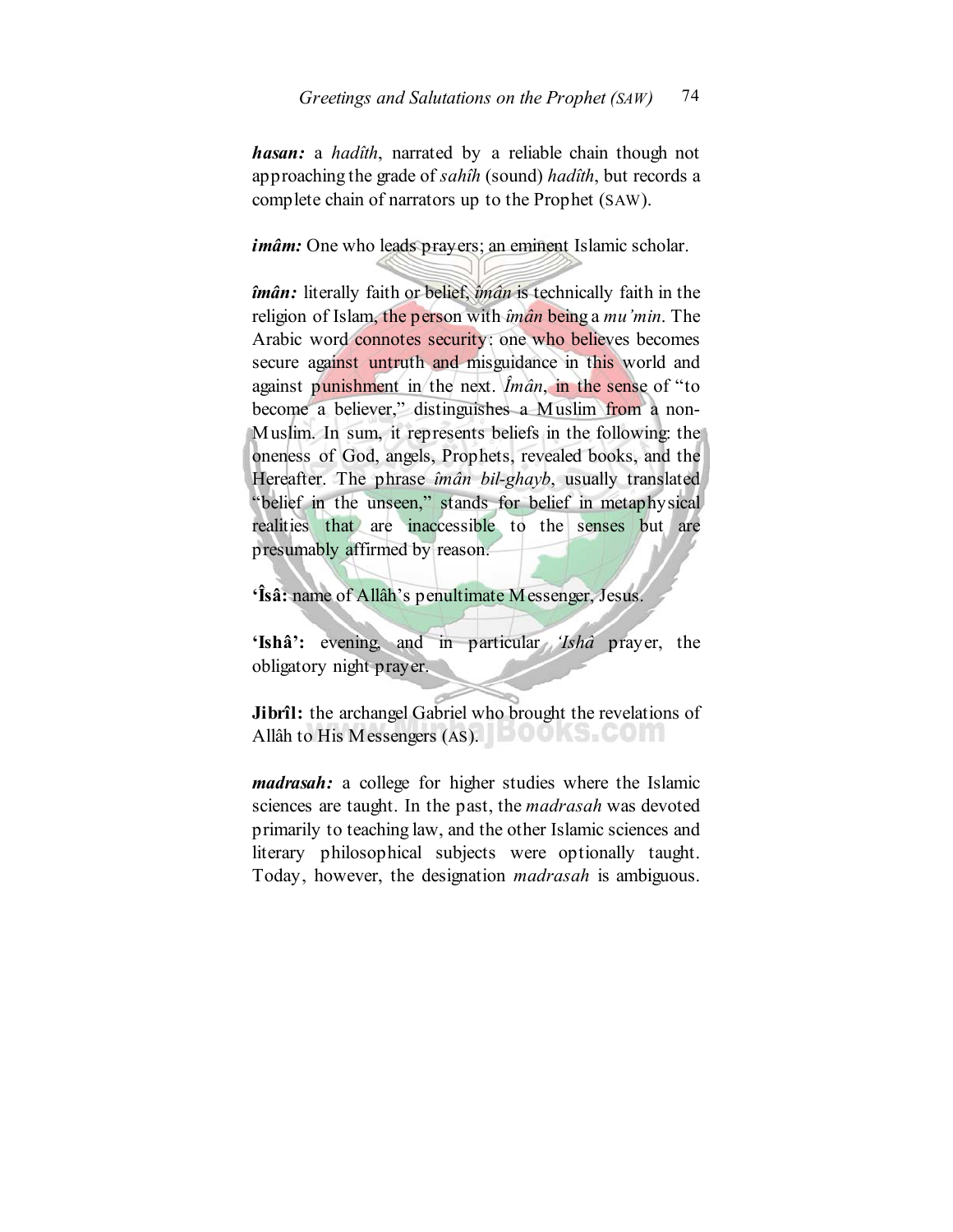***hasan:*** a *hadîth*, narrated by a reliable chain though not approaching the grade of *sahîh* (sound) *hadîth*, but records a complete chain of narrators up to the Prophet (SAW).

***imâm:*** One who leads prayers; an eminent Islamic scholar.

***îmân:*** literally faith or belief, *îmân* is technically faith in the religion of Islam, the person with *îmân* being a *mu'min*. The Arabic word connotes security: one who believes becomes secure against untruth and misguidance in this world and against punishment in the next. *Îmân*, in the sense of "to become a believer," distinguishes a Muslim from a non-Muslim. In sum, it represents beliefs in the following: the oneness of God, angels, Prophets, revealed books, and the Hereafter. The phrase *îmân bil-ghayb*, usually translated "belief in the unseen," stands for belief in metaphysical realities that are inaccessible to the senses but are presumably affirmed by reason.

**'Îsâ:** name of Allâh's penultimate Messenger, Jesus.

**'Ishâ':** evening, and in particular *'Ishâ* prayer, the obligatory night prayer.

**Jibrîl:** the archangel Gabriel who brought the revelations of Allâh to His Messengers (AS).

***madrasah:*** a college for higher studies where the Islamic sciences are taught. In the past, the *madrasah* was devoted primarily to teaching law, and the other Islamic sciences and literary philosophical subjects were optionally taught. Today, however, the designation *madrasah* is ambiguous.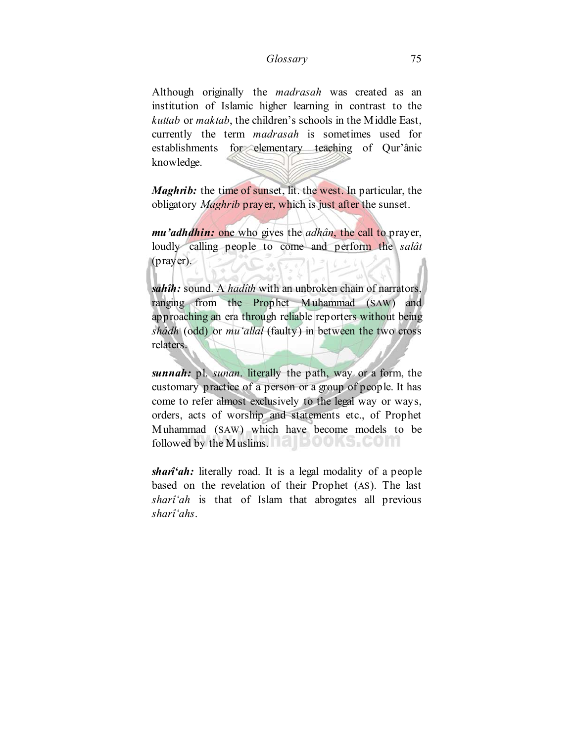Although originally the *madrasah* was created as an institution of Islamic higher learning in contrast to the *kuttab* or *maktab*, the children's schools in the Middle East, currently the term *madrasah* is sometimes used for establishments for elementary teaching of Qur'ânic knowledge.

***Maghrib:*** the time of sunset, lit. the west. In particular, the obligatory *Maghrib* prayer, which is just after the sunset.

***mu'adhdhin:*** one who gives the *adhân*, the call to prayer, loudly calling people to come and perform the *salât* (prayer).

***sahîh:*** sound. A *hadîth* with an unbroken chain of narrators, ranging from the Prophet Muhammad (SAW) and approaching an era through reliable reporters without being *shâdh* (odd) or *mu'allal* (faulty) in between the two cross relaters.

***sunnah:*** pl. *sunan*. literally the path, way or a form, the customary practice of a person or a group of people. It has come to refer almost exclusively to the legal way or ways, orders, acts of worship and statements etc., of Prophet Muhammad (SAW) which have become models to be followed by the Muslims.

***sharî'ah:*** literally road. It is a legal modality of a people based on the revelation of their Prophet (AS). The last *sharî'ah* is that of Islam that abrogates all previous *sharî'ahs*.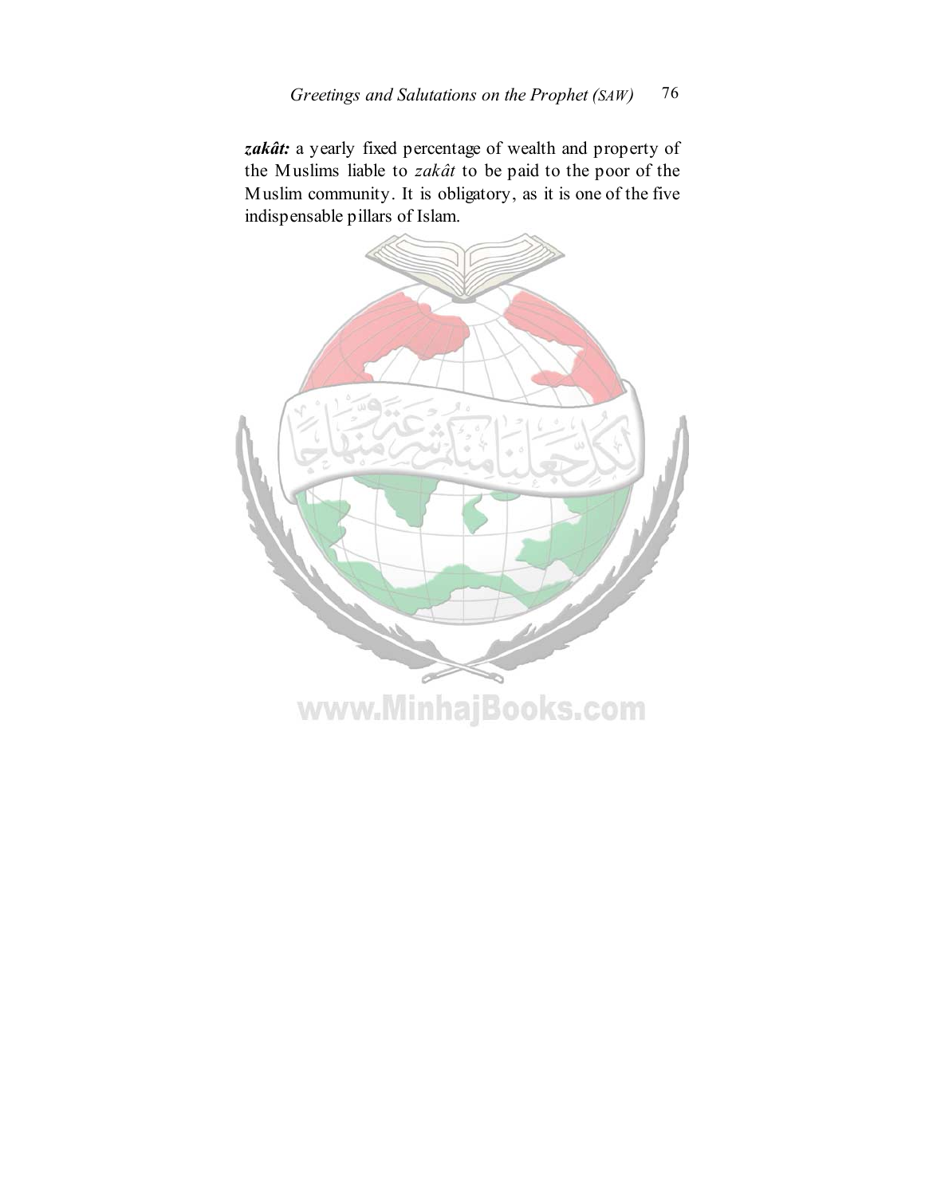***zakât:*** a yearly fixed percentage of wealth and property of the Muslims liable to *zakât* to be paid to the poor of the Muslim community. It is obligatory, as it is one of the five indispensable pillars of Islam.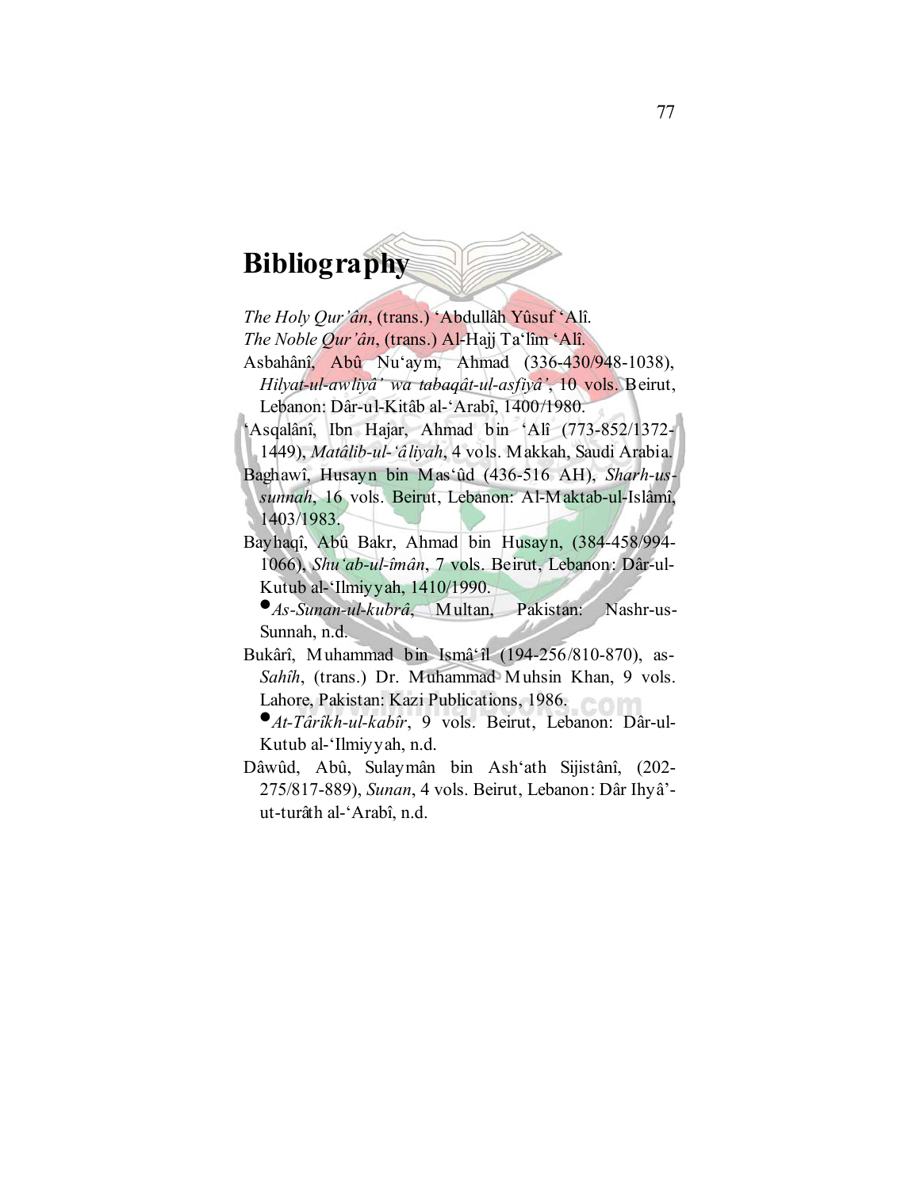# Bibliography

*The Holy Qur'ân*, (trans.) 'Abdullâh Yûsuf 'Alî.

*The Noble Qur'ân*, (trans.) Al-Hajj Ta'lîm 'Alî.

Asbahânî, Abû Nu'aym, Ahmad (336-430/948-1038), *Hilyat-ul-awliyâ' wa tabaqât-ul-asfiyâ'*, 10 vols. Beirut, Lebanon: Dâr-ul-Kitâb al-'Arabî, 1400/1980.

'Asqalânî, Ibn Hajar, Ahmad bin 'Alî (773-852/1372-1449), *Matâlib-ul-'âliyah*, 4 vols. Makkah, Saudi Arabia.

Baghawî, Husayn bin Mas'ûd (436-516 AH), *Sharh-us-sunnah*, 16 vols. Beirut, Lebanon: Al-Maktab-ul-Islâmî, 1403/1983.

Bayhaqî, Abû Bakr, Ahmad bin Husayn, (384-458/994-1066), *Shu'ab-ul-îmân*, 7 vols. Beirut, Lebanon: Dâr-ul-Kutub al-'Ilmiyyah, 1410/1990.

- *As-Sunan-ul-kubrâ*, Multan, Pakistan: Nashr-us-Sunnah, n.d.

Bukârî, Muhammad bin Ismâ'îl (194-256/810-870), as-*Sahîh*, (trans.) Dr. Muhammad Muhsin Khan, 9 vols. Lahore, Pakistan: Kazi Publications, 1986.

- *At-Târîkh-ul-kabîr*, 9 vols. Beirut, Lebanon: Dâr-ul-Kutub al-'Ilmiyyah, n.d.

Dâwûd, Abû, Sulaymân bin Ash'ath Sijistânî, (202-275/817-889), *Sunan*, 4 vols. Beirut, Lebanon: Dâr Ihyâ'-ut-turâth al-'Arabî, n.d.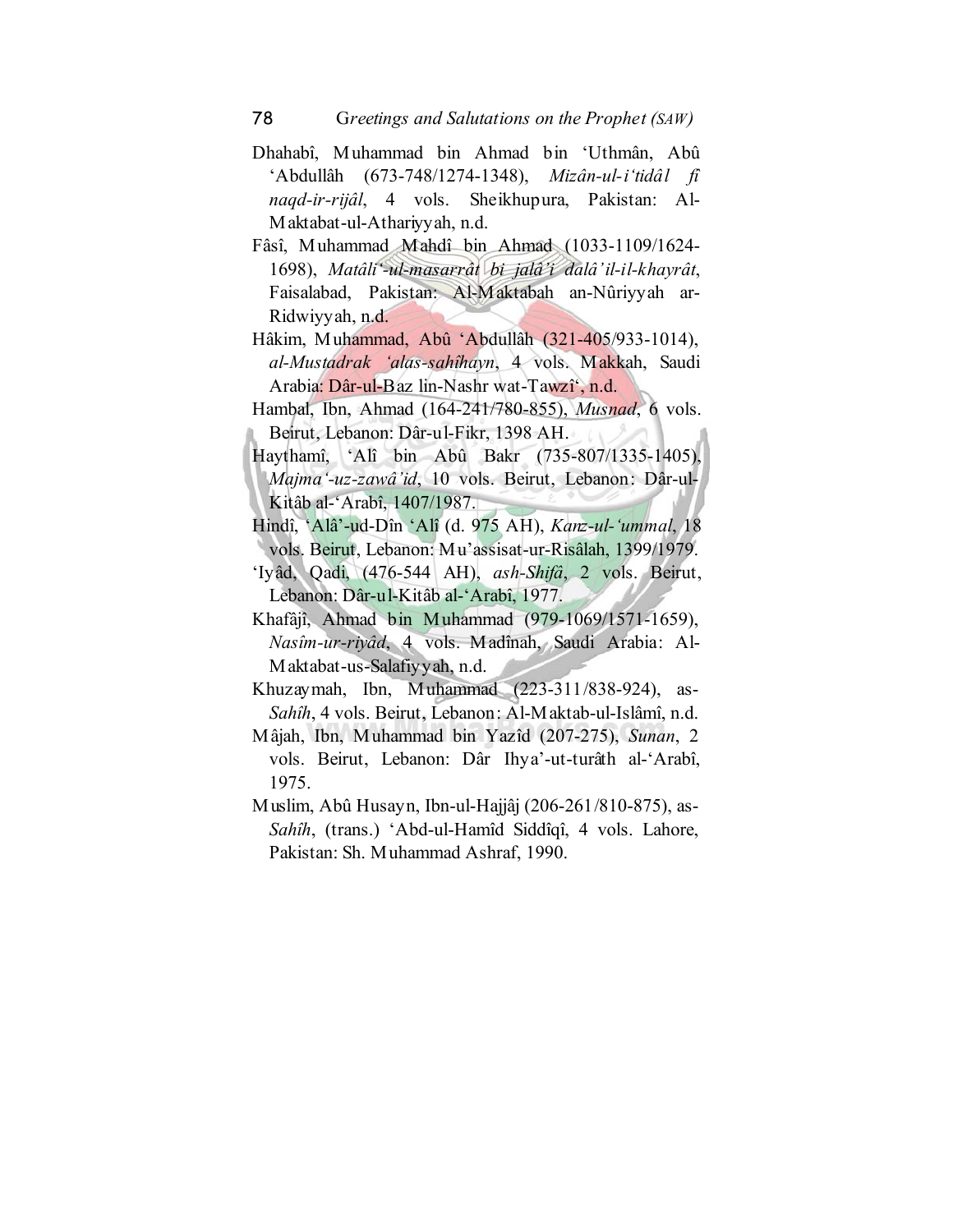Dhahabî, Muhammad bin Ahmad bin 'Uthmân, Abû 'Abdullâh (673-748/1274-1348), *Mizân-ul-i'tidâl fî naqd-ir-rijâl*, 4 vols. Sheikhupura, Pakistan: Al-Maktabat-ul-Athariyyah, n.d.

Fâsî, Muhammad Mahdî bin Ahmad (1033-1109/1624-1698), *Matâli'-ul-masarrât bi jalâ'i dalâ'il-il-khayrât*, Faisalabad, Pakistan: Al-Maktabah an-Nûriyyah ar-Ridwiyyah, n.d.

Hâkim, Muhammad, Abû 'Abdullâh (321-405/933-1014), *al-Mustadrak 'alas-sahîhayn*, 4 vols. Makkah, Saudi Arabia: Dâr-ul-Baz lin-Nashr wat-Tawzî', n.d.

Hambal, Ibn, Ahmad (164-241/780-855), *Musnad*, 6 vols. Beirut, Lebanon: Dâr-ul-Fikr, 1398 AH.

Haythamî, 'Alî bin Abû Bakr (735-807/1335-1405), *Majma'-uz-zawâ'id*, 10 vols. Beirut, Lebanon: Dâr-ul-Kitâb al-'Arabî, 1407/1987.

Hindî, 'Alâ'-ud-Dîn 'Alî (d. 975 AH), *Kanz-ul-'ummal*, 18 vols. Beirut, Lebanon: Mu'assisat-ur-Risâlah, 1399/1979.

'Iyâd, Qadi, (476-544 AH), *ash-Shifâ*, 2 vols. Beirut, Lebanon: Dâr-ul-Kitâb al-'Arabî, 1977.

Khafâjî, Ahmad bin Muhammad (979-1069/1571-1659), *Nasîm-ur-riyâd*, 4 vols. Madînah, Saudi Arabia: Al-Maktabat-us-Salafiyyah, n.d.

Khuzaymah, Ibn, Muhammad (223-311/838-924), as-*Sahîh*, 4 vols. Beirut, Lebanon: Al-Maktab-ul-Islâmî, n.d.

Mâjah, Ibn, Muhammad bin Yazîd (207-275), *Sunan*, 2 vols. Beirut, Lebanon: Dâr Ihya'-ut-turâth al-'Arabî, 1975.

Muslim, Abû Husayn, Ibn-ul-Hajjâj (206-261/810-875), as-*Sahîh*, (trans.) 'Abd-ul-Hamîd Siddîqî, 4 vols. Lahore, Pakistan: Sh. Muhammad Ashraf, 1990.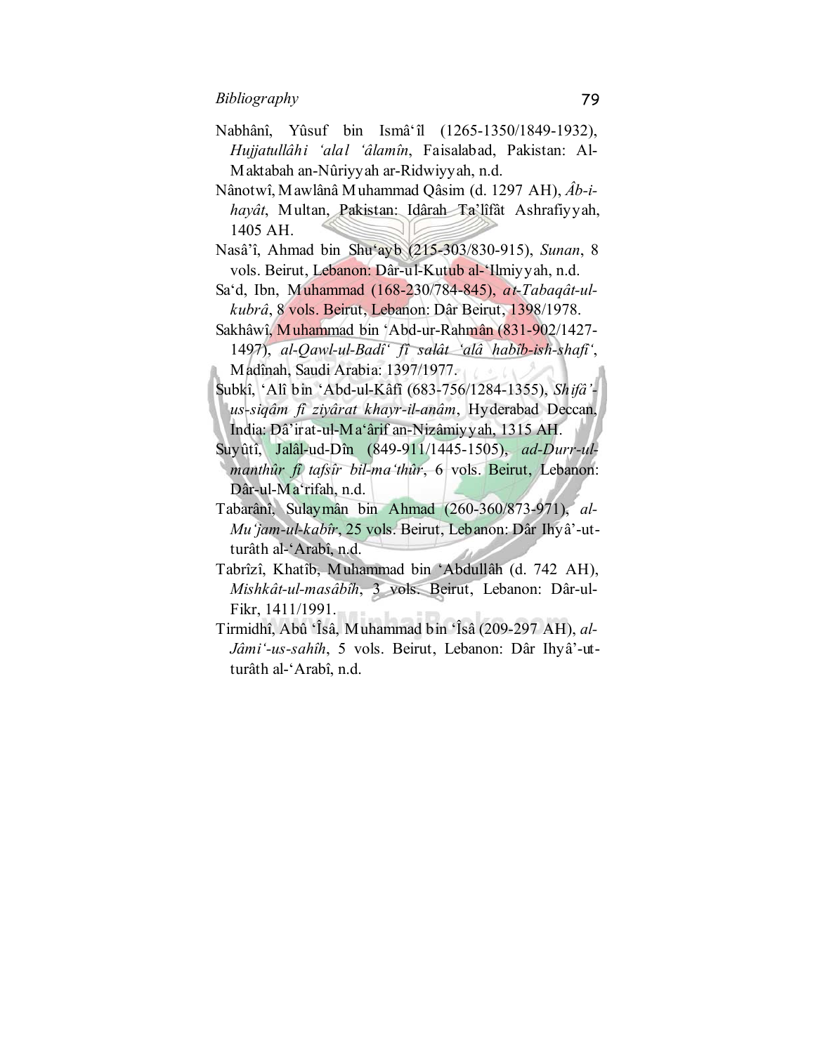Nabhânî, Yûsuf bin Ismâ‘îl (1265-1350/1849-1932), *Hujjatullâhi ‘alal ‘âlamîn*, Faisalabad, Pakistan: Al-Maktabah an-Nûriyyah ar-Ridwiyyah, n.d.

Nânotwî, Mawlânâ Muhammad Qâsim (d. 1297 AH), *Âb-i-hayât*, Multan, Pakistan: Idârah Ta’lîfât Ashrafiyyah, 1405 AH.

Nasâ’î, Ahmad bin Shu‘ayb (215-303/830-915), *Sunan*, 8 vols. Beirut, Lebanon: Dâr-ul-Kutub al-‘Ilmiyyah, n.d.

Sa‘d, Ibn, Muhammad (168-230/784-845), *at-Tabaqât-ul-kubrâ*, 8 vols. Beirut, Lebanon: Dâr Beirut, 1398/1978.

Sakhâwî, Muhammad bin ‘Abd-ur-Rahmân (831-902/1427-1497), *al-Qawl-ul-Badî‘ fî salât ‘alâ habîb-ish-shafi‘*, Madînah, Saudi Arabia: 1397/1977.

Subkî, ‘Alî bin ‘Abd-ul-Kâfî (683-756/1284-1355), *Shifâ’-us-siqâm fî ziyârat khayr-il-anâm*, Hyderabad Deccan, India: Dâ’irat-ul-Ma‘ârif an-Nizâmiyyah, 1315 AH.

Suyûtî, Jalâl-ud-Dîn (849-911/1445-1505), *ad-Durr-ul-manthûr fî tafsîr bil-ma‘thûr*, 6 vols. Beirut, Lebanon: Dâr-ul-Ma‘rifah, n.d.

Tabarânî, Sulaymân bin Ahmad (260-360/873-971), *al-Mu‘jam-ul-kabîr*, 25 vols. Beirut, Lebanon: Dâr Ihyâ’-ut-turâth al-‘Arabî, n.d.

Tabrîzî, Khatîb, Muhammad bin ‘Abdullâh (d. 742 AH), *Mishkât-ul-masâbîh*, 3 vols. Beirut, Lebanon: Dâr-ul-Fikr, 1411/1991.

Tirmidhî, Abû ‘Îsâ, Muhammad bin ‘Îsâ (209-297 AH), *al-Jâmi‘-us-sahîh*, 5 vols. Beirut, Lebanon: Dâr Ihyâ’-ut-turâth al-‘Arabî, n.d.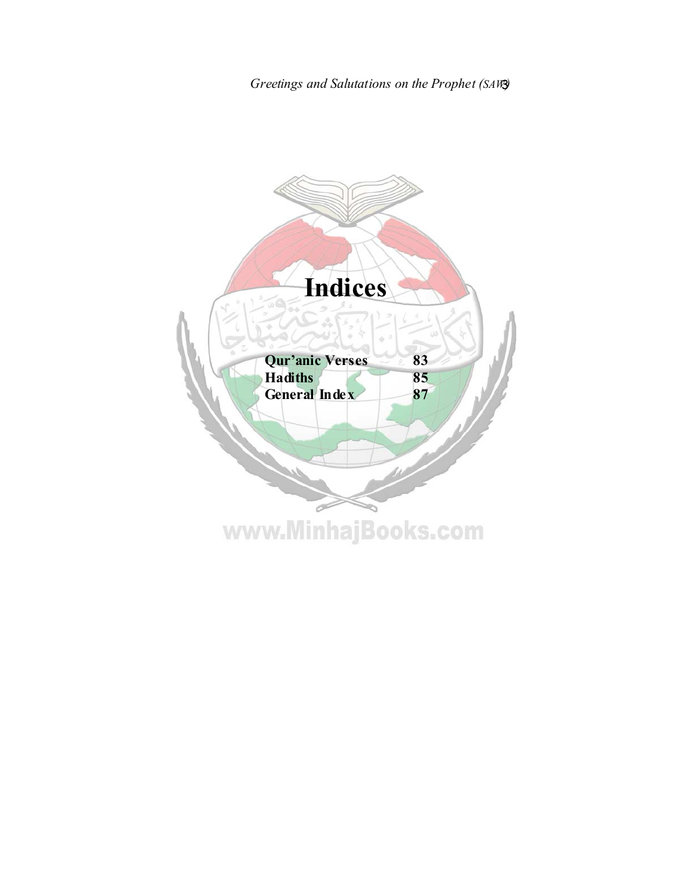# Indices

| | |
|---|---|
| **Qur'anic Verses** | **83** |
| **Hadiths** | **85** |
| **General Index** | **87** |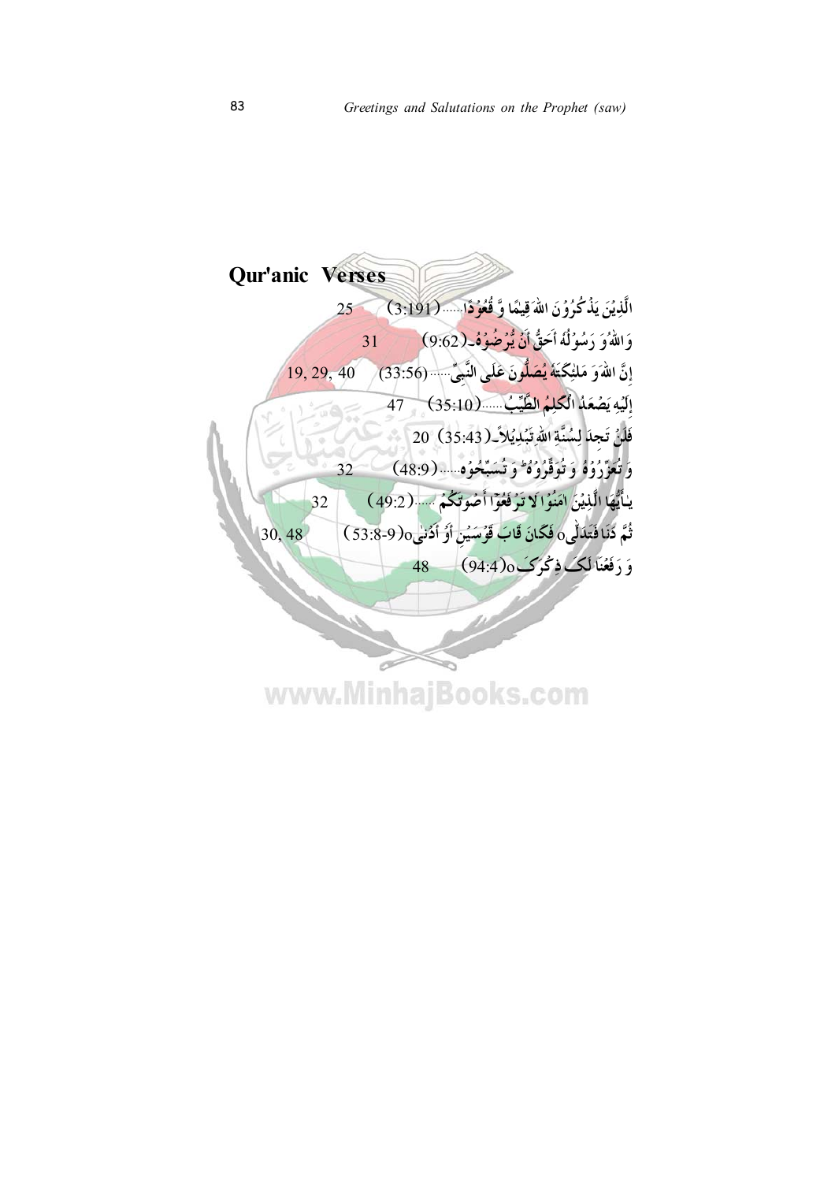## Qur'anic Verses

| Verse | Page |
|---|---|
| الَّذِيۡنَ يَذۡكُرُوۡنَ اللهَ قِيٰمًا وَّ قُعُوۡدًا...... (3:191) | 25 |
| وَاللهُ وَ رَسُوۡلُهٗ أَحَقُّ أَنۡ يُّرۡضُوۡهُ۔ (9:62) | 31 |
| إِنَّ اللهَ وَ مَلٰئِكَتَهٗ يُصَلُّوۡنَ عَلَى النَّبِيِّ...... (33:56) | 19, 29, 40 |
| إِلَيۡهِ يَصۡعَدُ الۡكَلِمُ الطَّيِّبُ...... (35:10) | 47 |
| فَلَنۡ تَجِدَ لِسُنَّةِ اللهِ تَبۡدِيۡلاً۔ (35:43) | 20 |
| وَ تُعَزِّرُوۡهُ وَ تُوَقِّرُوۡهُ وَ تُسَبِّحُوۡه...... (48:9) | 32 |
| يٰـأَيُّهَا الَّذِيۡنَ اٰمَنُوۡا لَا تَرۡفَعُوۡآ أَصۡوٰتَكُمۡ...... (49:2) | 32 |
| ثُمَّ دَنَا فَتَدَلّٰىo فَكَانَ قَابَ قَوۡسَيۡنِ أَوۡ أَدۡنٰىo (53:8-9) | 30, 48 |
| وَ رَفَعۡنَا لَكَ ذِكۡرَكَo (94:4) | 48 |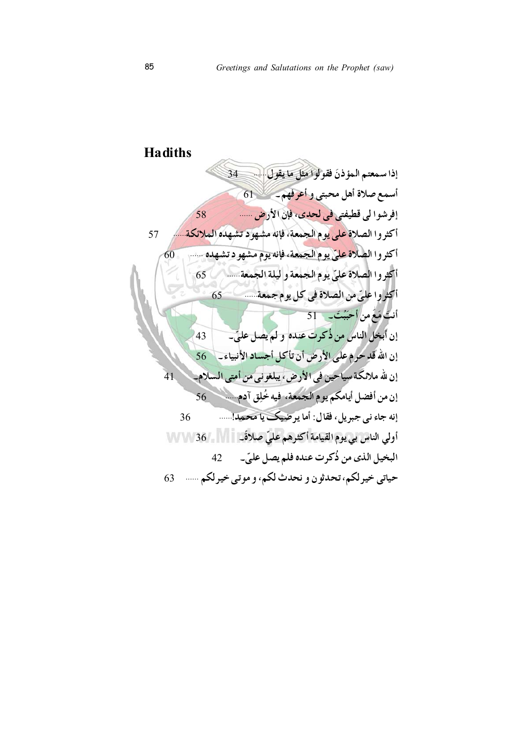## Hadiths

إذا سمعتم المؤذنَ فقولوا مثل ما يقول...... 34

أسمع صلاة أهل محبتي و أعرفهم۔ 61

إفرشوا لي قطيفتي في لحدي، فإن الأرض ...... 58

أكثروا الصلاة على يوم الجمعة، فإنه مشهود تشهده الملائكة...... 57

أكثروا الصلاة عليّ يوم الجمعة، فإنه يوم مشهود تشهده ...... 60

أكثروا الصلاة عليّ يوم الجمعة و ليلة الجمعة...... 65

أكثروا عليّ من الصلاة في كل يوم جمعة...... 65

أنتَ مَعَ من أحبَبْتَ۔ 51

إن أبخل الناس من ذُكرت عنده و لم يصل عليّ۔ 43

إن الله قد حرم على الأرض أن تأكل أجساد الأنبياء۔ 56

إن لله ملائكة سياحين في الأرض، يبلغوني من أمتي السلام۔ 41

إن من أفضل أيامكم يوم الجمعة، فيه خُلِق آدم...... 56

إنه جاء ني جبريل، فقال: أما يرضيك يا محمد!...... 36

أولي الناس بي يوم القيامة أكثرهم عليّ صلاةً۔ 36

البخيل الذي من ذُكرت عنده فلم يصل عليّ۔ 42

حياتي خير لكم، تحدثون و نحدث لكم، و موتي خير لكم ...... 63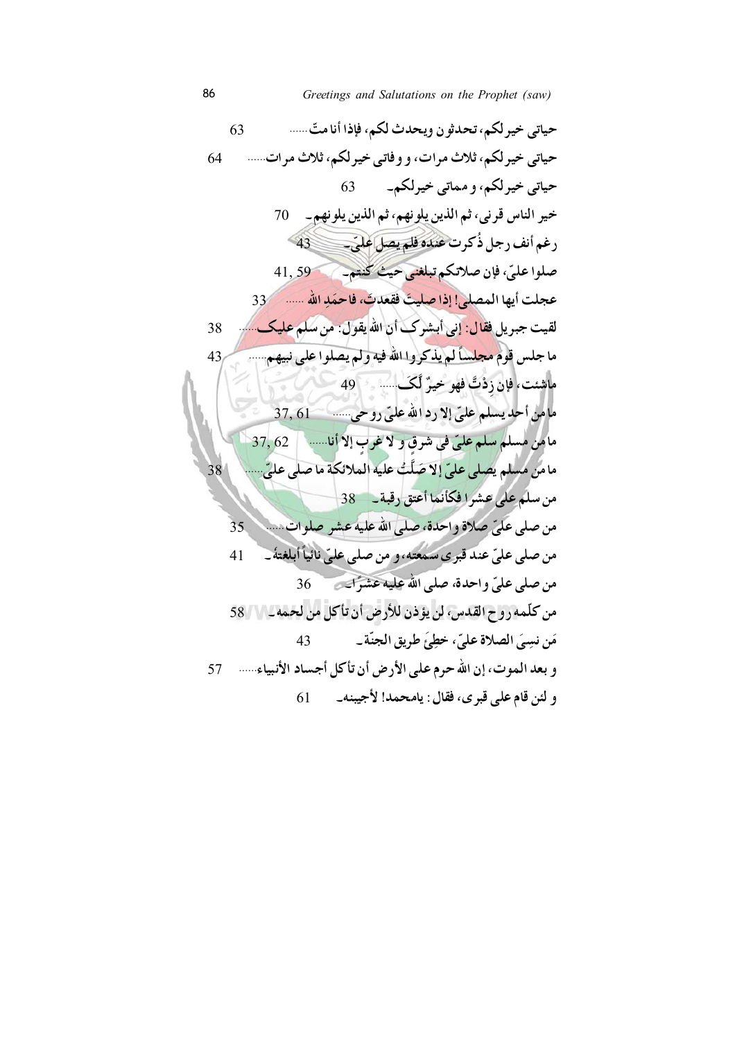حیاتی خیر لکم، تحدثون ویحدث لکم، فإذا أنا متّ...... 63

حیاتی خیر لکم، ثلاث مرات، و وفاتی خیر لکم، ثلاث مرات...... 64

حیاتی خیر لکم، و مماتی خیر لکم۔ 63

خیر الناس قرنی، ثم الذین یلونهم، ثم الذین یلونهم۔ 70

رغم أنف رجل ذُکرت عنده فلم یصل علیّ۔ 43

صلوا علیّ، فإن صلاتکم تبلغنی حیث کنتم۔ 41, 59

عجلت أیها المصلی! إذا صلیتَ فقعدتَ، فاحمَدِ الله ...... 33

لقیت جبریل فقال: إنی أبشرک أن الله یقول: من سلم علیک...... 38

ما جلس قوم مجلساً لم یذکروا الله فیه ولم یصلوا علی نبیهم...... 43

ماشئت، فإن زِدْتَّ فهو خیرٌ لَّکَ...... 49

ما من أحد یسلم علیّ إلا رد الله علیّ روحی...... 37, 61

ما من مسلم سلم علیّ فی شرقٍ و لا غربٍ إلا أنا...... 37, 62

ما من مسلم یصلی علیّ إلا صَلَّتْ علیه الملائکة ما صلی علیّ...... 38

من سلم علی عشرا فکأنما أعتق رقبة۔ 38

من صلی علیّ صلاة واحدة، صلی الله علیه عشر صلوات...... 35

من صلی علیّ عند قبری سمعته، و من صلی علیّ نائیاً أبلغتهُ۔ 41

من صلی علیّ واحدة، صلی الله علیه عشراً۔ 36

من کلّمه روح القدس، لن یؤذن للأرض أن تأکل من لحمه۔ 58

مَن نسِیَ الصلاة علیّ، خطِئَ طریق الجنّة۔ 43

و بعد الموت، إن الله حرم علی الأرض أن تأکل أجساد الأنبیاء...... 57

و لئن قام علی قبری، فقال: یامحمد! لأجیبنه۔ 61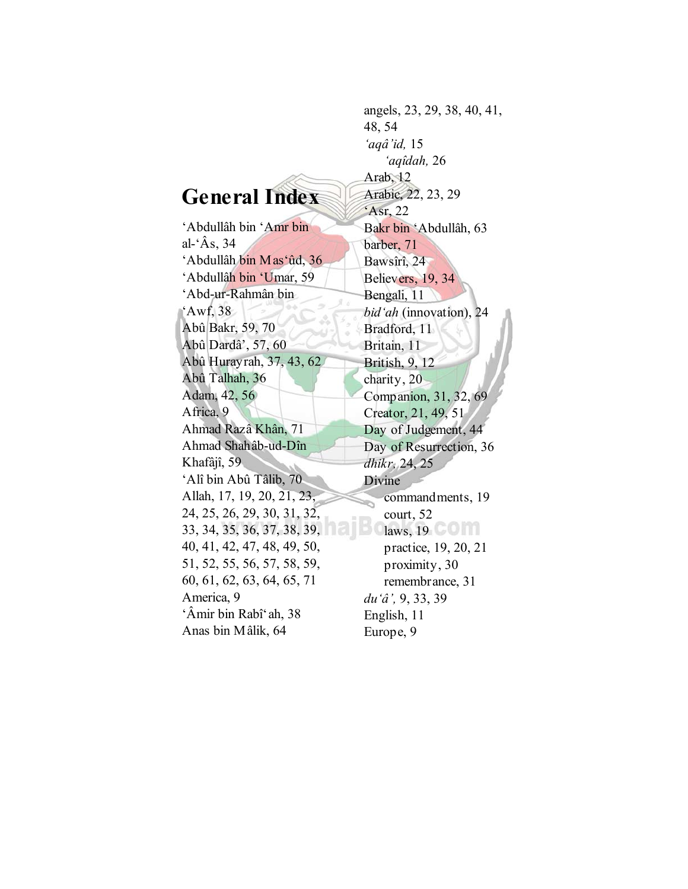# General Index

‘Abdullâh bin ‘Amr bin al-‘Âs, 34
‘Abdullâh bin Mas‘ûd, 36
‘Abdullâh bin ‘Umar, 59
‘Abd-ur-Rahmân bin ‘Awf, 38
Abû Bakr, 59, 70
Abû Dardâ’, 57, 60
Abû Hurayrah, 37, 43, 62
Abû Talhah, 36
Adam, 42, 56
Africa, 9
Ahmad Razâ Khân, 71
Ahmad Shahâb-ud-Dîn Khafâjî, 59
‘Alî bin Abû Tâlib, 70
Allah, 17, 19, 20, 21, 23, 24, 25, 26, 29, 30, 31, 32, 33, 34, 35, 36, 37, 38, 39, 40, 41, 42, 47, 48, 49, 50, 51, 52, 55, 56, 57, 58, 59, 60, 61, 62, 63, 64, 65, 71
America, 9
‘Âmir bin Rabî‘ah, 38
Anas bin Mâlik, 64
angels, 23, 29, 38, 40, 41, 48, 54
*‘aqâ’id,* 15
  *‘aqîdah,* 26
Arab, 12
Arabic, 22, 23, 29
‘Asr, 22
Bakr bin ‘Abdullâh, 63
barber, 71
Bawsîrî, 24
Believers, 19, 34
Bengali, 11
*bid‘ah* (innovation), 24
Bradford, 11
Britain, 11
British, 9, 12
charity, 20
Companion, 31, 32, 69
Creator, 21, 49, 51
Day of Judgement, 44
Day of Resurrection, 36
*dhikr,* 24, 25
Divine
  commandments, 19
  court, 52
  laws, 19
  practice, 19, 20, 21
  proximity, 30
  remembrance, 31
*du‘â’,* 9, 33, 39
English, 11
Europe, 9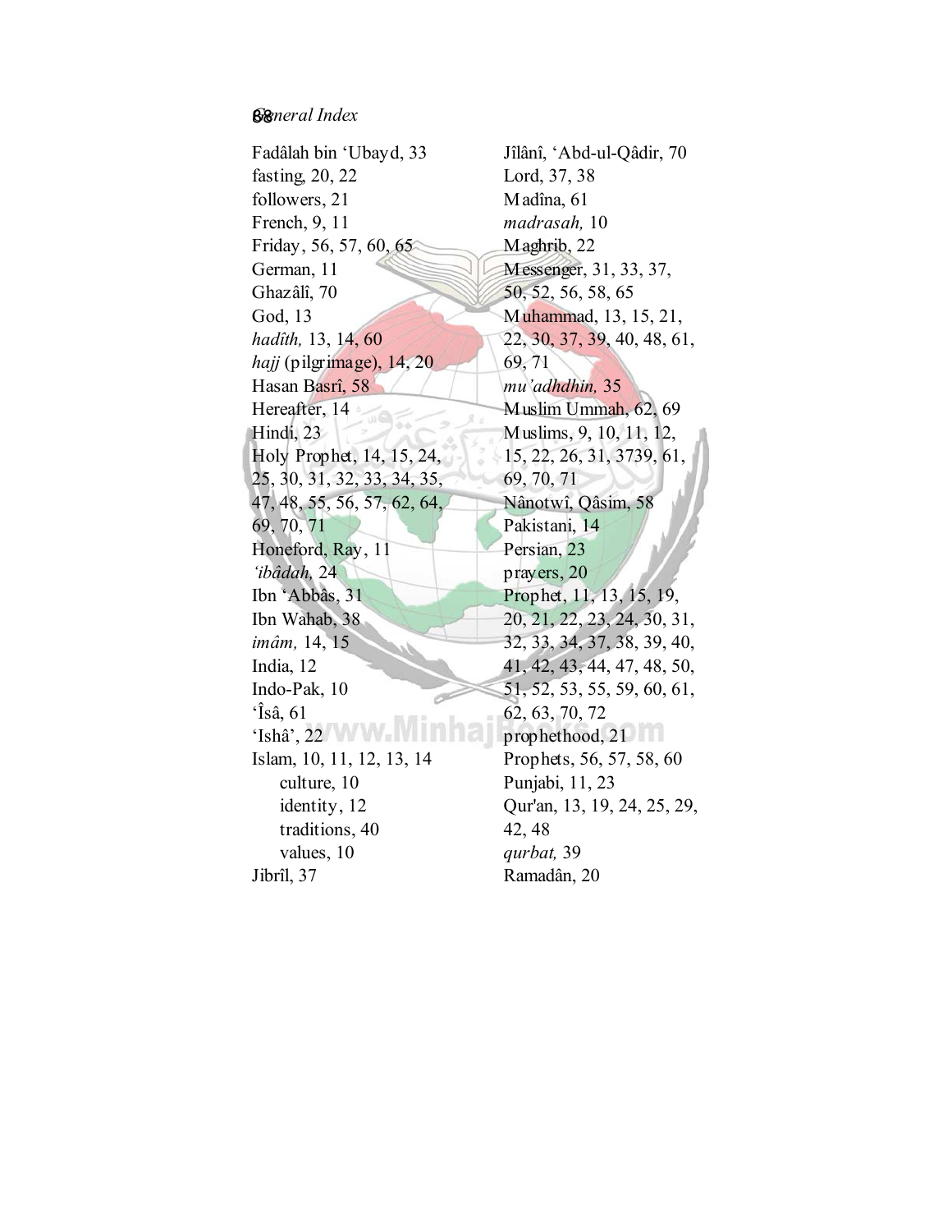Fadâlah bin ‘Ubayd, 33
fasting, 20, 22
followers, 21
French, 9, 11
Friday, 56, 57, 60, 65
German, 11
Ghazâlî, 70
God, 13
*hadîth,* 13, 14, 60
*hajj* (pilgrimage), 14, 20
Hasan Basrî, 58
Hereafter, 14
Hindi, 23
Holy Prophet, 14, 15, 24, 25, 30, 31, 32, 33, 34, 35, 47, 48, 55, 56, 57, 62, 64, 69, 70, 71
Honeford, Ray, 11
*‘ibâdah,* 24
Ibn ‘Abbâs, 31
Ibn Wahab, 38
*imâm,* 14, 15
India, 12
Indo-Pak, 10
‘Îsâ, 61
‘Ishâ’, 22
Islam, 10, 11, 12, 13, 14
    culture, 10
    identity, 12
    traditions, 40
    values, 10
Jibrîl, 37
Jîlânî, ‘Abd-ul-Qâdir, 70
Lord, 37, 38
Madîna, 61
*madrasah,* 10
Maghrib, 22
Messenger, 31, 33, 37, 50, 52, 56, 58, 65
Muhammad, 13, 15, 21, 22, 30, 37, 39, 40, 48, 61, 69, 71
*mu’adhdhin,* 35
Muslim Ummah, 62, 69
Muslims, 9, 10, 11, 12, 15, 22, 26, 31, 3739, 61, 69, 70, 71
Nânotwî, Qâsim, 58
Pakistani, 14
Persian, 23
prayers, 20
Prophet, 11, 13, 15, 19, 20, 21, 22, 23, 24, 30, 31, 32, 33, 34, 37, 38, 39, 40, 41, 42, 43, 44, 47, 48, 50, 51, 52, 53, 55, 59, 60, 61, 62, 63, 70, 72
prophethood, 21
Prophets, 56, 57, 58, 60
Punjabi, 11, 23
Qur'an, 13, 19, 24, 25, 29, 42, 48
*qurbat,* 39
Ramadân, 20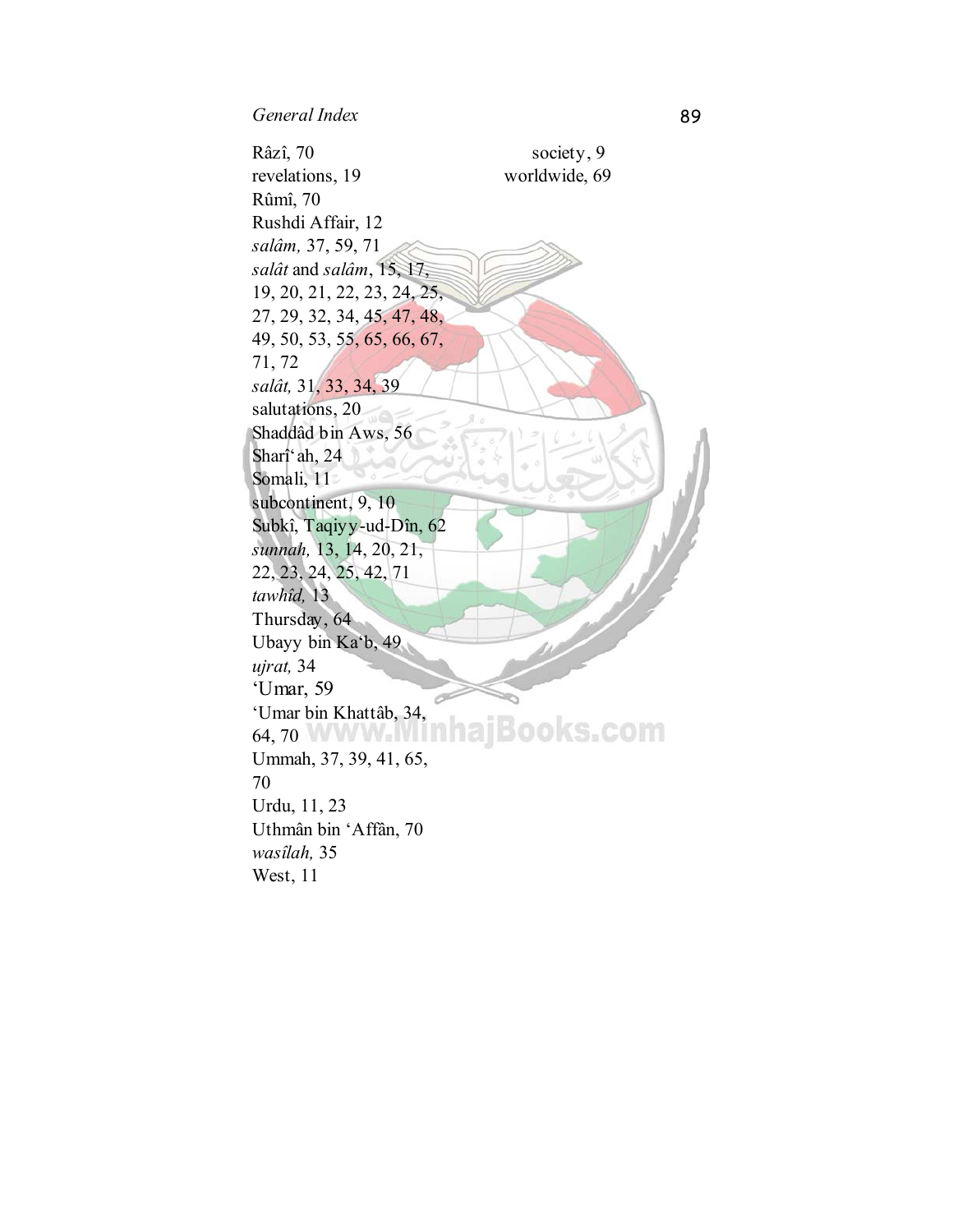Râzî, 70
revelations, 19
Rûmî, 70
Rushdi Affair, 12
*salâm,* 37, 59, 71
*salât* and *salâm*, 15, 17, 19, 20, 21, 22, 23, 24, 25, 27, 29, 32, 34, 45, 47, 48, 49, 50, 53, 55, 65, 66, 67, 71, 72
*salât,* 31, 33, 34, 39
salutations, 20
Shaddâd bin Aws, 56
Sharî'ah, 24
Somali, 11
subcontinent, 9, 10
Subkî, Taqiyy-ud-Dîn, 62
*sunnah,* 13, 14, 20, 21, 22, 23, 24, 25, 42, 71
*tawhîd,* 13
Thursday, 64
Ubayy bin Ka'b, 49
*ujrat,* 34
'Umar, 59
'Umar bin Khattâb, 34, 64, 70
Ummah, 37, 39, 41, 65, 70
Urdu, 11, 23
Uthmân bin 'Affân, 70
*wasîlah,* 35
West, 11
    society, 9
    worldwide, 69